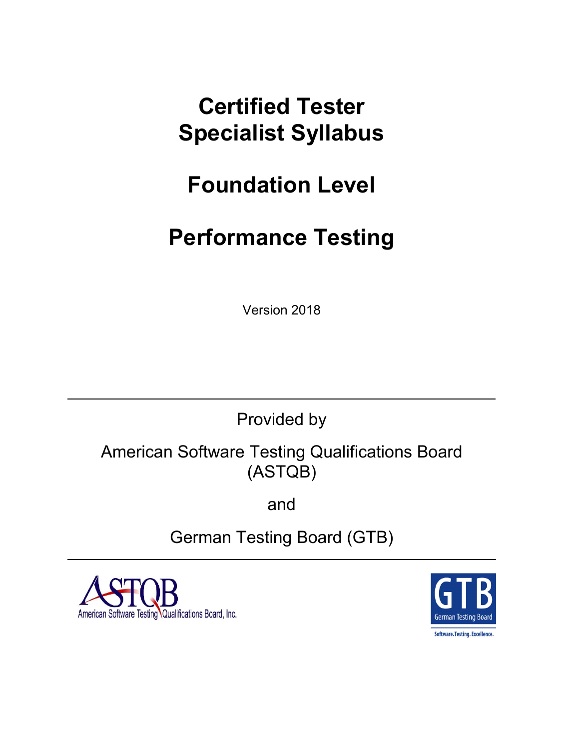# Certified Tester Specialist Syllabus

# Foundation Level

# Performance Testing

Version 2018

---

Provided by

American Software Testing Qualifications Board (ASTQB)

and

German Testing Board (GTB)

---

ASTQB American Software Testing Qualifications Board, Inc.

GTB German Testing Board

Software.Testing. Excellence.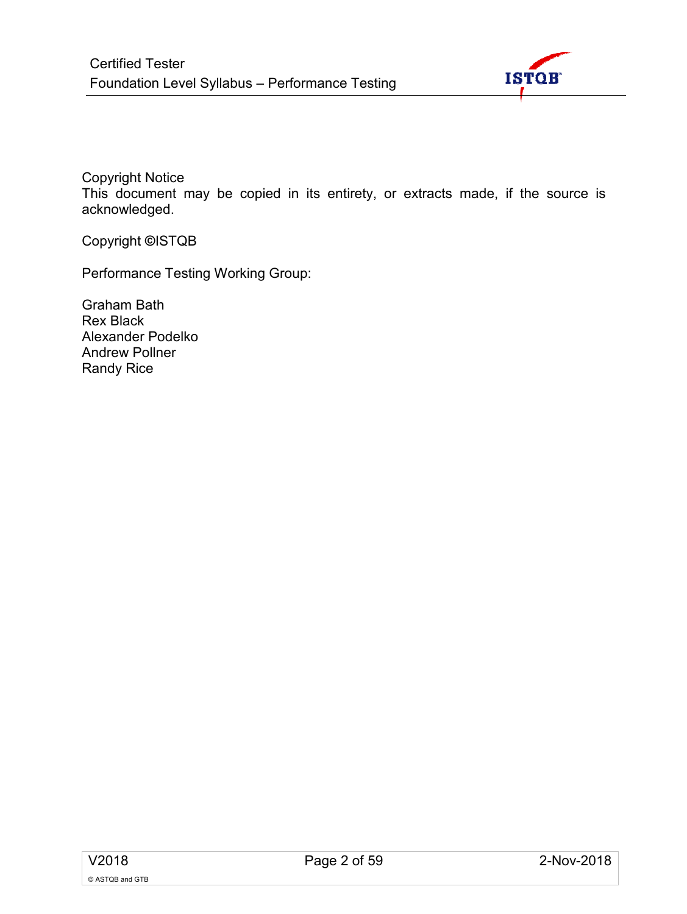Copyright Notice
This document may be copied in its entirety, or extracts made, if the source is acknowledged.

Copyright ©ISTQB

Performance Testing Working Group:

Graham Bath
Rex Black
Alexander Podelko
Andrew Pollner
Randy Rice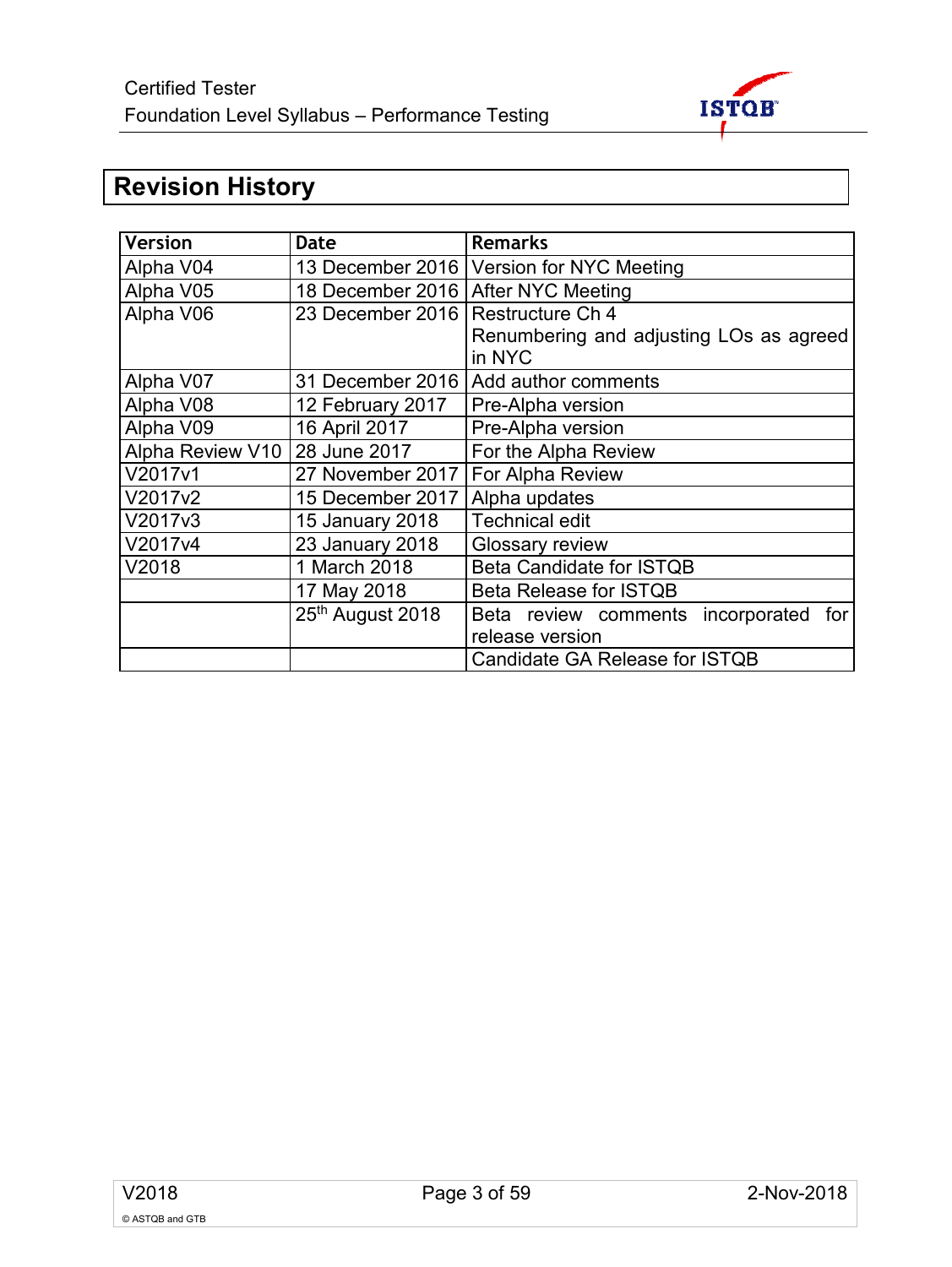# Revision History

| Version | Date | Remarks |
|---|---|---|
| Alpha V04 | 13 December 2016 | Version for NYC Meeting |
| Alpha V05 | 18 December 2016 | After NYC Meeting |
| Alpha V06 | 23 December 2016 | Restructure Ch 4<br>Renumbering and adjusting LOs as agreed in NYC |
| Alpha V07 | 31 December 2016 | Add author comments |
| Alpha V08 | 12 February 2017 | Pre-Alpha version |
| Alpha V09 | 16 April 2017 | Pre-Alpha version |
| Alpha Review V10 | 28 June 2017 | For the Alpha Review |
| V2017v1 | 27 November 2017 | For Alpha Review |
| V2017v2 | 15 December 2017 | Alpha updates |
| V2017v3 | 15 January 2018 | Technical edit |
| V2017v4 | 23 January 2018 | Glossary review |
| V2018 | 1 March 2018 | Beta Candidate for ISTQB |
| | 17 May 2018 | Beta Release for ISTQB |
| | 25th August 2018 | Beta review comments incorporated for release version |
| | | Candidate GA Release for ISTQB |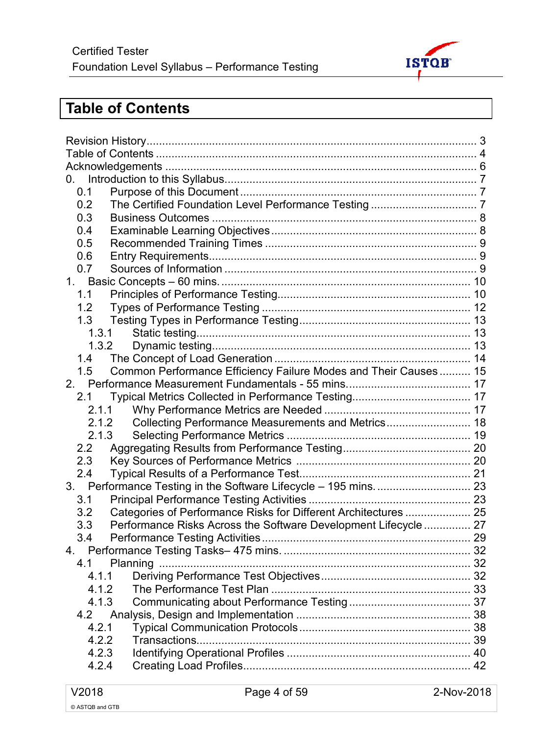# Table of Contents

- Revision History ........................................................................................ 3
- Table of Contents ........................................................................................ 4
- Acknowledgements ........................................................................................ 6
- 0. Introduction to this Syllabus ........................................................................................ 7
  - 0.1 Purpose of this Document ........................................................................................ 7
  - 0.2 The Certified Foundation Level Performance Testing ........................................................................................ 7
  - 0.3 Business Outcomes ........................................................................................ 8
  - 0.4 Examinable Learning Objectives ........................................................................................ 8
  - 0.5 Recommended Training Times ........................................................................................ 9
  - 0.6 Entry Requirements ........................................................................................ 9
  - 0.7 Sources of Information ........................................................................................ 9
- 1. Basic Concepts – 60 mins. ........................................................................................ 10
  - 1.1 Principles of Performance Testing ........................................................................................ 10
  - 1.2 Types of Performance Testing ........................................................................................ 12
  - 1.3 Testing Types in Performance Testing ........................................................................................ 13
    - 1.3.1 Static testing ........................................................................................ 13
    - 1.3.2 Dynamic testing ........................................................................................ 13
  - 1.4 The Concept of Load Generation ........................................................................................ 14
  - 1.5 Common Performance Efficiency Failure Modes and Their Causes ........................................................................................ 15
- 2. Performance Measurement Fundamentals - 55 mins. ........................................................................................ 17
  - 2.1 Typical Metrics Collected in Performance Testing ........................................................................................ 17
    - 2.1.1 Why Performance Metrics are Needed ........................................................................................ 17
    - 2.1.2 Collecting Performance Measurements and Metrics ........................................................................................ 18
    - 2.1.3 Selecting Performance Metrics ........................................................................................ 19
  - 2.2 Aggregating Results from Performance Testing ........................................................................................ 20
  - 2.3 Key Sources of Performance Metrics ........................................................................................ 20
  - 2.4 Typical Results of a Performance Test ........................................................................................ 21
- 3. Performance Testing in the Software Lifecycle – 195 mins. ........................................................................................ 23
  - 3.1 Principal Performance Testing Activities ........................................................................................ 23
  - 3.2 Categories of Performance Risks for Different Architectures ........................................................................................ 25
  - 3.3 Performance Risks Across the Software Development Lifecycle ........................................................................................ 27
  - 3.4 Performance Testing Activities ........................................................................................ 29
- 4. Performance Testing Tasks– 475 mins. ........................................................................................ 32
  - 4.1 Planning ........................................................................................ 32
    - 4.1.1 Deriving Performance Test Objectives ........................................................................................ 32
    - 4.1.2 The Performance Test Plan ........................................................................................ 33
    - 4.1.3 Communicating about Performance Testing ........................................................................................ 37
  - 4.2 Analysis, Design and Implementation ........................................................................................ 38
    - 4.2.1 Typical Communication Protocols ........................................................................................ 38
    - 4.2.2 Transactions ........................................................................................ 39
    - 4.2.3 Identifying Operational Profiles ........................................................................................ 40
    - 4.2.4 Creating Load Profiles ........................................................................................ 42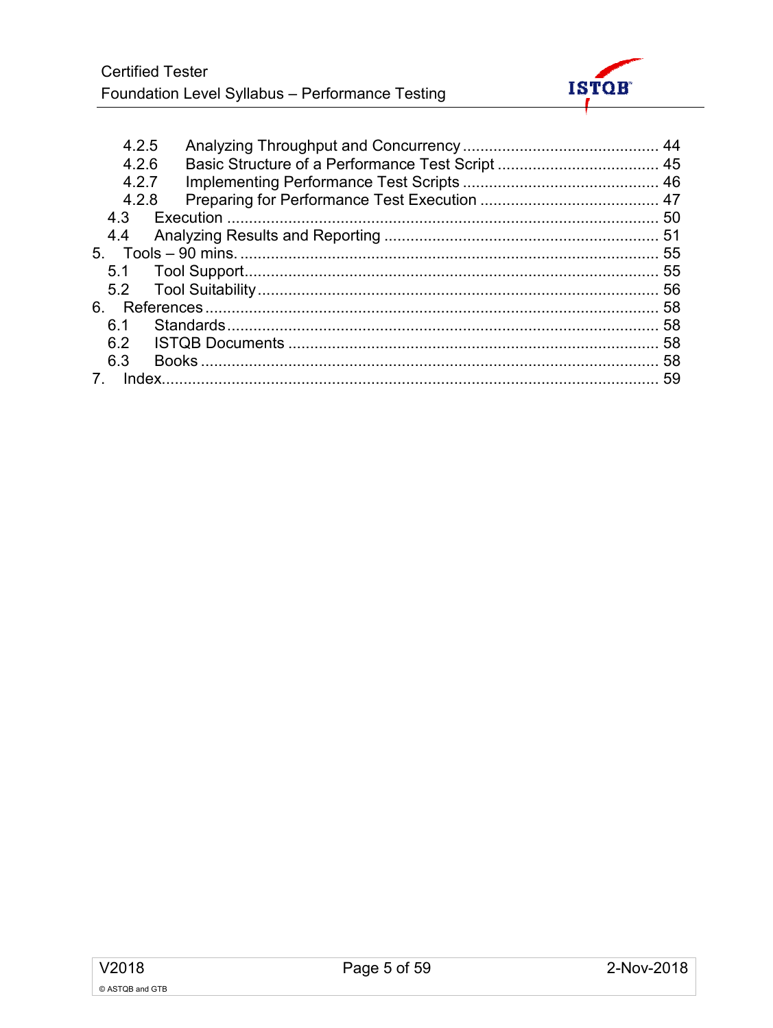4.2.5 Analyzing Throughput and Concurrency ............................................ 44
4.2.6 Basic Structure of a Performance Test Script .................................... 45
4.2.7 Implementing Performance Test Scripts ............................................ 46
4.2.8 Preparing for Performance Test Execution ........................................ 47
4.3 Execution .................................................................................................. 50
4.4 Analyzing Results and Reporting .............................................................. 51
5. Tools – 90 mins. ............................................................................................. 55
5.1 Tool Support.............................................................................................. 55
5.2 Tool Suitability ........................................................................................... 56
6. References ...................................................................................................... 58
6.1 Standards .................................................................................................. 58
6.2 ISTQB Documents .................................................................................... 58
6.3 Books ........................................................................................................ 58
7. Index................................................................................................................ 59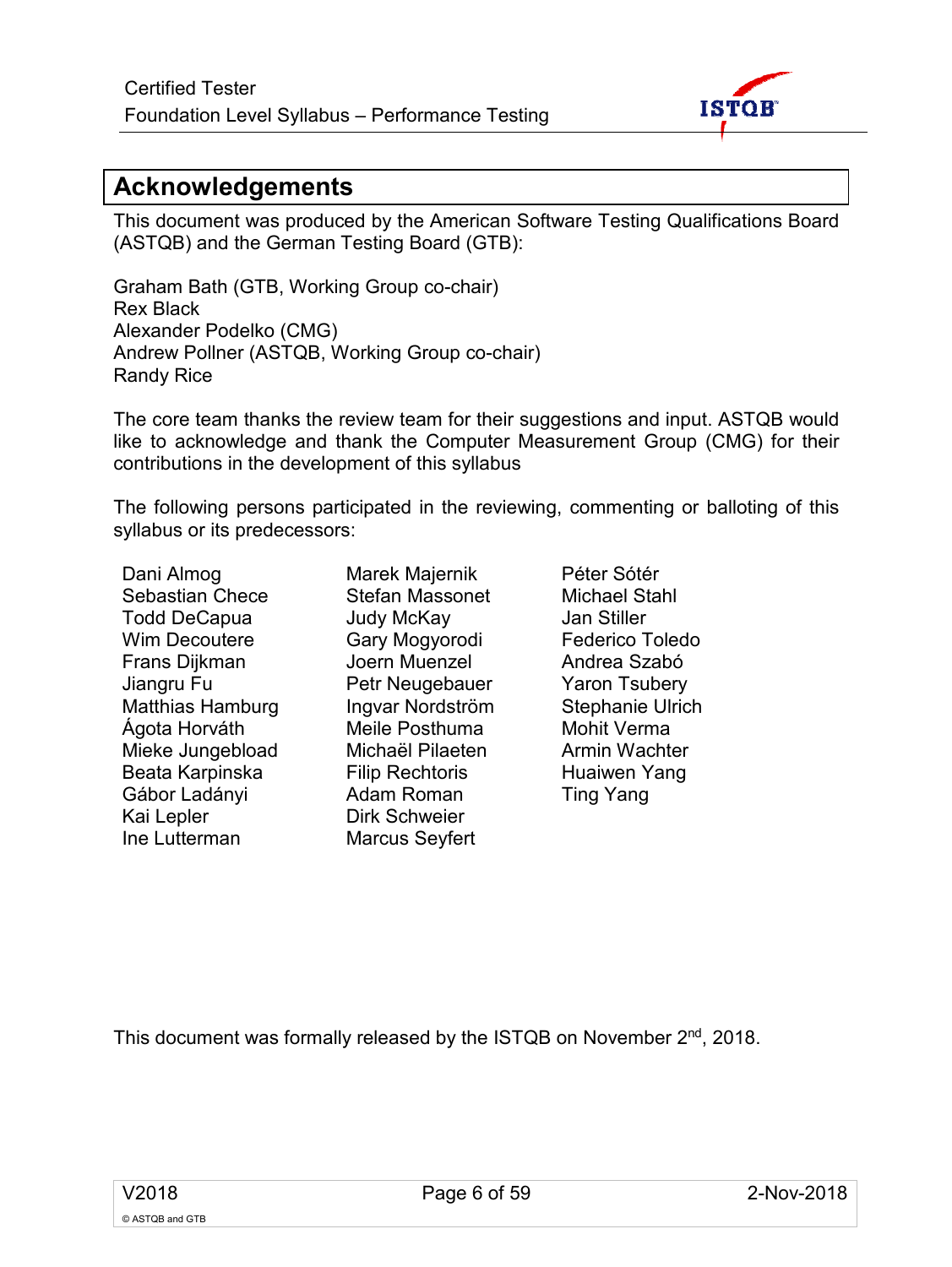# Acknowledgements

This document was produced by the American Software Testing Qualifications Board (ASTQB) and the German Testing Board (GTB):

Graham Bath (GTB, Working Group co-chair)
Rex Black
Alexander Podelko (CMG)
Andrew Pollner (ASTQB, Working Group co-chair)
Randy Rice

The core team thanks the review team for their suggestions and input. ASTQB would like to acknowledge and thank the Computer Measurement Group (CMG) for their contributions in the development of this syllabus

The following persons participated in the reviewing, commenting or balloting of this syllabus or its predecessors:

Dani Almog
Sebastian Chece
Todd DeCapua
Wim Decoutere
Frans Dijkman
Jiangru Fu
Matthias Hamburg
Ágota Horváth
Mieke Jungebload
Beata Karpinska
Gábor Ladányi
Kai Lepler
Ine Lutterman
Marek Majernik
Stefan Massonet
Judy McKay
Gary Mogyorodi
Joern Muenzel
Petr Neugebauer
Ingvar Nordström
Meile Posthuma
Michaël Pilaeten
Filip Rechtoris
Adam Roman
Dirk Schweier
Marcus Seyfert
Péter Sótér
Michael Stahl
Jan Stiller
Federico Toledo
Andrea Szabó
Yaron Tsubery
Stephanie Ulrich
Mohit Verma
Armin Wachter
Huaiwen Yang
Ting Yang

This document was formally released by the ISTQB on November 2nd, 2018.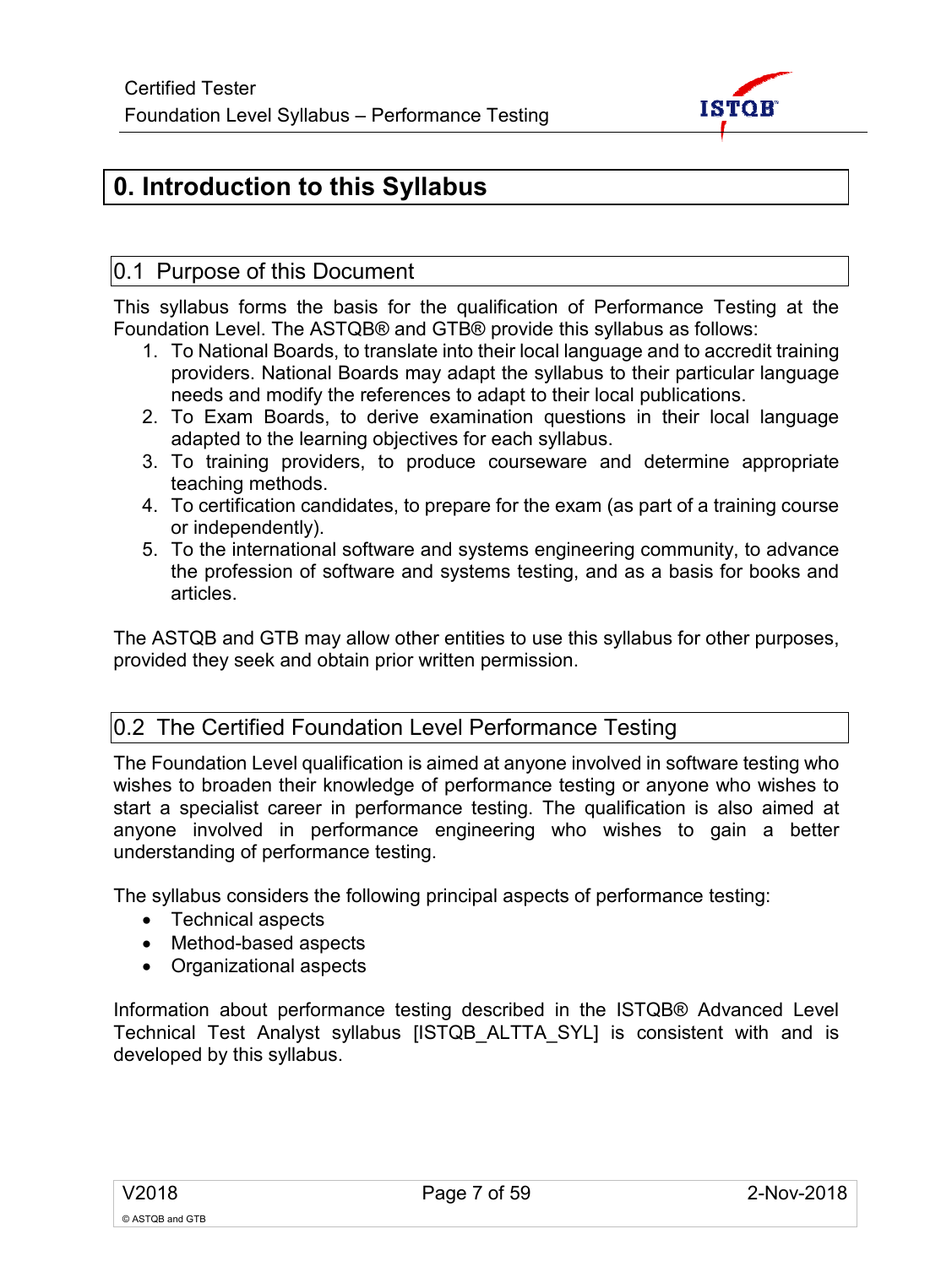# 0. Introduction to this Syllabus

## 0.1 Purpose of this Document

This syllabus forms the basis for the qualification of Performance Testing at the Foundation Level. The ASTQB® and GTB® provide this syllabus as follows:

1. To National Boards, to translate into their local language and to accredit training providers. National Boards may adapt the syllabus to their particular language needs and modify the references to adapt to their local publications.
2. To Exam Boards, to derive examination questions in their local language adapted to the learning objectives for each syllabus.
3. To training providers, to produce courseware and determine appropriate teaching methods.
4. To certification candidates, to prepare for the exam (as part of a training course or independently).
5. To the international software and systems engineering community, to advance the profession of software and systems testing, and as a basis for books and articles.

The ASTQB and GTB may allow other entities to use this syllabus for other purposes, provided they seek and obtain prior written permission.

## 0.2 The Certified Foundation Level Performance Testing

The Foundation Level qualification is aimed at anyone involved in software testing who wishes to broaden their knowledge of performance testing or anyone who wishes to start a specialist career in performance testing. The qualification is also aimed at anyone involved in performance engineering who wishes to gain a better understanding of performance testing.

The syllabus considers the following principal aspects of performance testing:

- Technical aspects
- Method-based aspects
- Organizational aspects

Information about performance testing described in the ISTQB® Advanced Level Technical Test Analyst syllabus [ISTQB_ALTTA_SYL] is consistent with and is developed by this syllabus.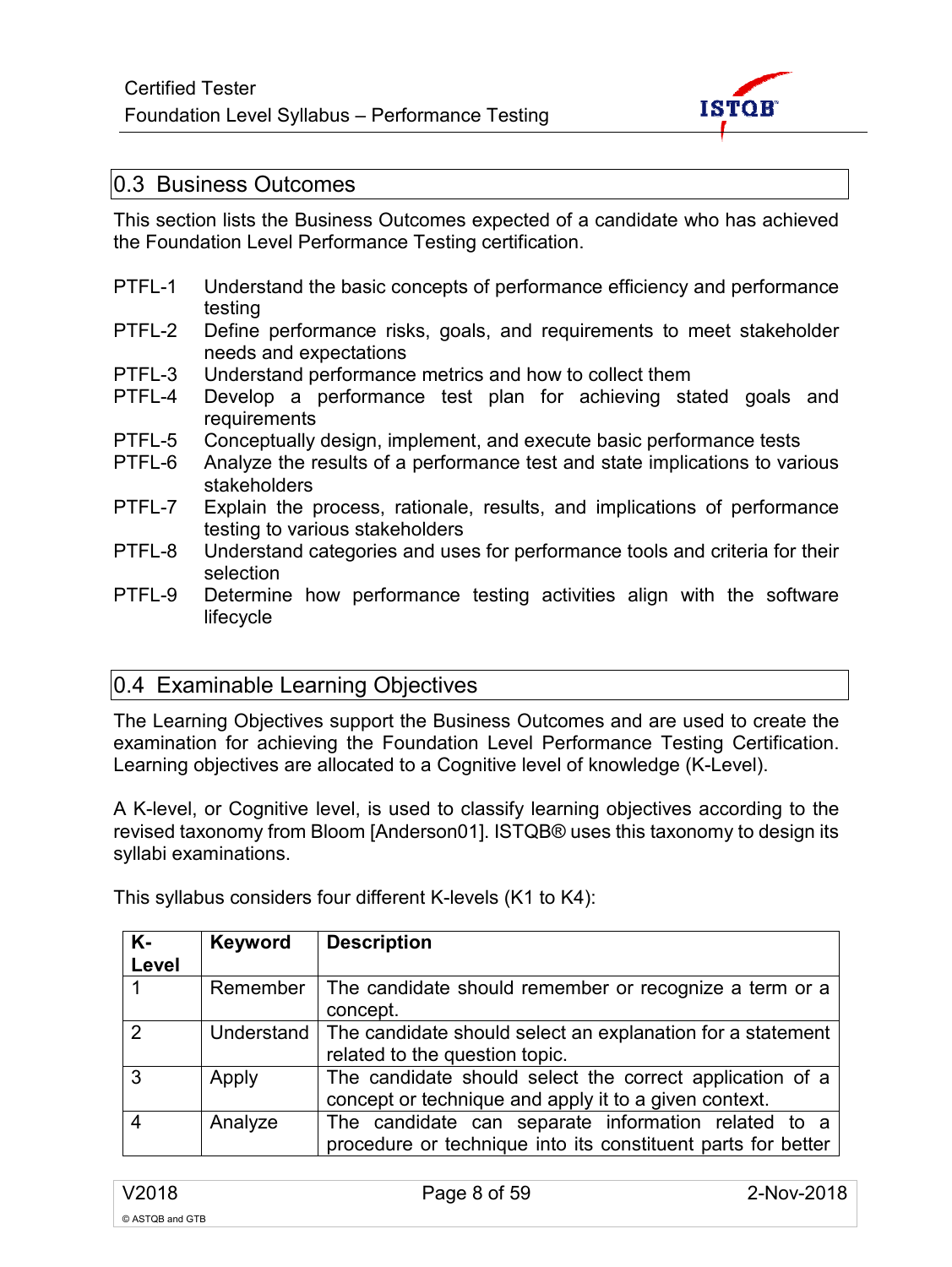## 0.3 Business Outcomes

This section lists the Business Outcomes expected of a candidate who has achieved the Foundation Level Performance Testing certification.

| | |
|---|---|
| PTFL-1 | Understand the basic concepts of performance efficiency and performance testing |
| PTFL-2 | Define performance risks, goals, and requirements to meet stakeholder needs and expectations |
| PTFL-3 | Understand performance metrics and how to collect them |
| PTFL-4 | Develop a performance test plan for achieving stated goals and requirements |
| PTFL-5 | Conceptually design, implement, and execute basic performance tests |
| PTFL-6 | Analyze the results of a performance test and state implications to various stakeholders |
| PTFL-7 | Explain the process, rationale, results, and implications of performance testing to various stakeholders |
| PTFL-8 | Understand categories and uses for performance tools and criteria for their selection |
| PTFL-9 | Determine how performance testing activities align with the software lifecycle |

## 0.4 Examinable Learning Objectives

The Learning Objectives support the Business Outcomes and are used to create the examination for achieving the Foundation Level Performance Testing Certification. Learning objectives are allocated to a Cognitive level of knowledge (K-Level).

A K-level, or Cognitive level, is used to classify learning objectives according to the revised taxonomy from Bloom [Anderson01]. ISTQB® uses this taxonomy to design its syllabi examinations.

This syllabus considers four different K-levels (K1 to K4):

| K-Level | Keyword | Description |
|---|---|---|
| 1 | Remember | The candidate should remember or recognize a term or a concept. |
| 2 | Understand | The candidate should select an explanation for a statement related to the question topic. |
| 3 | Apply | The candidate should select the correct application of a concept or technique and apply it to a given context. |
| 4 | Analyze | The candidate can separate information related to a procedure or technique into its constituent parts for better |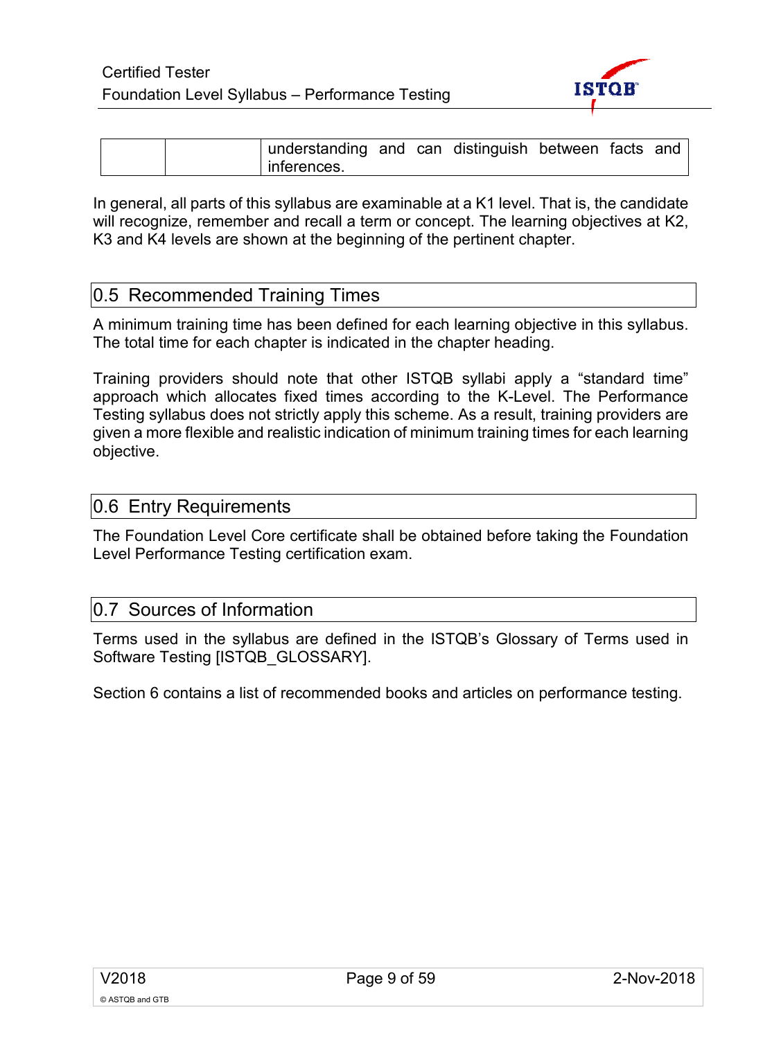| | | understanding and can distinguish between facts and inferences. |
|---|---|---|

In general, all parts of this syllabus are examinable at a K1 level. That is, the candidate will recognize, remember and recall a term or concept. The learning objectives at K2, K3 and K4 levels are shown at the beginning of the pertinent chapter.

## 0.5 Recommended Training Times

A minimum training time has been defined for each learning objective in this syllabus. The total time for each chapter is indicated in the chapter heading.

Training providers should note that other ISTQB syllabi apply a "standard time" approach which allocates fixed times according to the K-Level. The Performance Testing syllabus does not strictly apply this scheme. As a result, training providers are given a more flexible and realistic indication of minimum training times for each learning objective.

## 0.6 Entry Requirements

The Foundation Level Core certificate shall be obtained before taking the Foundation Level Performance Testing certification exam.

## 0.7 Sources of Information

Terms used in the syllabus are defined in the ISTQB's Glossary of Terms used in Software Testing [ISTQB_GLOSSARY].

Section 6 contains a list of recommended books and articles on performance testing.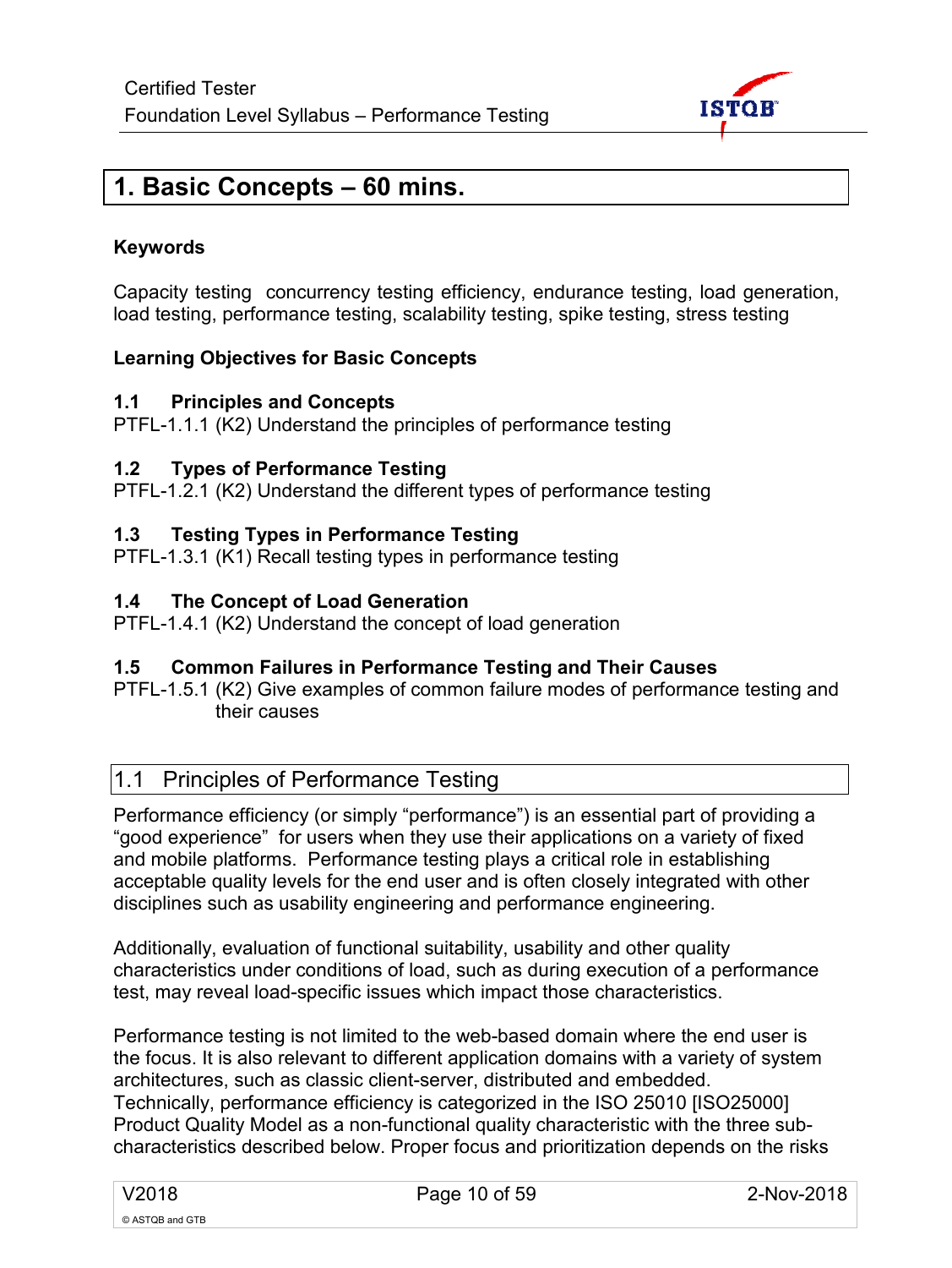# 1. Basic Concepts – 60 mins.

**Keywords**

Capacity testing  concurrency testing efficiency, endurance testing, load generation, load testing, performance testing, scalability testing, spike testing, stress testing

**Learning Objectives for Basic Concepts**

**1.1 Principles and Concepts**
PTFL-1.1.1 (K2) Understand the principles of performance testing

**1.2 Types of Performance Testing**
PTFL-1.2.1 (K2) Understand the different types of performance testing

**1.3 Testing Types in Performance Testing**
PTFL-1.3.1 (K1) Recall testing types in performance testing

**1.4 The Concept of Load Generation**
PTFL-1.4.1 (K2) Understand the concept of load generation

**1.5 Common Failures in Performance Testing and Their Causes**
PTFL-1.5.1 (K2) Give examples of common failure modes of performance testing and their causes

## 1.1 Principles of Performance Testing

Performance efficiency (or simply "performance") is an essential part of providing a "good experience"  for users when they use their applications on a variety of fixed and mobile platforms.  Performance testing plays a critical role in establishing acceptable quality levels for the end user and is often closely integrated with other disciplines such as usability engineering and performance engineering.

Additionally, evaluation of functional suitability, usability and other quality characteristics under conditions of load, such as during execution of a performance test, may reveal load-specific issues which impact those characteristics.

Performance testing is not limited to the web-based domain where the end user is the focus. It is also relevant to different application domains with a variety of system architectures, such as classic client-server, distributed and embedded.
Technically, performance efficiency is categorized in the ISO 25010 [ISO25000] Product Quality Model as a non-functional quality characteristic with the three sub-characteristics described below. Proper focus and prioritization depends on the risks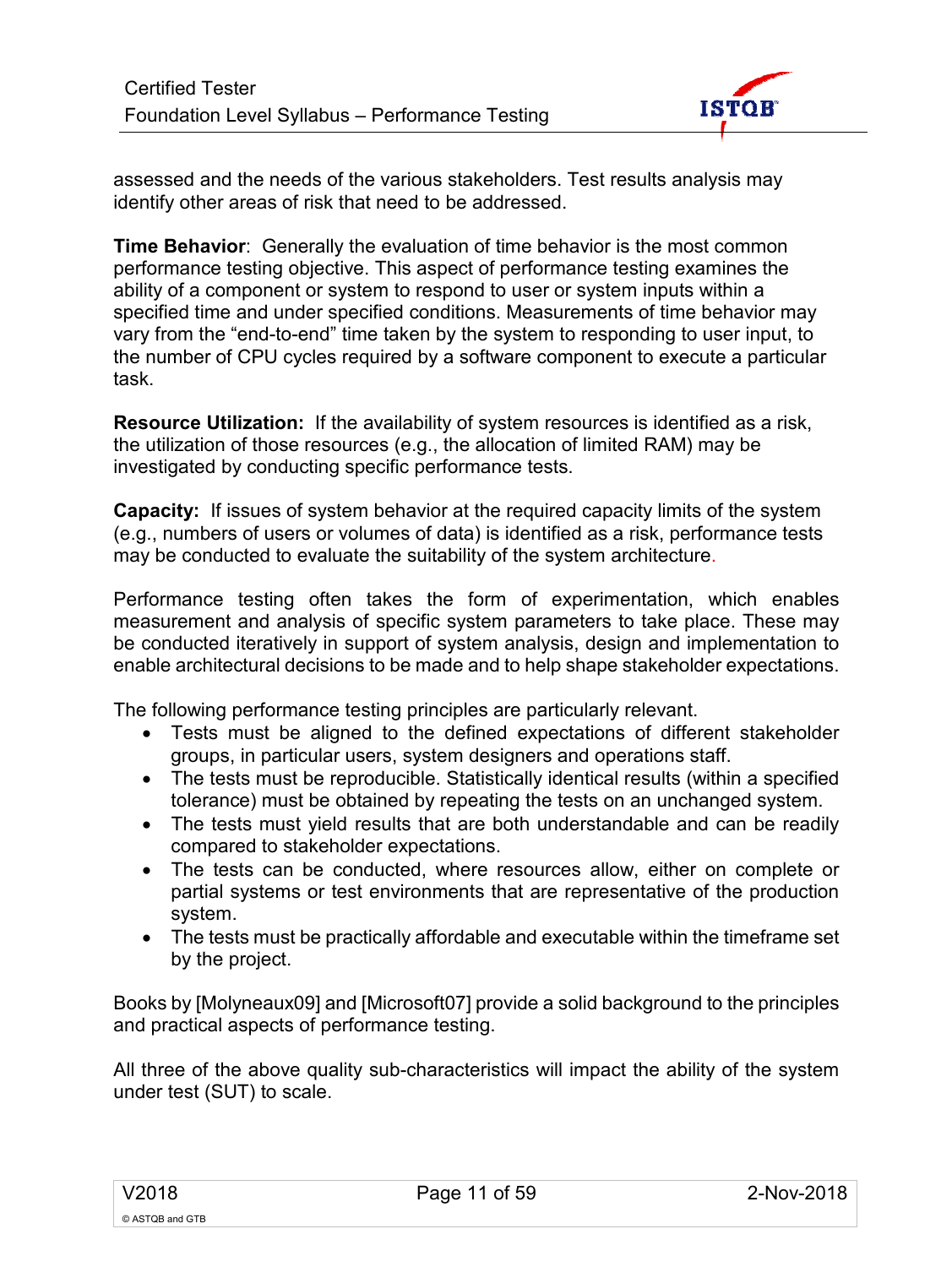assessed and the needs of the various stakeholders. Test results analysis may identify other areas of risk that need to be addressed.

**Time Behavior**: Generally the evaluation of time behavior is the most common performance testing objective. This aspect of performance testing examines the ability of a component or system to respond to user or system inputs within a specified time and under specified conditions. Measurements of time behavior may vary from the "end-to-end" time taken by the system to responding to user input, to the number of CPU cycles required by a software component to execute a particular task.

**Resource Utilization:** If the availability of system resources is identified as a risk, the utilization of those resources (e.g., the allocation of limited RAM) may be investigated by conducting specific performance tests.

**Capacity:** If issues of system behavior at the required capacity limits of the system (e.g., numbers of users or volumes of data) is identified as a risk, performance tests may be conducted to evaluate the suitability of the system architecture.

Performance testing often takes the form of experimentation, which enables measurement and analysis of specific system parameters to take place. These may be conducted iteratively in support of system analysis, design and implementation to enable architectural decisions to be made and to help shape stakeholder expectations.

The following performance testing principles are particularly relevant.

- Tests must be aligned to the defined expectations of different stakeholder groups, in particular users, system designers and operations staff.
- The tests must be reproducible. Statistically identical results (within a specified tolerance) must be obtained by repeating the tests on an unchanged system.
- The tests must yield results that are both understandable and can be readily compared to stakeholder expectations.
- The tests can be conducted, where resources allow, either on complete or partial systems or test environments that are representative of the production system.
- The tests must be practically affordable and executable within the timeframe set by the project.

Books by [Molyneaux09] and [Microsoft07] provide a solid background to the principles and practical aspects of performance testing.

All three of the above quality sub-characteristics will impact the ability of the system under test (SUT) to scale.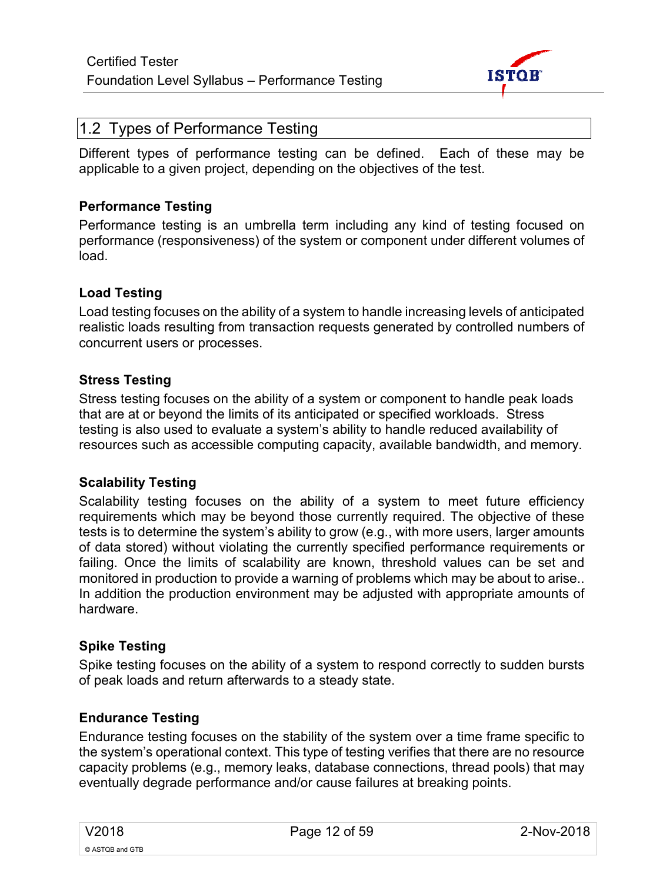## 1.2 Types of Performance Testing

Different types of performance testing can be defined. Each of these may be applicable to a given project, depending on the objectives of the test.

### Performance Testing

Performance testing is an umbrella term including any kind of testing focused on performance (responsiveness) of the system or component under different volumes of load.

### Load Testing

Load testing focuses on the ability of a system to handle increasing levels of anticipated realistic loads resulting from transaction requests generated by controlled numbers of concurrent users or processes.

### Stress Testing

Stress testing focuses on the ability of a system or component to handle peak loads that are at or beyond the limits of its anticipated or specified workloads. Stress testing is also used to evaluate a system's ability to handle reduced availability of resources such as accessible computing capacity, available bandwidth, and memory.

### Scalability Testing

Scalability testing focuses on the ability of a system to meet future efficiency requirements which may be beyond those currently required. The objective of these tests is to determine the system's ability to grow (e.g., with more users, larger amounts of data stored) without violating the currently specified performance requirements or failing. Once the limits of scalability are known, threshold values can be set and monitored in production to provide a warning of problems which may be about to arise.. In addition the production environment may be adjusted with appropriate amounts of hardware.

### Spike Testing

Spike testing focuses on the ability of a system to respond correctly to sudden bursts of peak loads and return afterwards to a steady state.

### Endurance Testing

Endurance testing focuses on the stability of the system over a time frame specific to the system's operational context. This type of testing verifies that there are no resource capacity problems (e.g., memory leaks, database connections, thread pools) that may eventually degrade performance and/or cause failures at breaking points.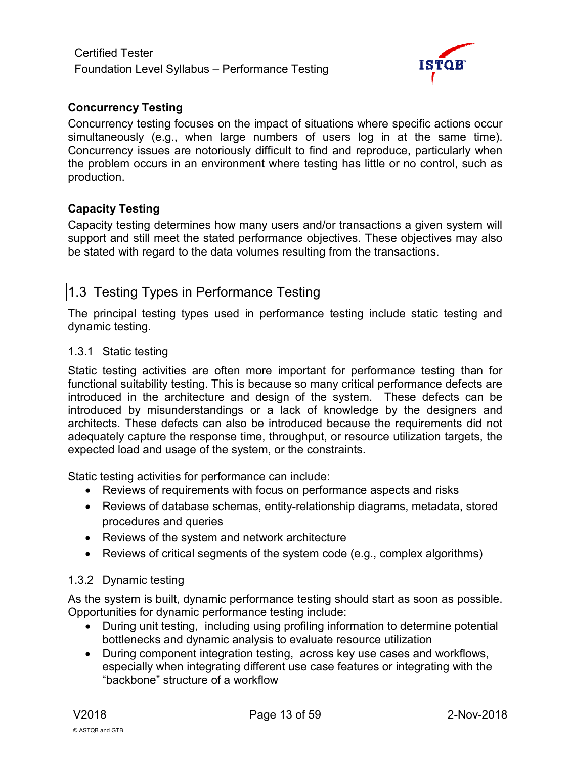**Concurrency Testing**

Concurrency testing focuses on the impact of situations where specific actions occur simultaneously (e.g., when large numbers of users log in at the same time). Concurrency issues are notoriously difficult to find and reproduce, particularly when the problem occurs in an environment where testing has little or no control, such as production.

**Capacity Testing**

Capacity testing determines how many users and/or transactions a given system will support and still meet the stated performance objectives. These objectives may also be stated with regard to the data volumes resulting from the transactions.

## 1.3 Testing Types in Performance Testing

The principal testing types used in performance testing include static testing and dynamic testing.

### 1.3.1 Static testing

Static testing activities are often more important for performance testing than for functional suitability testing. This is because so many critical performance defects are introduced in the architecture and design of the system. These defects can be introduced by misunderstandings or a lack of knowledge by the designers and architects. These defects can also be introduced because the requirements did not adequately capture the response time, throughput, or resource utilization targets, the expected load and usage of the system, or the constraints.

Static testing activities for performance can include:

- Reviews of requirements with focus on performance aspects and risks
- Reviews of database schemas, entity-relationship diagrams, metadata, stored procedures and queries
- Reviews of the system and network architecture
- Reviews of critical segments of the system code (e.g., complex algorithms)

### 1.3.2 Dynamic testing

As the system is built, dynamic performance testing should start as soon as possible. Opportunities for dynamic performance testing include:

- During unit testing, including using profiling information to determine potential bottlenecks and dynamic analysis to evaluate resource utilization
- During component integration testing, across key use cases and workflows, especially when integrating different use case features or integrating with the "backbone" structure of a workflow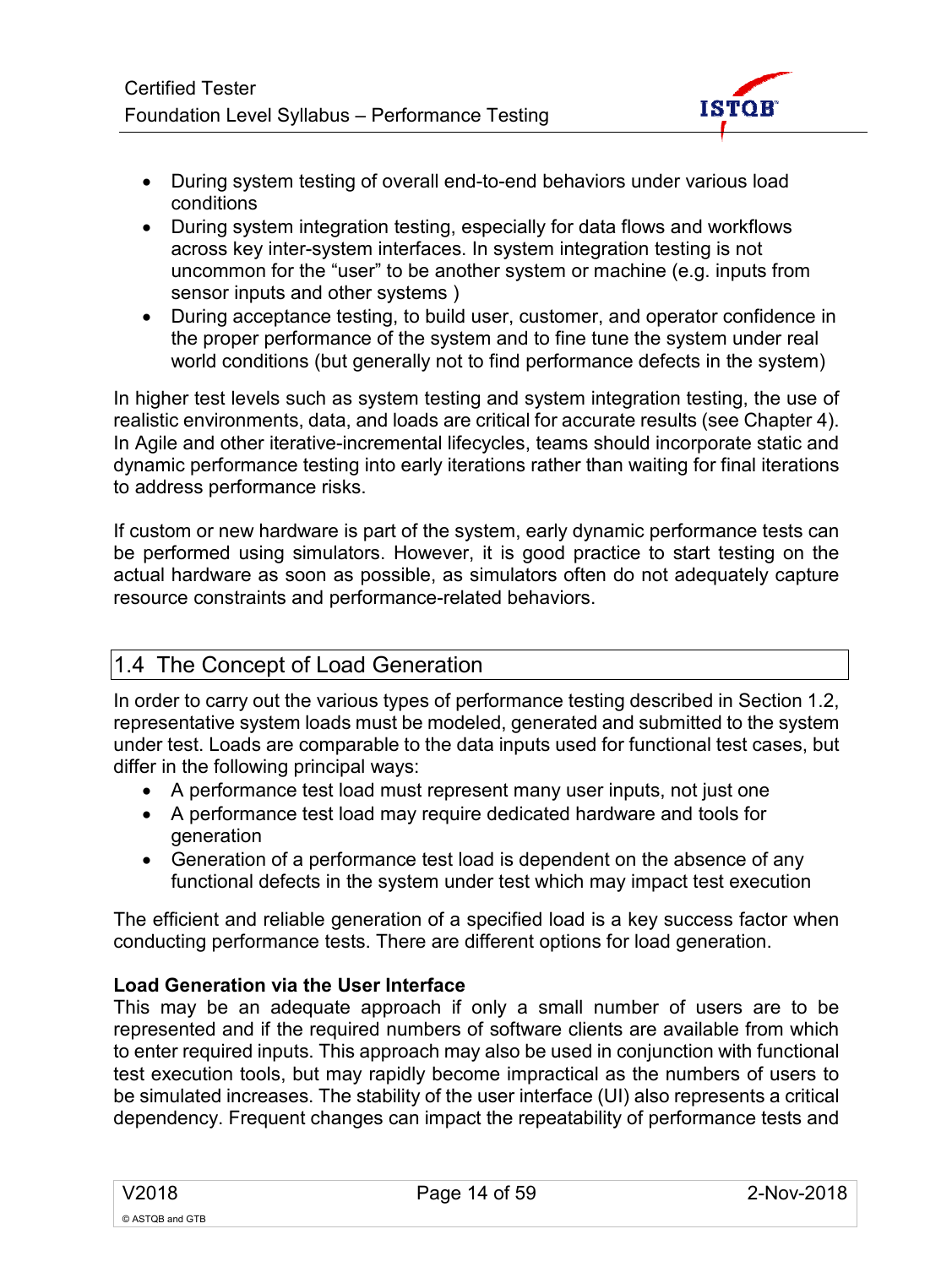- During system testing of overall end-to-end behaviors under various load conditions
- During system integration testing, especially for data flows and workflows across key inter-system interfaces. In system integration testing is not uncommon for the "user" to be another system or machine (e.g. inputs from sensor inputs and other systems )
- During acceptance testing, to build user, customer, and operator confidence in the proper performance of the system and to fine tune the system under real world conditions (but generally not to find performance defects in the system)

In higher test levels such as system testing and system integration testing, the use of realistic environments, data, and loads are critical for accurate results (see Chapter 4). In Agile and other iterative-incremental lifecycles, teams should incorporate static and dynamic performance testing into early iterations rather than waiting for final iterations to address performance risks.

If custom or new hardware is part of the system, early dynamic performance tests can be performed using simulators. However, it is good practice to start testing on the actual hardware as soon as possible, as simulators often do not adequately capture resource constraints and performance-related behaviors.

## 1.4 The Concept of Load Generation

In order to carry out the various types of performance testing described in Section 1.2, representative system loads must be modeled, generated and submitted to the system under test. Loads are comparable to the data inputs used for functional test cases, but differ in the following principal ways:

- A performance test load must represent many user inputs, not just one
- A performance test load may require dedicated hardware and tools for generation
- Generation of a performance test load is dependent on the absence of any functional defects in the system under test which may impact test execution

The efficient and reliable generation of a specified load is a key success factor when conducting performance tests. There are different options for load generation.

**Load Generation via the User Interface**

This may be an adequate approach if only a small number of users are to be represented and if the required numbers of software clients are available from which to enter required inputs. This approach may also be used in conjunction with functional test execution tools, but may rapidly become impractical as the numbers of users to be simulated increases. The stability of the user interface (UI) also represents a critical dependency. Frequent changes can impact the repeatability of performance tests and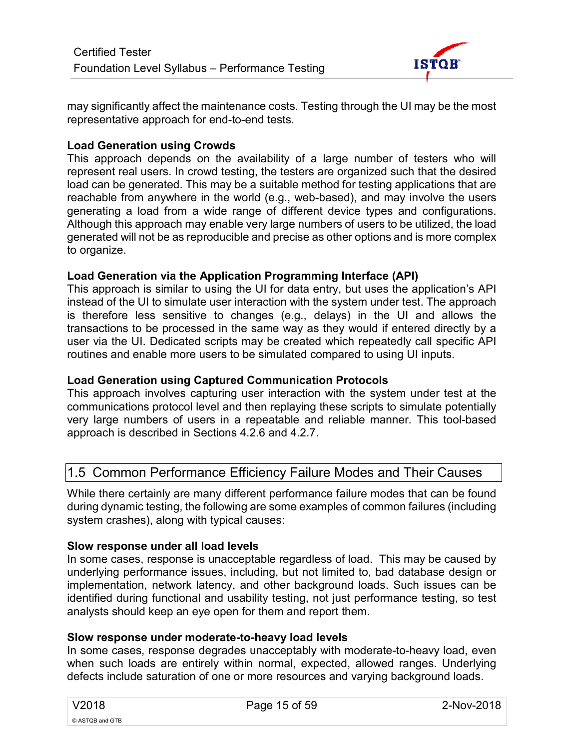may significantly affect the maintenance costs. Testing through the UI may be the most representative approach for end-to-end tests.

**Load Generation using Crowds**

This approach depends on the availability of a large number of testers who will represent real users. In crowd testing, the testers are organized such that the desired load can be generated. This may be a suitable method for testing applications that are reachable from anywhere in the world (e.g., web-based), and may involve the users generating a load from a wide range of different device types and configurations. Although this approach may enable very large numbers of users to be utilized, the load generated will not be as reproducible and precise as other options and is more complex to organize.

**Load Generation via the Application Programming Interface (API)**

This approach is similar to using the UI for data entry, but uses the application's API instead of the UI to simulate user interaction with the system under test. The approach is therefore less sensitive to changes (e.g., delays) in the UI and allows the transactions to be processed in the same way as they would if entered directly by a user via the UI. Dedicated scripts may be created which repeatedly call specific API routines and enable more users to be simulated compared to using UI inputs.

**Load Generation using Captured Communication Protocols**

This approach involves capturing user interaction with the system under test at the communications protocol level and then replaying these scripts to simulate potentially very large numbers of users in a repeatable and reliable manner. This tool-based approach is described in Sections 4.2.6 and 4.2.7.

## 1.5 Common Performance Efficiency Failure Modes and Their Causes

While there certainly are many different performance failure modes that can be found during dynamic testing, the following are some examples of common failures (including system crashes), along with typical causes:

**Slow response under all load levels**

In some cases, response is unacceptable regardless of load. This may be caused by underlying performance issues, including, but not limited to, bad database design or implementation, network latency, and other background loads. Such issues can be identified during functional and usability testing, not just performance testing, so test analysts should keep an eye open for them and report them.

**Slow response under moderate-to-heavy load levels**

In some cases, response degrades unacceptably with moderate-to-heavy load, even when such loads are entirely within normal, expected, allowed ranges. Underlying defects include saturation of one or more resources and varying background loads.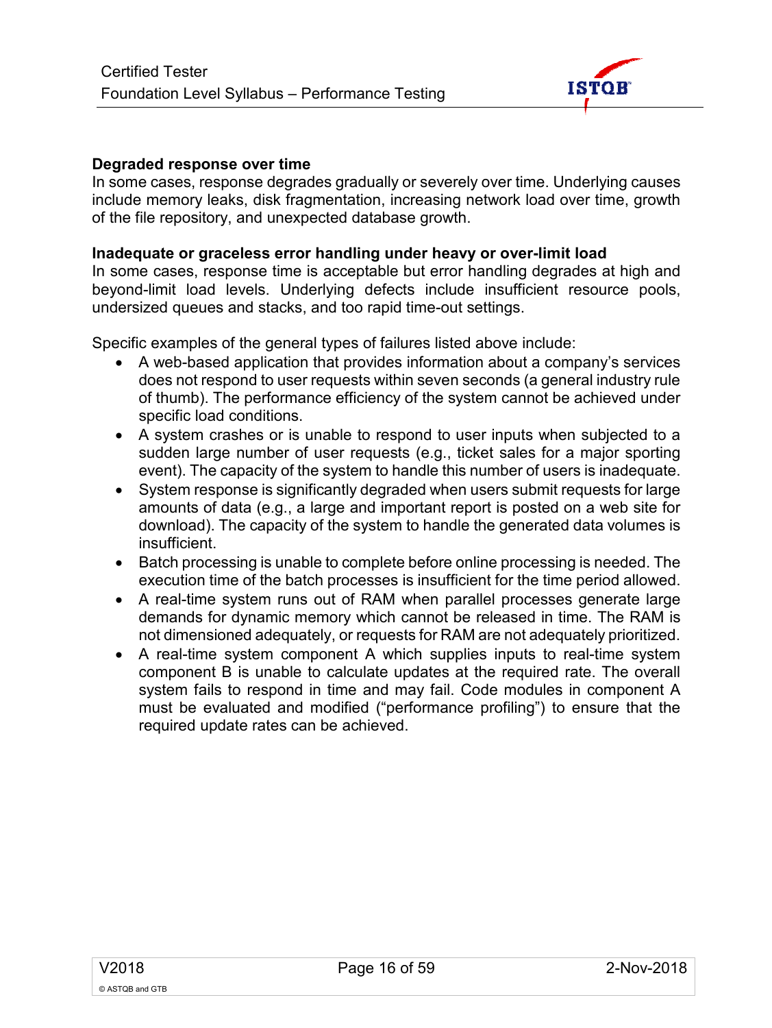**Degraded response over time**

In some cases, response degrades gradually or severely over time. Underlying causes include memory leaks, disk fragmentation, increasing network load over time, growth of the file repository, and unexpected database growth.

**Inadequate or graceless error handling under heavy or over-limit load**

In some cases, response time is acceptable but error handling degrades at high and beyond-limit load levels. Underlying defects include insufficient resource pools, undersized queues and stacks, and too rapid time-out settings.

Specific examples of the general types of failures listed above include:

- A web-based application that provides information about a company's services does not respond to user requests within seven seconds (a general industry rule of thumb). The performance efficiency of the system cannot be achieved under specific load conditions.
- A system crashes or is unable to respond to user inputs when subjected to a sudden large number of user requests (e.g., ticket sales for a major sporting event). The capacity of the system to handle this number of users is inadequate.
- System response is significantly degraded when users submit requests for large amounts of data (e.g., a large and important report is posted on a web site for download). The capacity of the system to handle the generated data volumes is insufficient.
- Batch processing is unable to complete before online processing is needed. The execution time of the batch processes is insufficient for the time period allowed.
- A real-time system runs out of RAM when parallel processes generate large demands for dynamic memory which cannot be released in time. The RAM is not dimensioned adequately, or requests for RAM are not adequately prioritized.
- A real-time system component A which supplies inputs to real-time system component B is unable to calculate updates at the required rate. The overall system fails to respond in time and may fail. Code modules in component A must be evaluated and modified ("performance profiling") to ensure that the required update rates can be achieved.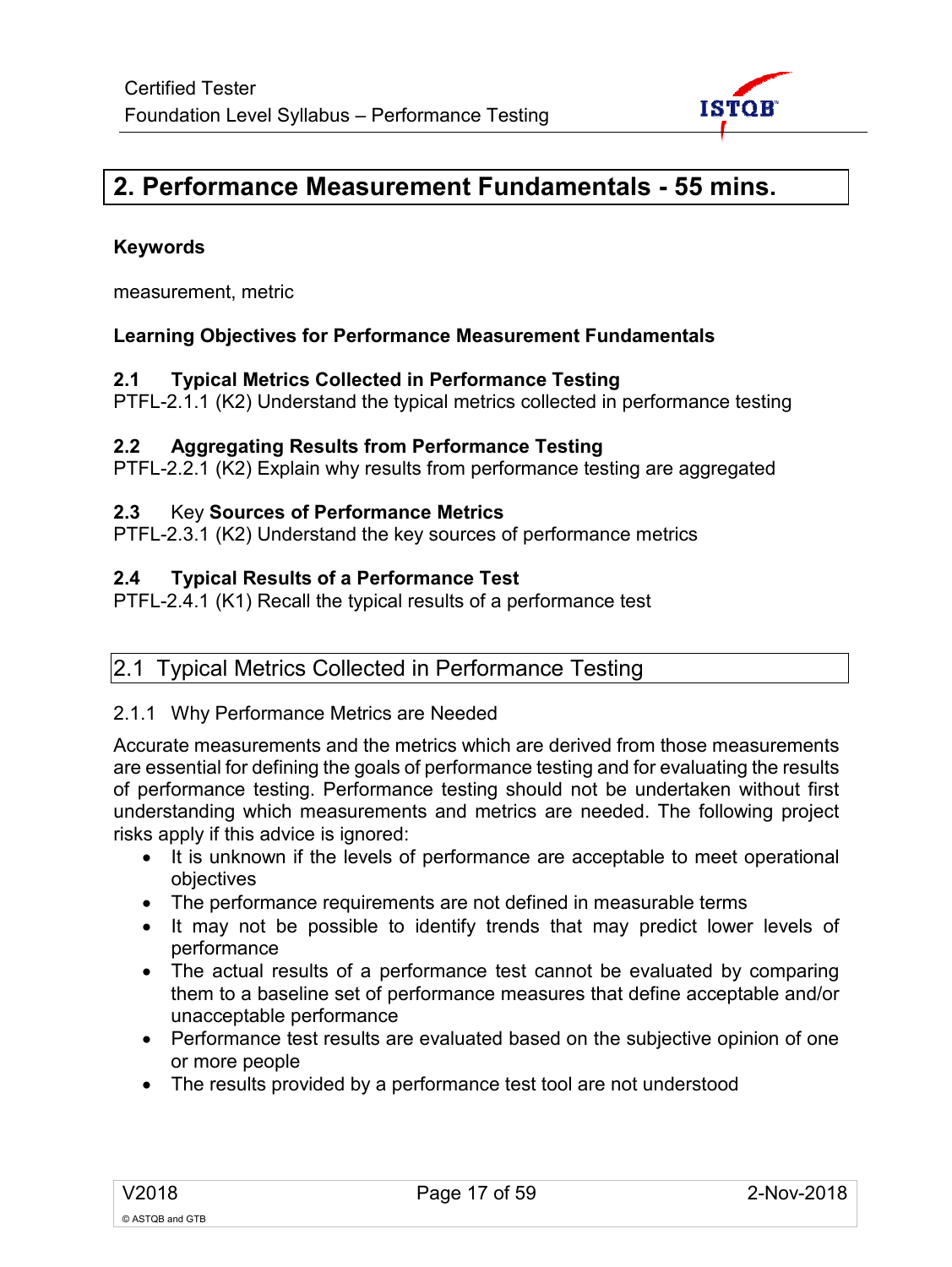# 2. Performance Measurement Fundamentals - 55 mins.

**Keywords**

measurement, metric

**Learning Objectives for Performance Measurement Fundamentals**

**2.1 Typical Metrics Collected in Performance Testing**
PTFL-2.1.1 (K2) Understand the typical metrics collected in performance testing

**2.2 Aggregating Results from Performance Testing**
PTFL-2.2.1 (K2) Explain why results from performance testing are aggregated

**2.3** Key **Sources of Performance Metrics**
PTFL-2.3.1 (K2) Understand the key sources of performance metrics

**2.4 Typical Results of a Performance Test**
PTFL-2.4.1 (K1) Recall the typical results of a performance test

## 2.1 Typical Metrics Collected in Performance Testing

### 2.1.1 Why Performance Metrics are Needed

Accurate measurements and the metrics which are derived from those measurements are essential for defining the goals of performance testing and for evaluating the results of performance testing. Performance testing should not be undertaken without first understanding which measurements and metrics are needed. The following project risks apply if this advice is ignored:

- It is unknown if the levels of performance are acceptable to meet operational objectives
- The performance requirements are not defined in measurable terms
- It may not be possible to identify trends that may predict lower levels of performance
- The actual results of a performance test cannot be evaluated by comparing them to a baseline set of performance measures that define acceptable and/or unacceptable performance
- Performance test results are evaluated based on the subjective opinion of one or more people
- The results provided by a performance test tool are not understood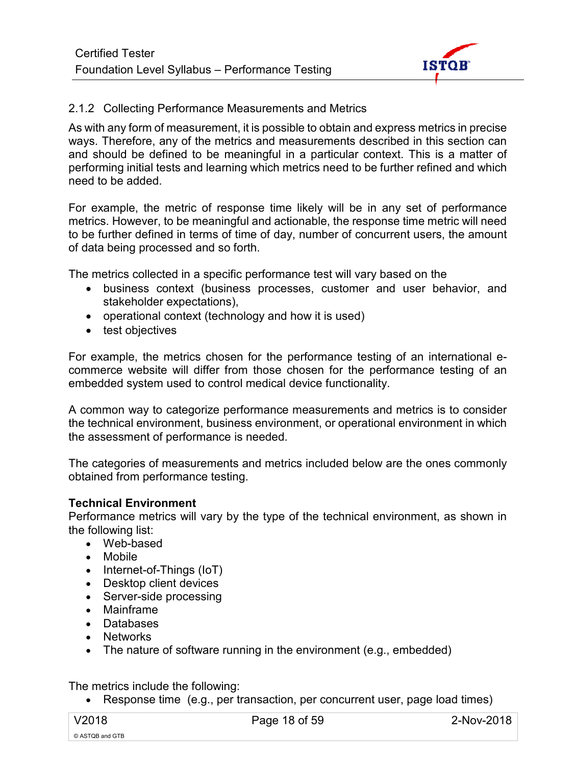### 2.1.2 Collecting Performance Measurements and Metrics

As with any form of measurement, it is possible to obtain and express metrics in precise ways. Therefore, any of the metrics and measurements described in this section can and should be defined to be meaningful in a particular context. This is a matter of performing initial tests and learning which metrics need to be further refined and which need to be added.

For example, the metric of response time likely will be in any set of performance metrics. However, to be meaningful and actionable, the response time metric will need to be further defined in terms of time of day, number of concurrent users, the amount of data being processed and so forth.

The metrics collected in a specific performance test will vary based on the

- business context (business processes, customer and user behavior, and stakeholder expectations),
- operational context (technology and how it is used)
- test objectives

For example, the metrics chosen for the performance testing of an international e-commerce website will differ from those chosen for the performance testing of an embedded system used to control medical device functionality.

A common way to categorize performance measurements and metrics is to consider the technical environment, business environment, or operational environment in which the assessment of performance is needed.

The categories of measurements and metrics included below are the ones commonly obtained from performance testing.

**Technical Environment**

Performance metrics will vary by the type of the technical environment, as shown in the following list:

- Web-based
- Mobile
- Internet-of-Things (IoT)
- Desktop client devices
- Server-side processing
- Mainframe
- Databases
- Networks
- The nature of software running in the environment (e.g., embedded)

The metrics include the following:

- Response time (e.g., per transaction, per concurrent user, page load times)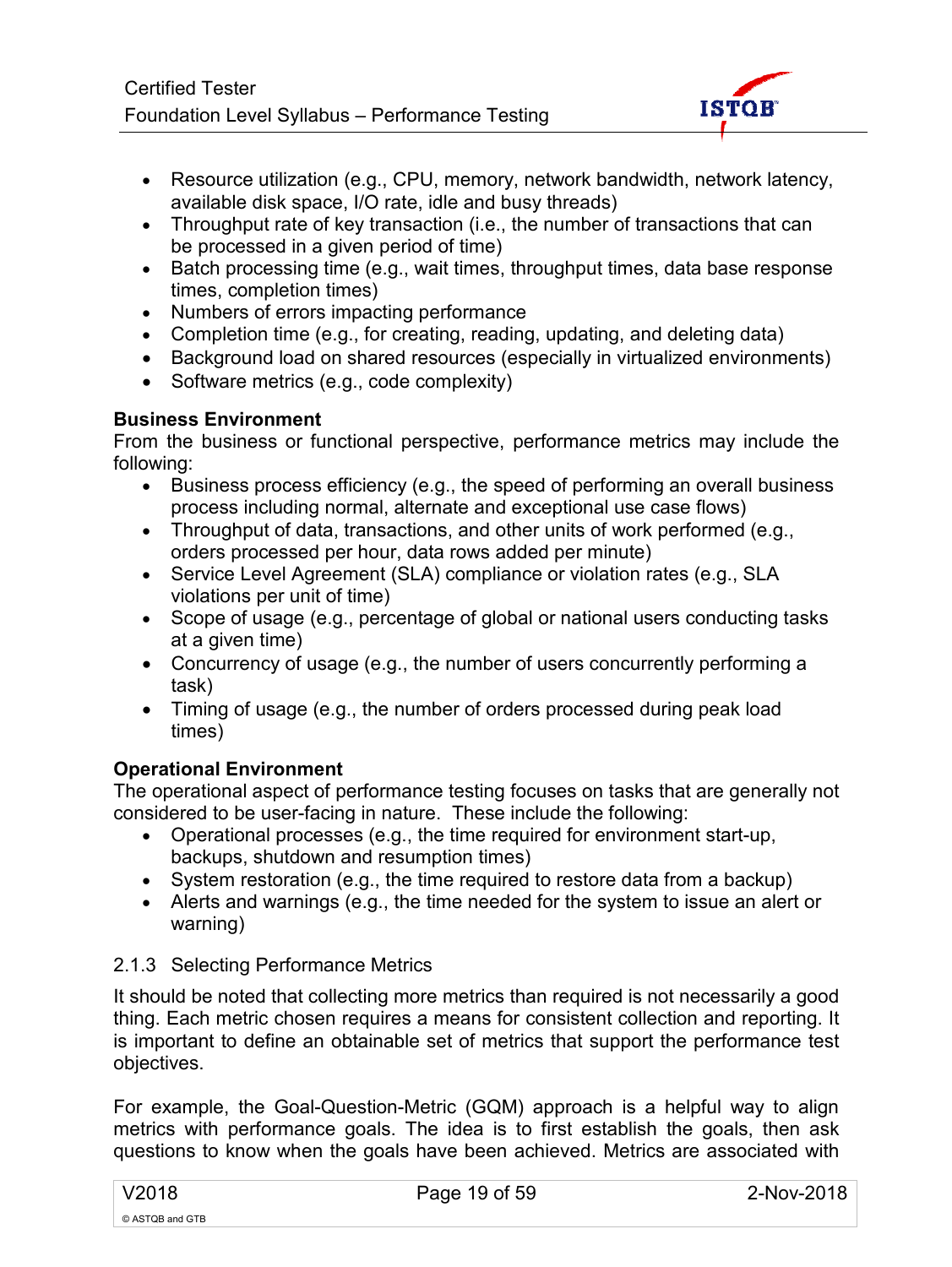- Resource utilization (e.g., CPU, memory, network bandwidth, network latency, available disk space, I/O rate, idle and busy threads)
- Throughput rate of key transaction (i.e., the number of transactions that can be processed in a given period of time)
- Batch processing time (e.g., wait times, throughput times, data base response times, completion times)
- Numbers of errors impacting performance
- Completion time (e.g., for creating, reading, updating, and deleting data)
- Background load on shared resources (especially in virtualized environments)
- Software metrics (e.g., code complexity)

**Business Environment**

From the business or functional perspective, performance metrics may include the following:

- Business process efficiency (e.g., the speed of performing an overall business process including normal, alternate and exceptional use case flows)
- Throughput of data, transactions, and other units of work performed (e.g., orders processed per hour, data rows added per minute)
- Service Level Agreement (SLA) compliance or violation rates (e.g., SLA violations per unit of time)
- Scope of usage (e.g., percentage of global or national users conducting tasks at a given time)
- Concurrency of usage (e.g., the number of users concurrently performing a task)
- Timing of usage (e.g., the number of orders processed during peak load times)

**Operational Environment**

The operational aspect of performance testing focuses on tasks that are generally not considered to be user-facing in nature. These include the following:

- Operational processes (e.g., the time required for environment start-up, backups, shutdown and resumption times)
- System restoration (e.g., the time required to restore data from a backup)
- Alerts and warnings (e.g., the time needed for the system to issue an alert or warning)

### 2.1.3 Selecting Performance Metrics

It should be noted that collecting more metrics than required is not necessarily a good thing. Each metric chosen requires a means for consistent collection and reporting. It is important to define an obtainable set of metrics that support the performance test objectives.

For example, the Goal-Question-Metric (GQM) approach is a helpful way to align metrics with performance goals. The idea is to first establish the goals, then ask questions to know when the goals have been achieved. Metrics are associated with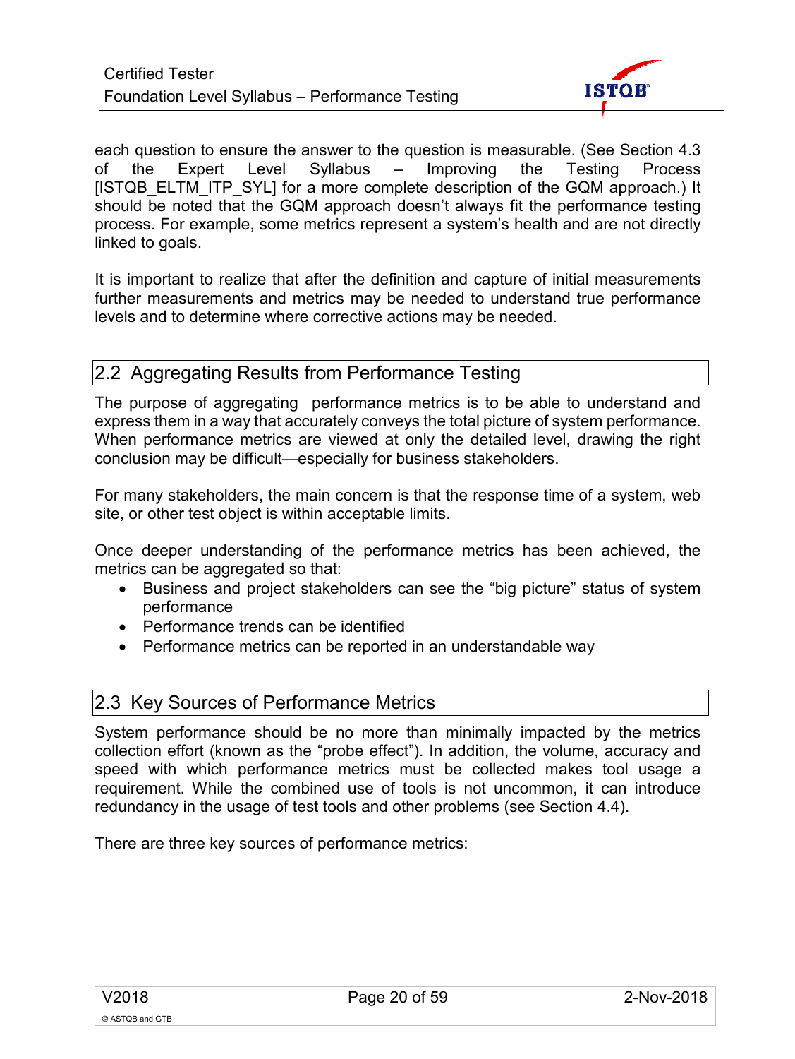each question to ensure the answer to the question is measurable. (See Section 4.3 of the Expert Level Syllabus – Improving the Testing Process [ISTQB_ELTM_ITP_SYL] for a more complete description of the GQM approach.) It should be noted that the GQM approach doesn't always fit the performance testing process. For example, some metrics represent a system's health and are not directly linked to goals.

It is important to realize that after the definition and capture of initial measurements further measurements and metrics may be needed to understand true performance levels and to determine where corrective actions may be needed.

## 2.2 Aggregating Results from Performance Testing

The purpose of aggregating performance metrics is to be able to understand and express them in a way that accurately conveys the total picture of system performance. When performance metrics are viewed at only the detailed level, drawing the right conclusion may be difficult—especially for business stakeholders.

For many stakeholders, the main concern is that the response time of a system, web site, or other test object is within acceptable limits.

Once deeper understanding of the performance metrics has been achieved, the metrics can be aggregated so that:

- Business and project stakeholders can see the "big picture" status of system performance
- Performance trends can be identified
- Performance metrics can be reported in an understandable way

## 2.3 Key Sources of Performance Metrics

System performance should be no more than minimally impacted by the metrics collection effort (known as the "probe effect"). In addition, the volume, accuracy and speed with which performance metrics must be collected makes tool usage a requirement. While the combined use of tools is not uncommon, it can introduce redundancy in the usage of test tools and other problems (see Section 4.4).

There are three key sources of performance metrics: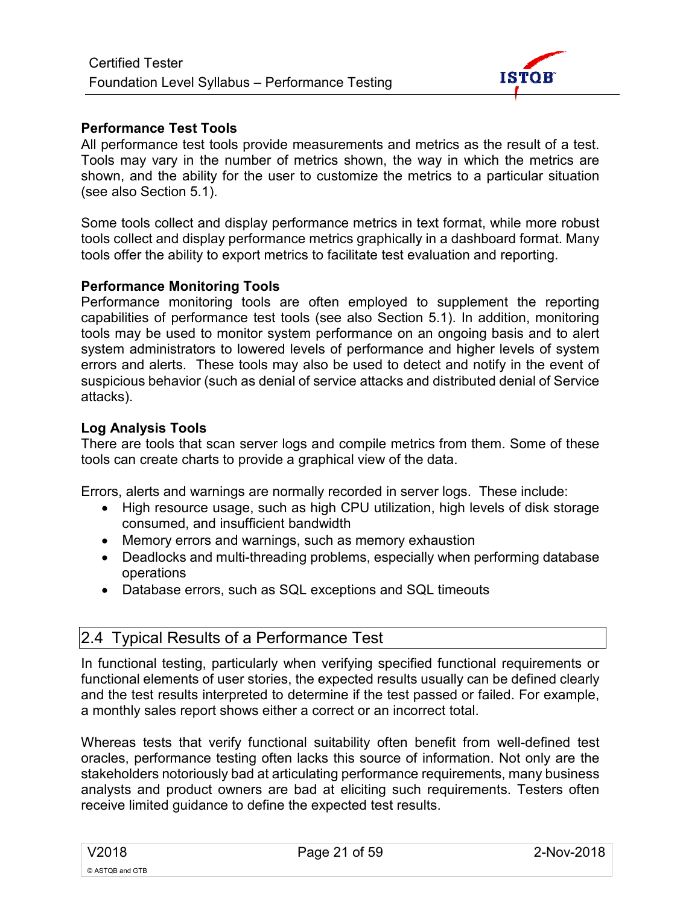### Performance Test Tools

All performance test tools provide measurements and metrics as the result of a test. Tools may vary in the number of metrics shown, the way in which the metrics are shown, and the ability for the user to customize the metrics to a particular situation (see also Section 5.1).

Some tools collect and display performance metrics in text format, while more robust tools collect and display performance metrics graphically in a dashboard format. Many tools offer the ability to export metrics to facilitate test evaluation and reporting.

### Performance Monitoring Tools

Performance monitoring tools are often employed to supplement the reporting capabilities of performance test tools (see also Section 5.1). In addition, monitoring tools may be used to monitor system performance on an ongoing basis and to alert system administrators to lowered levels of performance and higher levels of system errors and alerts. These tools may also be used to detect and notify in the event of suspicious behavior (such as denial of service attacks and distributed denial of Service attacks).

### Log Analysis Tools

There are tools that scan server logs and compile metrics from them. Some of these tools can create charts to provide a graphical view of the data.

Errors, alerts and warnings are normally recorded in server logs. These include:

- High resource usage, such as high CPU utilization, high levels of disk storage consumed, and insufficient bandwidth
- Memory errors and warnings, such as memory exhaustion
- Deadlocks and multi-threading problems, especially when performing database operations
- Database errors, such as SQL exceptions and SQL timeouts

## 2.4 Typical Results of a Performance Test

In functional testing, particularly when verifying specified functional requirements or functional elements of user stories, the expected results usually can be defined clearly and the test results interpreted to determine if the test passed or failed. For example, a monthly sales report shows either a correct or an incorrect total.

Whereas tests that verify functional suitability often benefit from well-defined test oracles, performance testing often lacks this source of information. Not only are the stakeholders notoriously bad at articulating performance requirements, many business analysts and product owners are bad at eliciting such requirements. Testers often receive limited guidance to define the expected test results.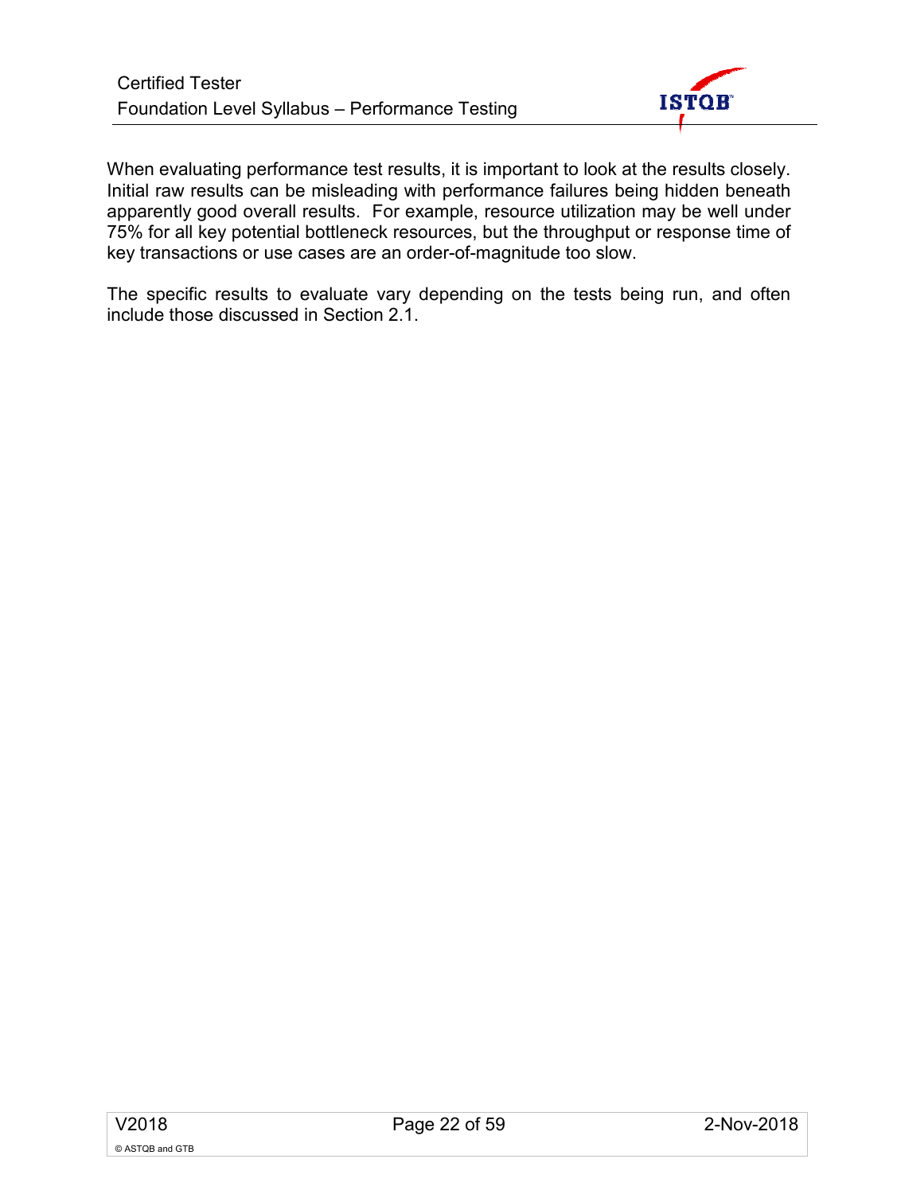When evaluating performance test results, it is important to look at the results closely. Initial raw results can be misleading with performance failures being hidden beneath apparently good overall results. For example, resource utilization may be well under 75% for all key potential bottleneck resources, but the throughput or response time of key transactions or use cases are an order-of-magnitude too slow.

The specific results to evaluate vary depending on the tests being run, and often include those discussed in Section 2.1.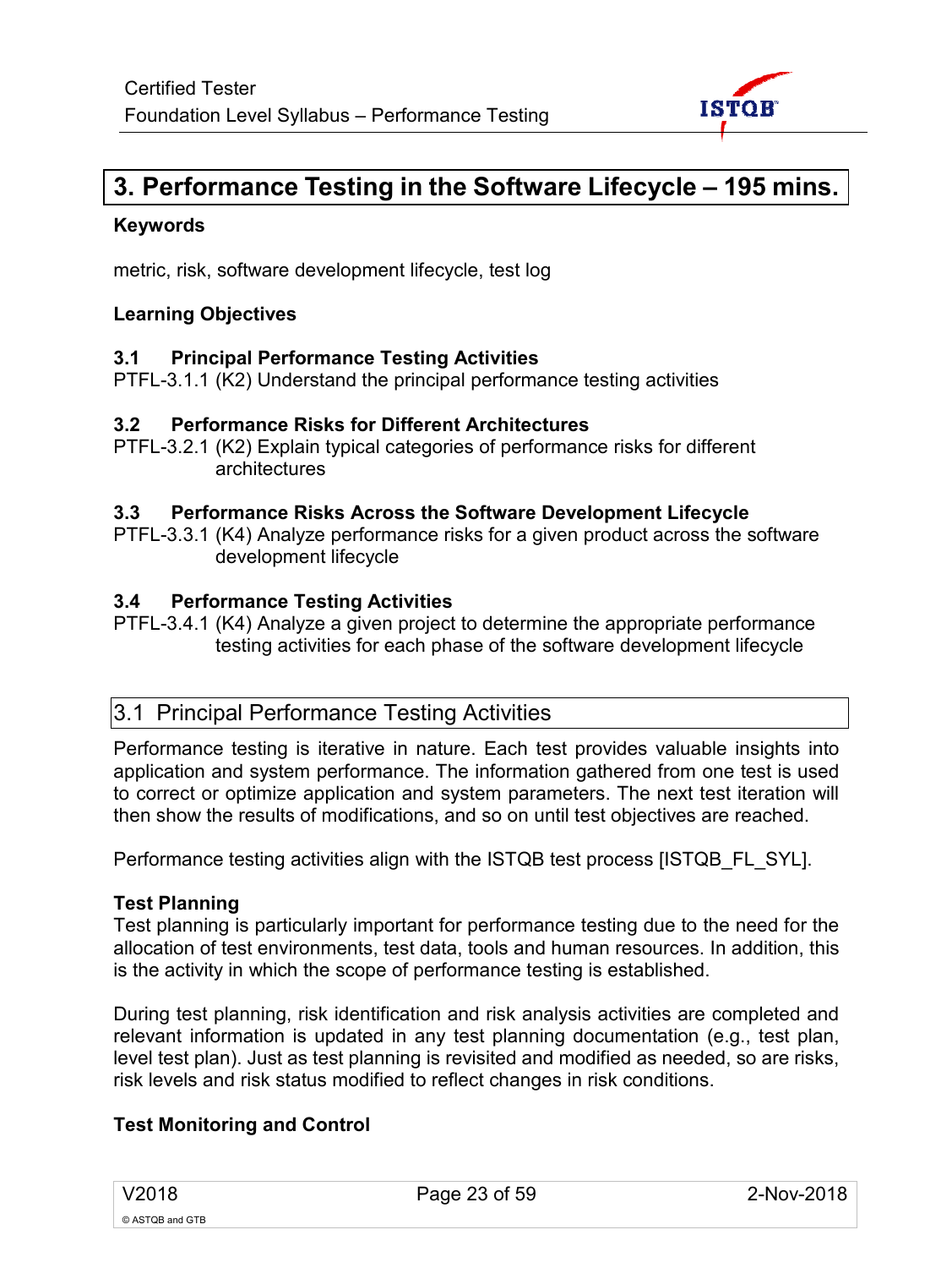# 3. Performance Testing in the Software Lifecycle – 195 mins.

**Keywords**

metric, risk, software development lifecycle, test log

**Learning Objectives**

**3.1 Principal Performance Testing Activities**

PTFL-3.1.1 (K2) Understand the principal performance testing activities

**3.2 Performance Risks for Different Architectures**

PTFL-3.2.1 (K2) Explain typical categories of performance risks for different architectures

**3.3 Performance Risks Across the Software Development Lifecycle**

PTFL-3.3.1 (K4) Analyze performance risks for a given product across the software development lifecycle

**3.4 Performance Testing Activities**

PTFL-3.4.1 (K4) Analyze a given project to determine the appropriate performance testing activities for each phase of the software development lifecycle

## 3.1 Principal Performance Testing Activities

Performance testing is iterative in nature. Each test provides valuable insights into application and system performance. The information gathered from one test is used to correct or optimize application and system parameters. The next test iteration will then show the results of modifications, and so on until test objectives are reached.

Performance testing activities align with the ISTQB test process [ISTQB_FL_SYL].

**Test Planning**

Test planning is particularly important for performance testing due to the need for the allocation of test environments, test data, tools and human resources. In addition, this is the activity in which the scope of performance testing is established.

During test planning, risk identification and risk analysis activities are completed and relevant information is updated in any test planning documentation (e.g., test plan, level test plan). Just as test planning is revisited and modified as needed, so are risks, risk levels and risk status modified to reflect changes in risk conditions.

**Test Monitoring and Control**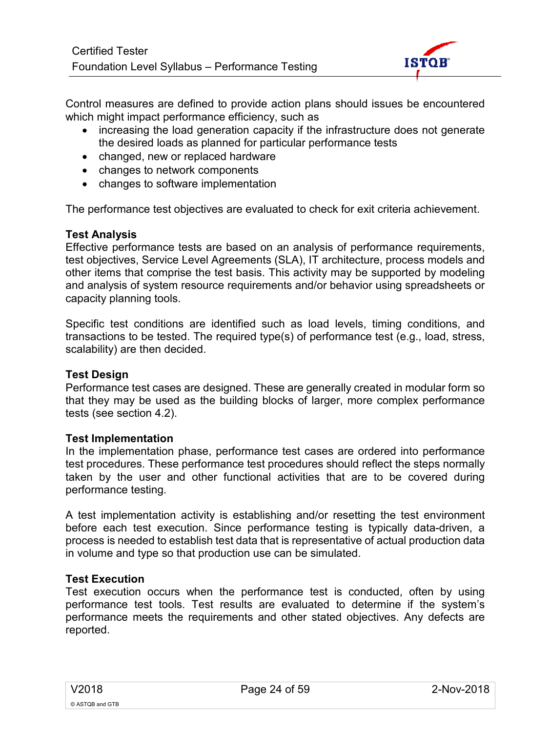Control measures are defined to provide action plans should issues be encountered which might impact performance efficiency, such as

- increasing the load generation capacity if the infrastructure does not generate the desired loads as planned for particular performance tests
- changed, new or replaced hardware
- changes to network components
- changes to software implementation

The performance test objectives are evaluated to check for exit criteria achievement.

**Test Analysis**

Effective performance tests are based on an analysis of performance requirements, test objectives, Service Level Agreements (SLA), IT architecture, process models and other items that comprise the test basis. This activity may be supported by modeling and analysis of system resource requirements and/or behavior using spreadsheets or capacity planning tools.

Specific test conditions are identified such as load levels, timing conditions, and transactions to be tested. The required type(s) of performance test (e.g., load, stress, scalability) are then decided.

**Test Design**

Performance test cases are designed. These are generally created in modular form so that they may be used as the building blocks of larger, more complex performance tests (see section 4.2).

**Test Implementation**

In the implementation phase, performance test cases are ordered into performance test procedures. These performance test procedures should reflect the steps normally taken by the user and other functional activities that are to be covered during performance testing.

A test implementation activity is establishing and/or resetting the test environment before each test execution. Since performance testing is typically data-driven, a process is needed to establish test data that is representative of actual production data in volume and type so that production use can be simulated.

**Test Execution**

Test execution occurs when the performance test is conducted, often by using performance test tools. Test results are evaluated to determine if the system's performance meets the requirements and other stated objectives. Any defects are reported.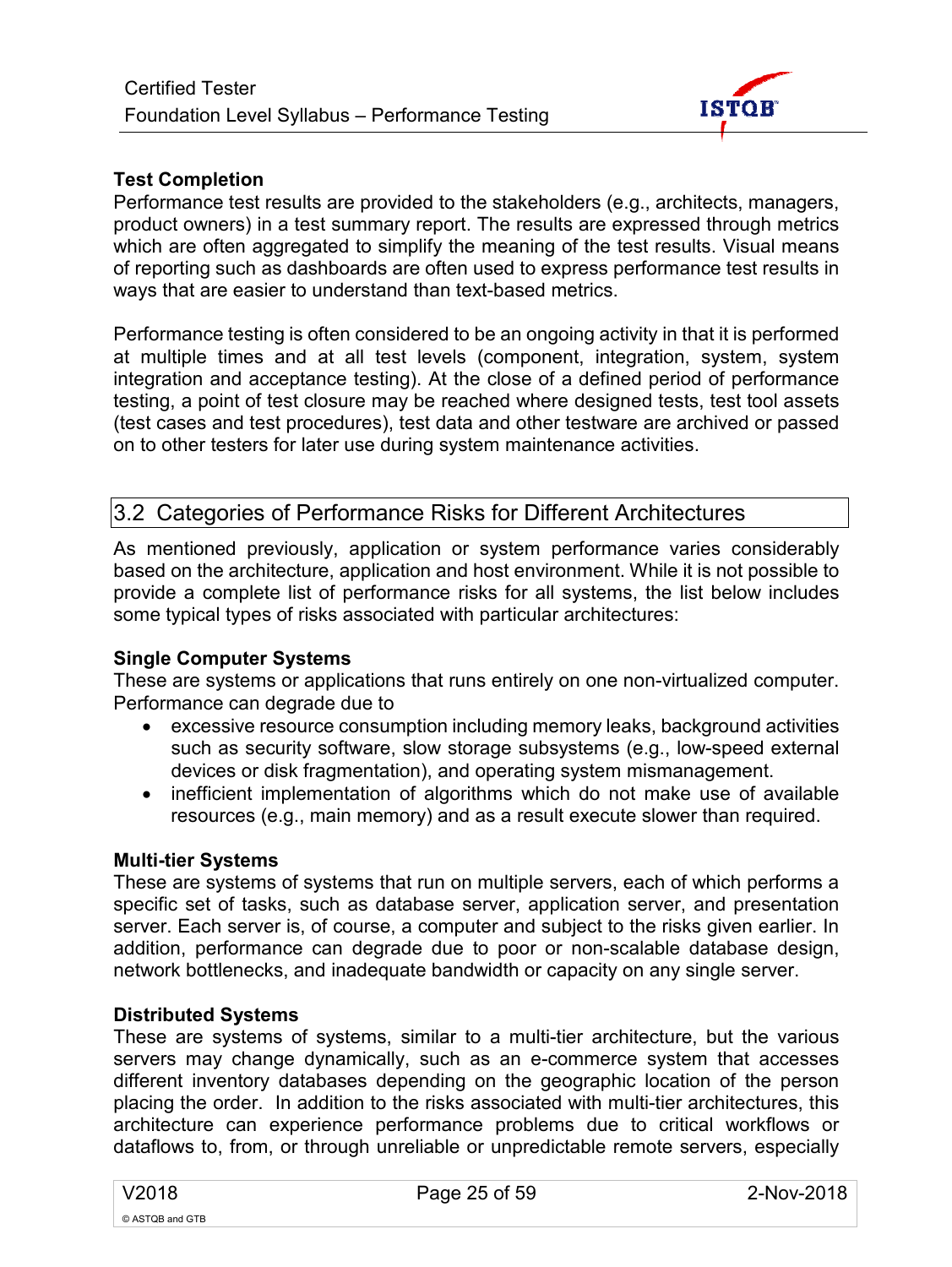### Test Completion

Performance test results are provided to the stakeholders (e.g., architects, managers, product owners) in a test summary report. The results are expressed through metrics which are often aggregated to simplify the meaning of the test results. Visual means of reporting such as dashboards are often used to express performance test results in ways that are easier to understand than text-based metrics.

Performance testing is often considered to be an ongoing activity in that it is performed at multiple times and at all test levels (component, integration, system, system integration and acceptance testing). At the close of a defined period of performance testing, a point of test closure may be reached where designed tests, test tool assets (test cases and test procedures), test data and other testware are archived or passed on to other testers for later use during system maintenance activities.

## 3.2 Categories of Performance Risks for Different Architectures

As mentioned previously, application or system performance varies considerably based on the architecture, application and host environment. While it is not possible to provide a complete list of performance risks for all systems, the list below includes some typical types of risks associated with particular architectures:

### Single Computer Systems

These are systems or applications that runs entirely on one non-virtualized computer. Performance can degrade due to

- excessive resource consumption including memory leaks, background activities such as security software, slow storage subsystems (e.g., low-speed external devices or disk fragmentation), and operating system mismanagement.
- inefficient implementation of algorithms which do not make use of available resources (e.g., main memory) and as a result execute slower than required.

### Multi-tier Systems

These are systems of systems that run on multiple servers, each of which performs a specific set of tasks, such as database server, application server, and presentation server. Each server is, of course, a computer and subject to the risks given earlier. In addition, performance can degrade due to poor or non-scalable database design, network bottlenecks, and inadequate bandwidth or capacity on any single server.

### Distributed Systems

These are systems of systems, similar to a multi-tier architecture, but the various servers may change dynamically, such as an e-commerce system that accesses different inventory databases depending on the geographic location of the person placing the order. In addition to the risks associated with multi-tier architectures, this architecture can experience performance problems due to critical workflows or dataflows to, from, or through unreliable or unpredictable remote servers, especially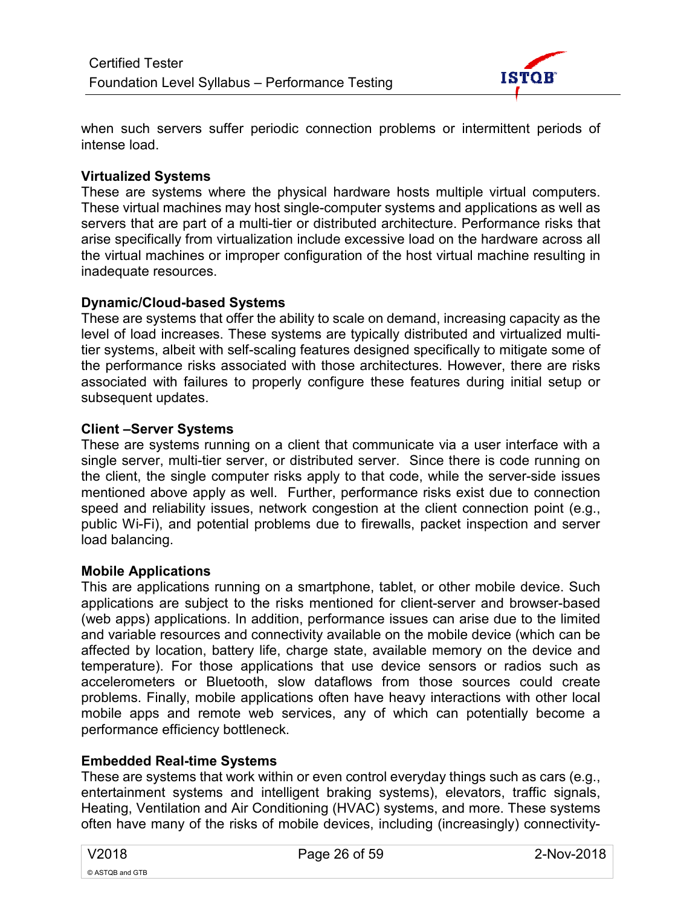when such servers suffer periodic connection problems or intermittent periods of intense load.

**Virtualized Systems**

These are systems where the physical hardware hosts multiple virtual computers. These virtual machines may host single-computer systems and applications as well as servers that are part of a multi-tier or distributed architecture. Performance risks that arise specifically from virtualization include excessive load on the hardware across all the virtual machines or improper configuration of the host virtual machine resulting in inadequate resources.

**Dynamic/Cloud-based Systems**

These are systems that offer the ability to scale on demand, increasing capacity as the level of load increases. These systems are typically distributed and virtualized multi-tier systems, albeit with self-scaling features designed specifically to mitigate some of the performance risks associated with those architectures. However, there are risks associated with failures to properly configure these features during initial setup or subsequent updates.

**Client –Server Systems**

These are systems running on a client that communicate via a user interface with a single server, multi-tier server, or distributed server. Since there is code running on the client, the single computer risks apply to that code, while the server-side issues mentioned above apply as well. Further, performance risks exist due to connection speed and reliability issues, network congestion at the client connection point (e.g., public Wi-Fi), and potential problems due to firewalls, packet inspection and server load balancing.

**Mobile Applications**

This are applications running on a smartphone, tablet, or other mobile device. Such applications are subject to the risks mentioned for client-server and browser-based (web apps) applications. In addition, performance issues can arise due to the limited and variable resources and connectivity available on the mobile device (which can be affected by location, battery life, charge state, available memory on the device and temperature). For those applications that use device sensors or radios such as accelerometers or Bluetooth, slow dataflows from those sources could create problems. Finally, mobile applications often have heavy interactions with other local mobile apps and remote web services, any of which can potentially become a performance efficiency bottleneck.

**Embedded Real-time Systems**

These are systems that work within or even control everyday things such as cars (e.g., entertainment systems and intelligent braking systems), elevators, traffic signals, Heating, Ventilation and Air Conditioning (HVAC) systems, and more. These systems often have many of the risks of mobile devices, including (increasingly) connectivity-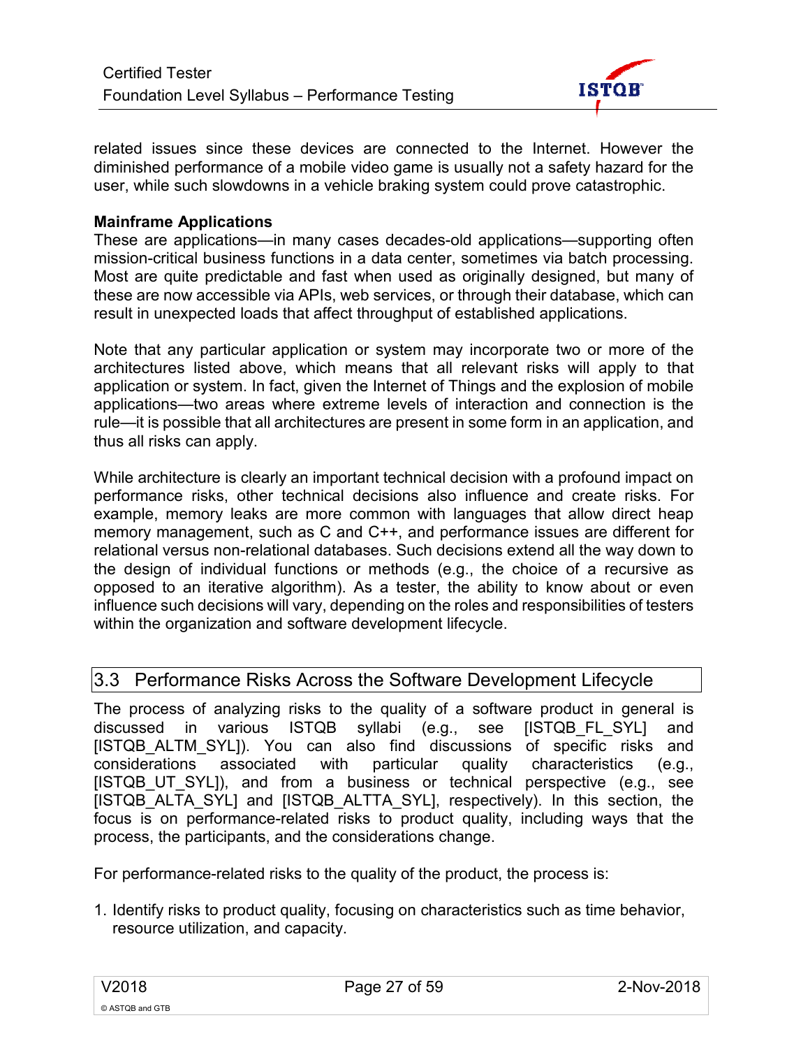related issues since these devices are connected to the Internet. However the diminished performance of a mobile video game is usually not a safety hazard for the user, while such slowdowns in a vehicle braking system could prove catastrophic.

**Mainframe Applications**

These are applications—in many cases decades-old applications—supporting often mission-critical business functions in a data center, sometimes via batch processing. Most are quite predictable and fast when used as originally designed, but many of these are now accessible via APIs, web services, or through their database, which can result in unexpected loads that affect throughput of established applications.

Note that any particular application or system may incorporate two or more of the architectures listed above, which means that all relevant risks will apply to that application or system. In fact, given the Internet of Things and the explosion of mobile applications—two areas where extreme levels of interaction and connection is the rule—it is possible that all architectures are present in some form in an application, and thus all risks can apply.

While architecture is clearly an important technical decision with a profound impact on performance risks, other technical decisions also influence and create risks. For example, memory leaks are more common with languages that allow direct heap memory management, such as C and C++, and performance issues are different for relational versus non-relational databases. Such decisions extend all the way down to the design of individual functions or methods (e.g., the choice of a recursive as opposed to an iterative algorithm). As a tester, the ability to know about or even influence such decisions will vary, depending on the roles and responsibilities of testers within the organization and software development lifecycle.

## 3.3 Performance Risks Across the Software Development Lifecycle

The process of analyzing risks to the quality of a software product in general is discussed in various ISTQB syllabi (e.g., see [ISTQB_FL_SYL] and [ISTQB_ALTM_SYL]). You can also find discussions of specific risks and considerations associated with particular quality characteristics (e.g., [ISTQB_UT_SYL]), and from a business or technical perspective (e.g., see [ISTQB_ALTA_SYL] and [ISTQB_ALTTA_SYL], respectively). In this section, the focus is on performance-related risks to product quality, including ways that the process, the participants, and the considerations change.

For performance-related risks to the quality of the product, the process is:

1. Identify risks to product quality, focusing on characteristics such as time behavior, resource utilization, and capacity.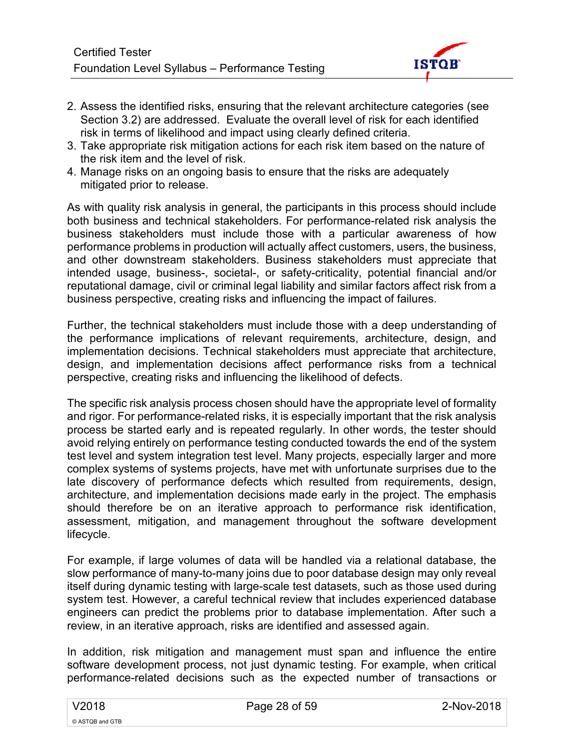2. Assess the identified risks, ensuring that the relevant architecture categories (see Section 3.2) are addressed. Evaluate the overall level of risk for each identified risk in terms of likelihood and impact using clearly defined criteria.
3. Take appropriate risk mitigation actions for each risk item based on the nature of the risk item and the level of risk.
4. Manage risks on an ongoing basis to ensure that the risks are adequately mitigated prior to release.

As with quality risk analysis in general, the participants in this process should include both business and technical stakeholders. For performance-related risk analysis the business stakeholders must include those with a particular awareness of how performance problems in production will actually affect customers, users, the business, and other downstream stakeholders. Business stakeholders must appreciate that intended usage, business-, societal-, or safety-criticality, potential financial and/or reputational damage, civil or criminal legal liability and similar factors affect risk from a business perspective, creating risks and influencing the impact of failures.

Further, the technical stakeholders must include those with a deep understanding of the performance implications of relevant requirements, architecture, design, and implementation decisions. Technical stakeholders must appreciate that architecture, design, and implementation decisions affect performance risks from a technical perspective, creating risks and influencing the likelihood of defects.

The specific risk analysis process chosen should have the appropriate level of formality and rigor. For performance-related risks, it is especially important that the risk analysis process be started early and is repeated regularly. In other words, the tester should avoid relying entirely on performance testing conducted towards the end of the system test level and system integration test level. Many projects, especially larger and more complex systems of systems projects, have met with unfortunate surprises due to the late discovery of performance defects which resulted from requirements, design, architecture, and implementation decisions made early in the project. The emphasis should therefore be on an iterative approach to performance risk identification, assessment, mitigation, and management throughout the software development lifecycle.

For example, if large volumes of data will be handled via a relational database, the slow performance of many-to-many joins due to poor database design may only reveal itself during dynamic testing with large-scale test datasets, such as those used during system test. However, a careful technical review that includes experienced database engineers can predict the problems prior to database implementation. After such a review, in an iterative approach, risks are identified and assessed again.

In addition, risk mitigation and management must span and influence the entire software development process, not just dynamic testing. For example, when critical performance-related decisions such as the expected number of transactions or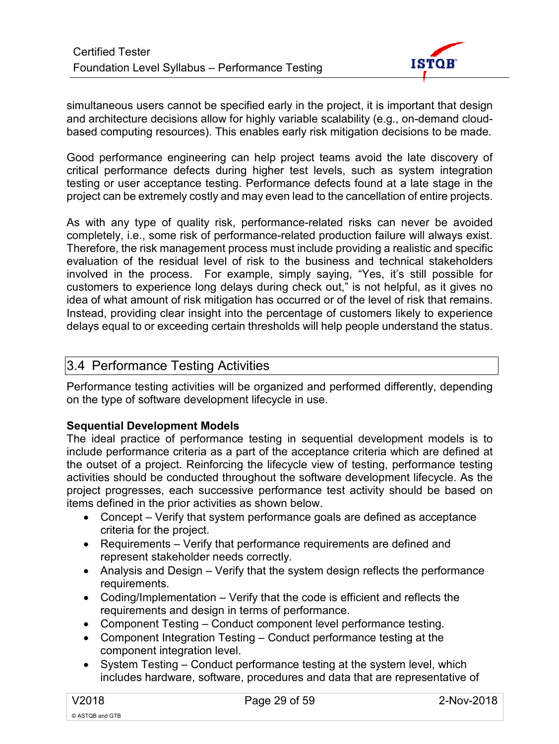simultaneous users cannot be specified early in the project, it is important that design and architecture decisions allow for highly variable scalability (e.g., on-demand cloud-based computing resources). This enables early risk mitigation decisions to be made.

Good performance engineering can help project teams avoid the late discovery of critical performance defects during higher test levels, such as system integration testing or user acceptance testing. Performance defects found at a late stage in the project can be extremely costly and may even lead to the cancellation of entire projects.

As with any type of quality risk, performance-related risks can never be avoided completely, i.e., some risk of performance-related production failure will always exist. Therefore, the risk management process must include providing a realistic and specific evaluation of the residual level of risk to the business and technical stakeholders involved in the process. For example, simply saying, "Yes, it's still possible for customers to experience long delays during check out," is not helpful, as it gives no idea of what amount of risk mitigation has occurred or of the level of risk that remains. Instead, providing clear insight into the percentage of customers likely to experience delays equal to or exceeding certain thresholds will help people understand the status.

## 3.4 Performance Testing Activities

Performance testing activities will be organized and performed differently, depending on the type of software development lifecycle in use.

**Sequential Development Models**

The ideal practice of performance testing in sequential development models is to include performance criteria as a part of the acceptance criteria which are defined at the outset of a project. Reinforcing the lifecycle view of testing, performance testing activities should be conducted throughout the software development lifecycle. As the project progresses, each successive performance test activity should be based on items defined in the prior activities as shown below.

- Concept – Verify that system performance goals are defined as acceptance criteria for the project.
- Requirements – Verify that performance requirements are defined and represent stakeholder needs correctly.
- Analysis and Design – Verify that the system design reflects the performance requirements.
- Coding/Implementation – Verify that the code is efficient and reflects the requirements and design in terms of performance.
- Component Testing – Conduct component level performance testing.
- Component Integration Testing – Conduct performance testing at the component integration level.
- System Testing – Conduct performance testing at the system level, which includes hardware, software, procedures and data that are representative of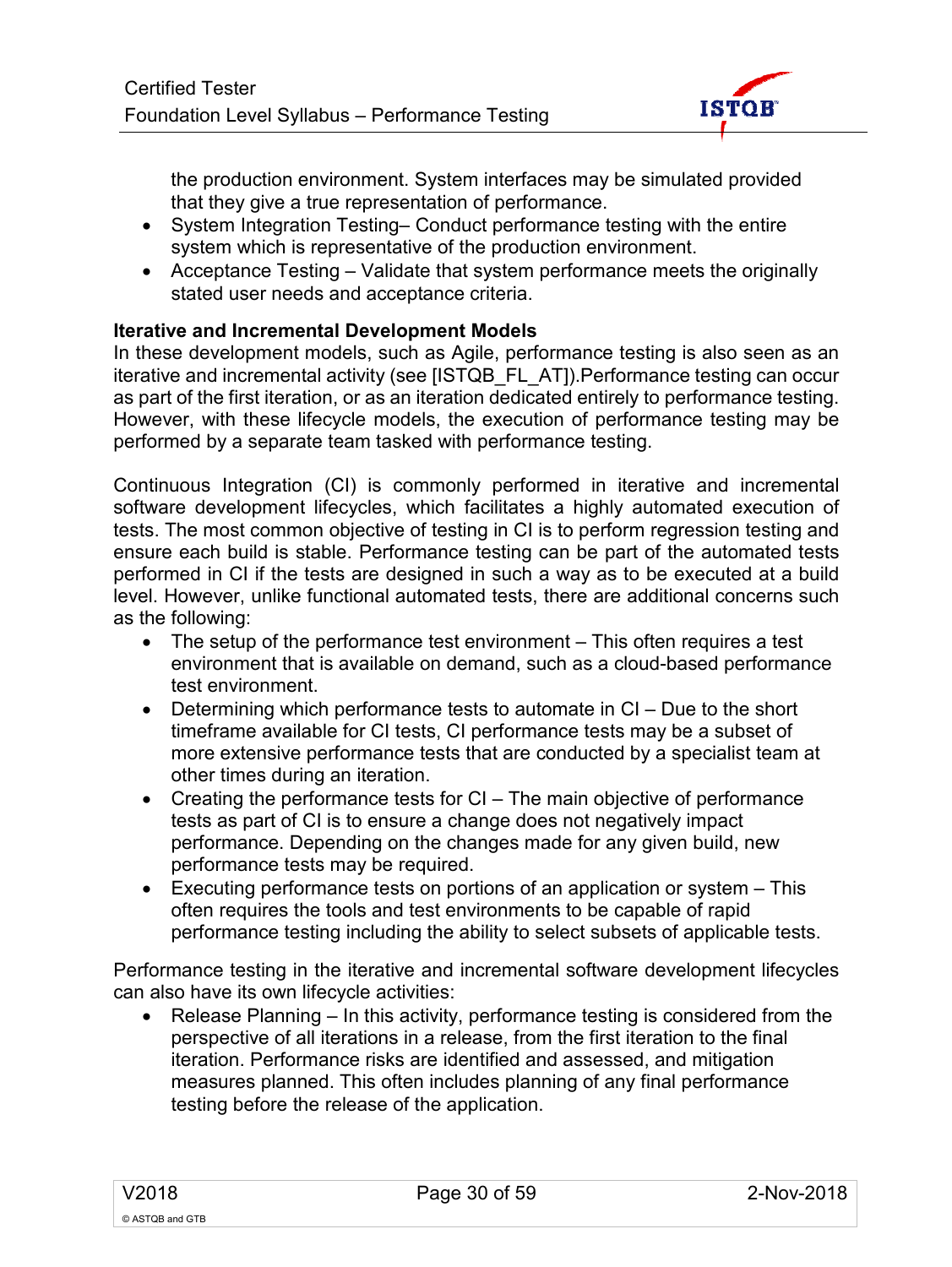the production environment. System interfaces may be simulated provided that they give a true representation of performance.

- System Integration Testing– Conduct performance testing with the entire system which is representative of the production environment.
- Acceptance Testing – Validate that system performance meets the originally stated user needs and acceptance criteria.

**Iterative and Incremental Development Models**

In these development models, such as Agile, performance testing is also seen as an iterative and incremental activity (see [ISTQB_FL_AT]).Performance testing can occur as part of the first iteration, or as an iteration dedicated entirely to performance testing. However, with these lifecycle models, the execution of performance testing may be performed by a separate team tasked with performance testing.

Continuous Integration (CI) is commonly performed in iterative and incremental software development lifecycles, which facilitates a highly automated execution of tests. The most common objective of testing in CI is to perform regression testing and ensure each build is stable. Performance testing can be part of the automated tests performed in CI if the tests are designed in such a way as to be executed at a build level. However, unlike functional automated tests, there are additional concerns such as the following:

- The setup of the performance test environment – This often requires a test environment that is available on demand, such as a cloud-based performance test environment.
- Determining which performance tests to automate in CI – Due to the short timeframe available for CI tests, CI performance tests may be a subset of more extensive performance tests that are conducted by a specialist team at other times during an iteration.
- Creating the performance tests for CI – The main objective of performance tests as part of CI is to ensure a change does not negatively impact performance. Depending on the changes made for any given build, new performance tests may be required.
- Executing performance tests on portions of an application or system – This often requires the tools and test environments to be capable of rapid performance testing including the ability to select subsets of applicable tests.

Performance testing in the iterative and incremental software development lifecycles can also have its own lifecycle activities:

- Release Planning – In this activity, performance testing is considered from the perspective of all iterations in a release, from the first iteration to the final iteration. Performance risks are identified and assessed, and mitigation measures planned. This often includes planning of any final performance testing before the release of the application.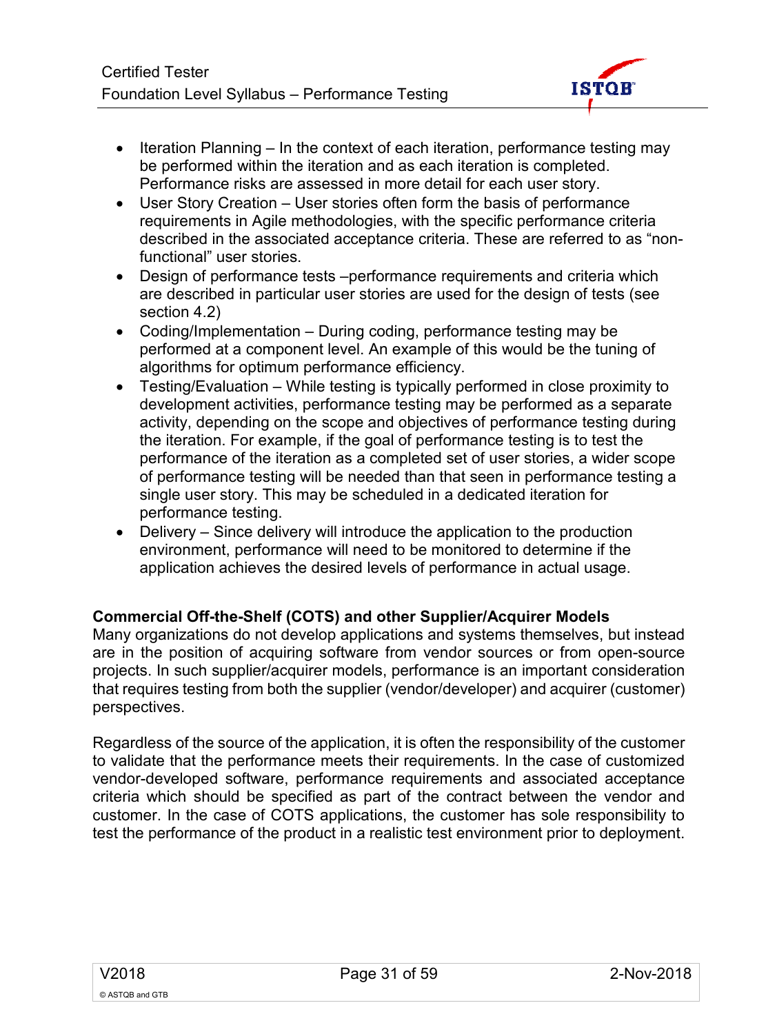- Iteration Planning – In the context of each iteration, performance testing may be performed within the iteration and as each iteration is completed. Performance risks are assessed in more detail for each user story.
- User Story Creation – User stories often form the basis of performance requirements in Agile methodologies, with the specific performance criteria described in the associated acceptance criteria. These are referred to as "non-functional" user stories.
- Design of performance tests –performance requirements and criteria which are described in particular user stories are used for the design of tests (see section 4.2)
- Coding/Implementation – During coding, performance testing may be performed at a component level. An example of this would be the tuning of algorithms for optimum performance efficiency.
- Testing/Evaluation – While testing is typically performed in close proximity to development activities, performance testing may be performed as a separate activity, depending on the scope and objectives of performance testing during the iteration. For example, if the goal of performance testing is to test the performance of the iteration as a completed set of user stories, a wider scope of performance testing will be needed than that seen in performance testing a single user story. This may be scheduled in a dedicated iteration for performance testing.
- Delivery – Since delivery will introduce the application to the production environment, performance will need to be monitored to determine if the application achieves the desired levels of performance in actual usage.

**Commercial Off-the-Shelf (COTS) and other Supplier/Acquirer Models**

Many organizations do not develop applications and systems themselves, but instead are in the position of acquiring software from vendor sources or from open-source projects. In such supplier/acquirer models, performance is an important consideration that requires testing from both the supplier (vendor/developer) and acquirer (customer) perspectives.

Regardless of the source of the application, it is often the responsibility of the customer to validate that the performance meets their requirements. In the case of customized vendor-developed software, performance requirements and associated acceptance criteria which should be specified as part of the contract between the vendor and customer. In the case of COTS applications, the customer has sole responsibility to test the performance of the product in a realistic test environment prior to deployment.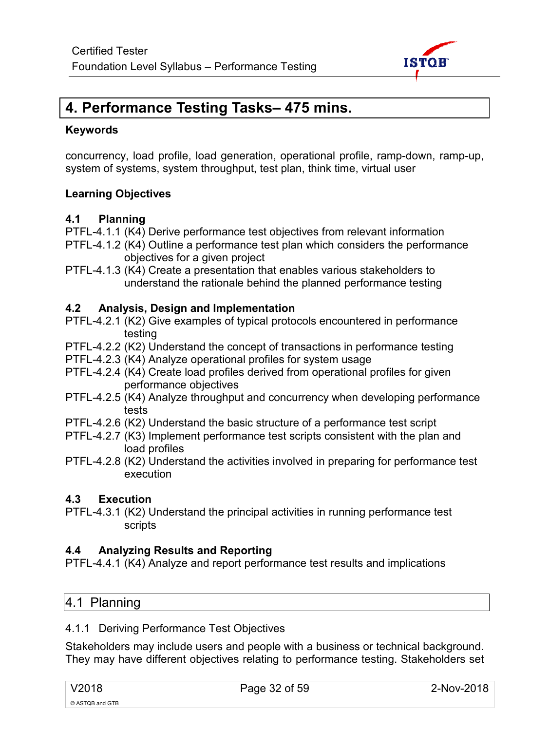# 4. Performance Testing Tasks– 475 mins.

**Keywords**

concurrency, load profile, load generation, operational profile, ramp-down, ramp-up, system of systems, system throughput, test plan, think time, virtual user

**Learning Objectives**

**4.1 Planning**

PTFL-4.1.1 (K4) Derive performance test objectives from relevant information
PTFL-4.1.2 (K4) Outline a performance test plan which considers the performance objectives for a given project
PTFL-4.1.3 (K4) Create a presentation that enables various stakeholders to understand the rationale behind the planned performance testing

**4.2 Analysis, Design and Implementation**

PTFL-4.2.1 (K2) Give examples of typical protocols encountered in performance testing
PTFL-4.2.2 (K2) Understand the concept of transactions in performance testing
PTFL-4.2.3 (K4) Analyze operational profiles for system usage
PTFL-4.2.4 (K4) Create load profiles derived from operational profiles for given performance objectives
PTFL-4.2.5 (K4) Analyze throughput and concurrency when developing performance tests
PTFL-4.2.6 (K2) Understand the basic structure of a performance test script
PTFL-4.2.7 (K3) Implement performance test scripts consistent with the plan and load profiles
PTFL-4.2.8 (K2) Understand the activities involved in preparing for performance test execution

**4.3 Execution**

PTFL-4.3.1 (K2) Understand the principal activities in running performance test scripts

**4.4 Analyzing Results and Reporting**

PTFL-4.4.1 (K4) Analyze and report performance test results and implications

## 4.1 Planning

### 4.1.1 Deriving Performance Test Objectives

Stakeholders may include users and people with a business or technical background. They may have different objectives relating to performance testing. Stakeholders set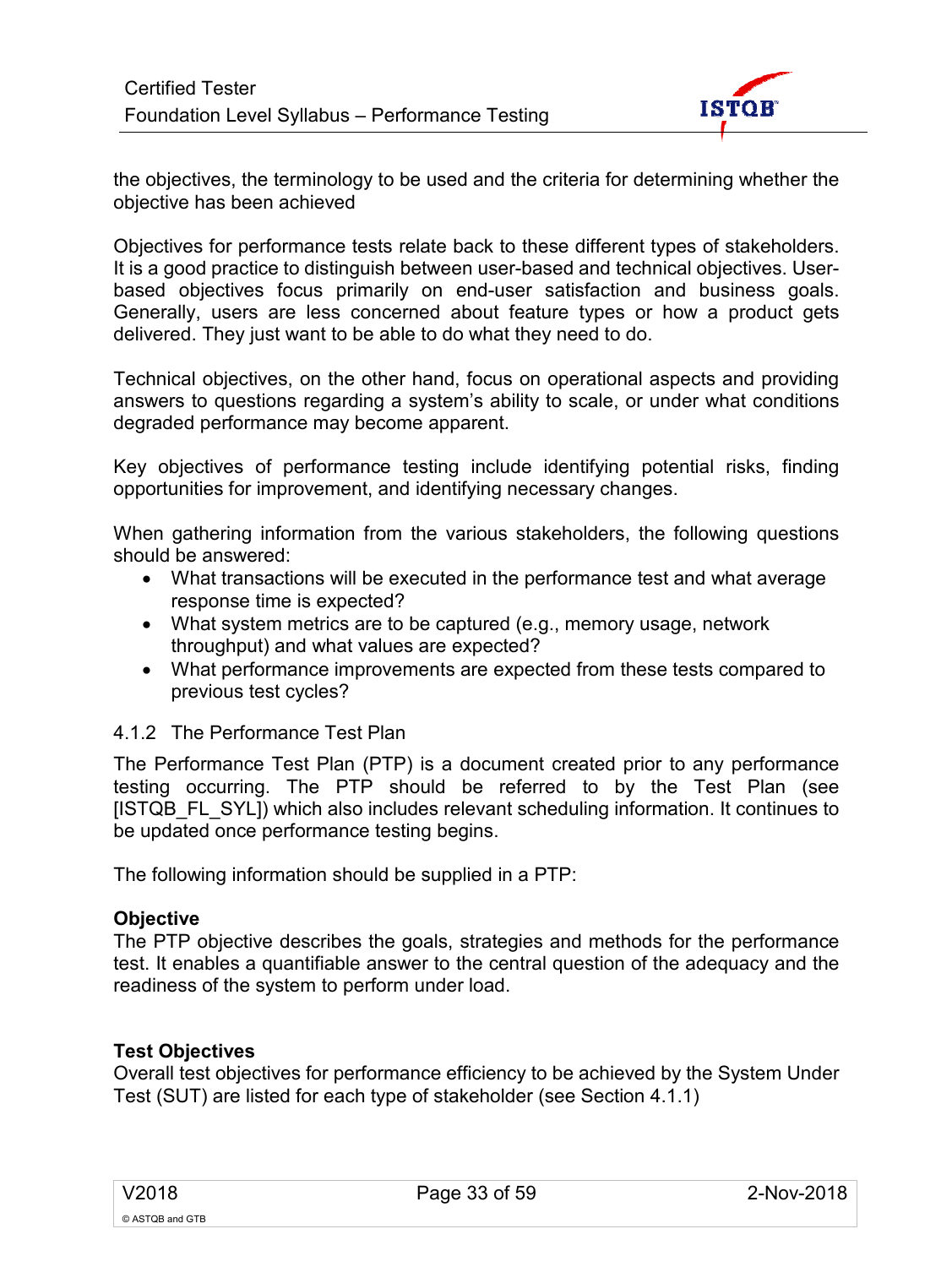the objectives, the terminology to be used and the criteria for determining whether the objective has been achieved

Objectives for performance tests relate back to these different types of stakeholders. It is a good practice to distinguish between user-based and technical objectives. User-based objectives focus primarily on end-user satisfaction and business goals. Generally, users are less concerned about feature types or how a product gets delivered. They just want to be able to do what they need to do.

Technical objectives, on the other hand, focus on operational aspects and providing answers to questions regarding a system's ability to scale, or under what conditions degraded performance may become apparent.

Key objectives of performance testing include identifying potential risks, finding opportunities for improvement, and identifying necessary changes.

When gathering information from the various stakeholders, the following questions should be answered:

- What transactions will be executed in the performance test and what average response time is expected?
- What system metrics are to be captured (e.g., memory usage, network throughput) and what values are expected?
- What performance improvements are expected from these tests compared to previous test cycles?

### 4.1.2 The Performance Test Plan

The Performance Test Plan (PTP) is a document created prior to any performance testing occurring. The PTP should be referred to by the Test Plan (see [ISTQB_FL_SYL]) which also includes relevant scheduling information. It continues to be updated once performance testing begins.

The following information should be supplied in a PTP:

**Objective**
The PTP objective describes the goals, strategies and methods for the performance test. It enables a quantifiable answer to the central question of the adequacy and the readiness of the system to perform under load.

**Test Objectives**
Overall test objectives for performance efficiency to be achieved by the System Under Test (SUT) are listed for each type of stakeholder (see Section 4.1.1)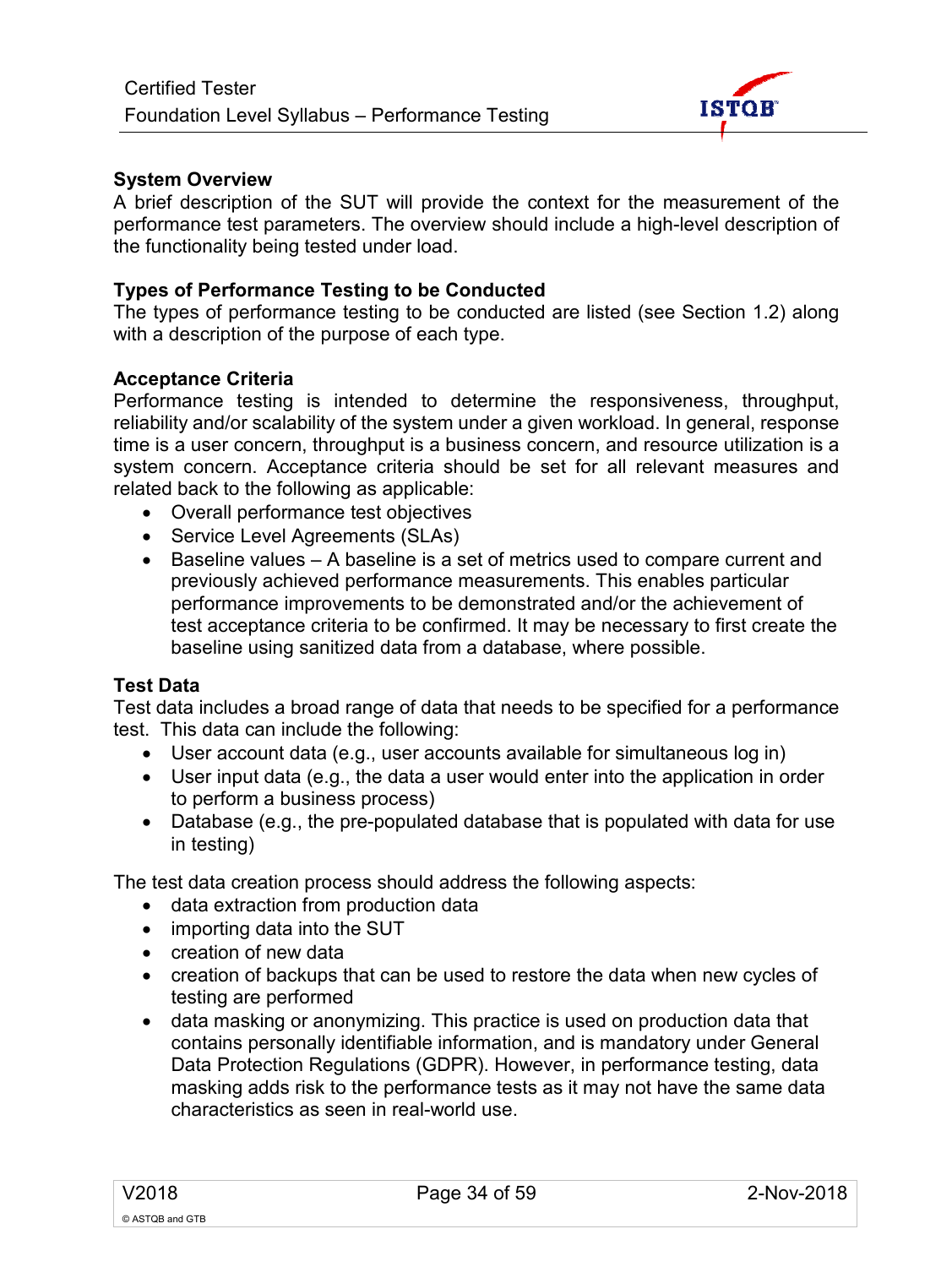**System Overview**

A brief description of the SUT will provide the context for the measurement of the performance test parameters. The overview should include a high-level description of the functionality being tested under load.

**Types of Performance Testing to be Conducted**

The types of performance testing to be conducted are listed (see Section 1.2) along with a description of the purpose of each type.

**Acceptance Criteria**

Performance testing is intended to determine the responsiveness, throughput, reliability and/or scalability of the system under a given workload. In general, response time is a user concern, throughput is a business concern, and resource utilization is a system concern. Acceptance criteria should be set for all relevant measures and related back to the following as applicable:

- Overall performance test objectives
- Service Level Agreements (SLAs)
- Baseline values – A baseline is a set of metrics used to compare current and previously achieved performance measurements. This enables particular performance improvements to be demonstrated and/or the achievement of test acceptance criteria to be confirmed. It may be necessary to first create the baseline using sanitized data from a database, where possible.

**Test Data**

Test data includes a broad range of data that needs to be specified for a performance test. This data can include the following:

- User account data (e.g., user accounts available for simultaneous log in)
- User input data (e.g., the data a user would enter into the application in order to perform a business process)
- Database (e.g., the pre-populated database that is populated with data for use in testing)

The test data creation process should address the following aspects:

- data extraction from production data
- importing data into the SUT
- creation of new data
- creation of backups that can be used to restore the data when new cycles of testing are performed
- data masking or anonymizing. This practice is used on production data that contains personally identifiable information, and is mandatory under General Data Protection Regulations (GDPR). However, in performance testing, data masking adds risk to the performance tests as it may not have the same data characteristics as seen in real-world use.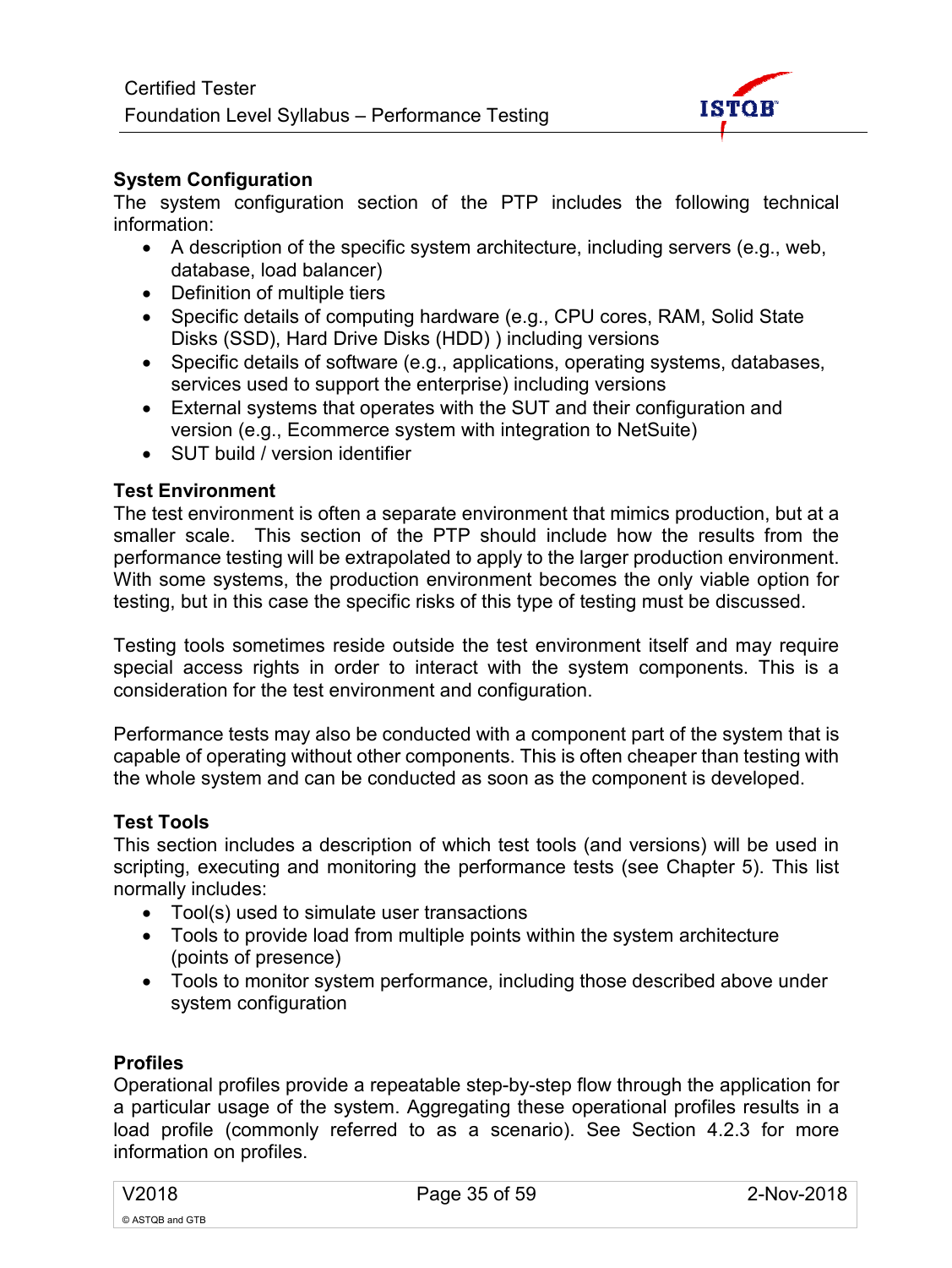**System Configuration**

The system configuration section of the PTP includes the following technical information:

- A description of the specific system architecture, including servers (e.g., web, database, load balancer)
- Definition of multiple tiers
- Specific details of computing hardware (e.g., CPU cores, RAM, Solid State Disks (SSD), Hard Drive Disks (HDD) ) including versions
- Specific details of software (e.g., applications, operating systems, databases, services used to support the enterprise) including versions
- External systems that operates with the SUT and their configuration and version (e.g., Ecommerce system with integration to NetSuite)
- SUT build / version identifier

**Test Environment**

The test environment is often a separate environment that mimics production, but at a smaller scale. This section of the PTP should include how the results from the performance testing will be extrapolated to apply to the larger production environment. With some systems, the production environment becomes the only viable option for testing, but in this case the specific risks of this type of testing must be discussed.

Testing tools sometimes reside outside the test environment itself and may require special access rights in order to interact with the system components. This is a consideration for the test environment and configuration.

Performance tests may also be conducted with a component part of the system that is capable of operating without other components. This is often cheaper than testing with the whole system and can be conducted as soon as the component is developed.

**Test Tools**

This section includes a description of which test tools (and versions) will be used in scripting, executing and monitoring the performance tests (see Chapter 5). This list normally includes:

- Tool(s) used to simulate user transactions
- Tools to provide load from multiple points within the system architecture (points of presence)
- Tools to monitor system performance, including those described above under system configuration

**Profiles**

Operational profiles provide a repeatable step-by-step flow through the application for a particular usage of the system. Aggregating these operational profiles results in a load profile (commonly referred to as a scenario). See Section 4.2.3 for more information on profiles.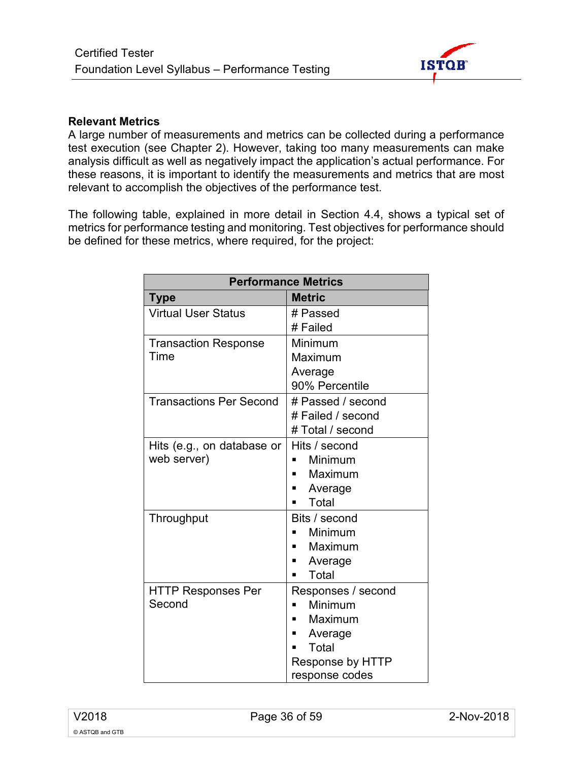**Relevant Metrics**

A large number of measurements and metrics can be collected during a performance test execution (see Chapter 2). However, taking too many measurements can make analysis difficult as well as negatively impact the application's actual performance. For these reasons, it is important to identify the measurements and metrics that are most relevant to accomplish the objectives of the performance test.

The following table, explained in more detail in Section 4.4, shows a typical set of metrics for performance testing and monitoring. Test objectives for performance should be defined for these metrics, where required, for the project:

| Performance Metrics | |
|---|---|
| **Type** | **Metric** |
| Virtual User Status | # Passed<br># Failed |
| Transaction Response Time | Minimum<br>Maximum<br>Average<br>90% Percentile |
| Transactions Per Second | # Passed / second<br># Failed / second<br># Total / second |
| Hits (e.g., on database or web server) | Hits / second<br>▪ Minimum<br>▪ Maximum<br>▪ Average<br>▪ Total |
| Throughput | Bits / second<br>▪ Minimum<br>▪ Maximum<br>▪ Average<br>▪ Total |
| HTTP Responses Per Second | Responses / second<br>▪ Minimum<br>▪ Maximum<br>▪ Average<br>▪ Total<br>Response by HTTP response codes |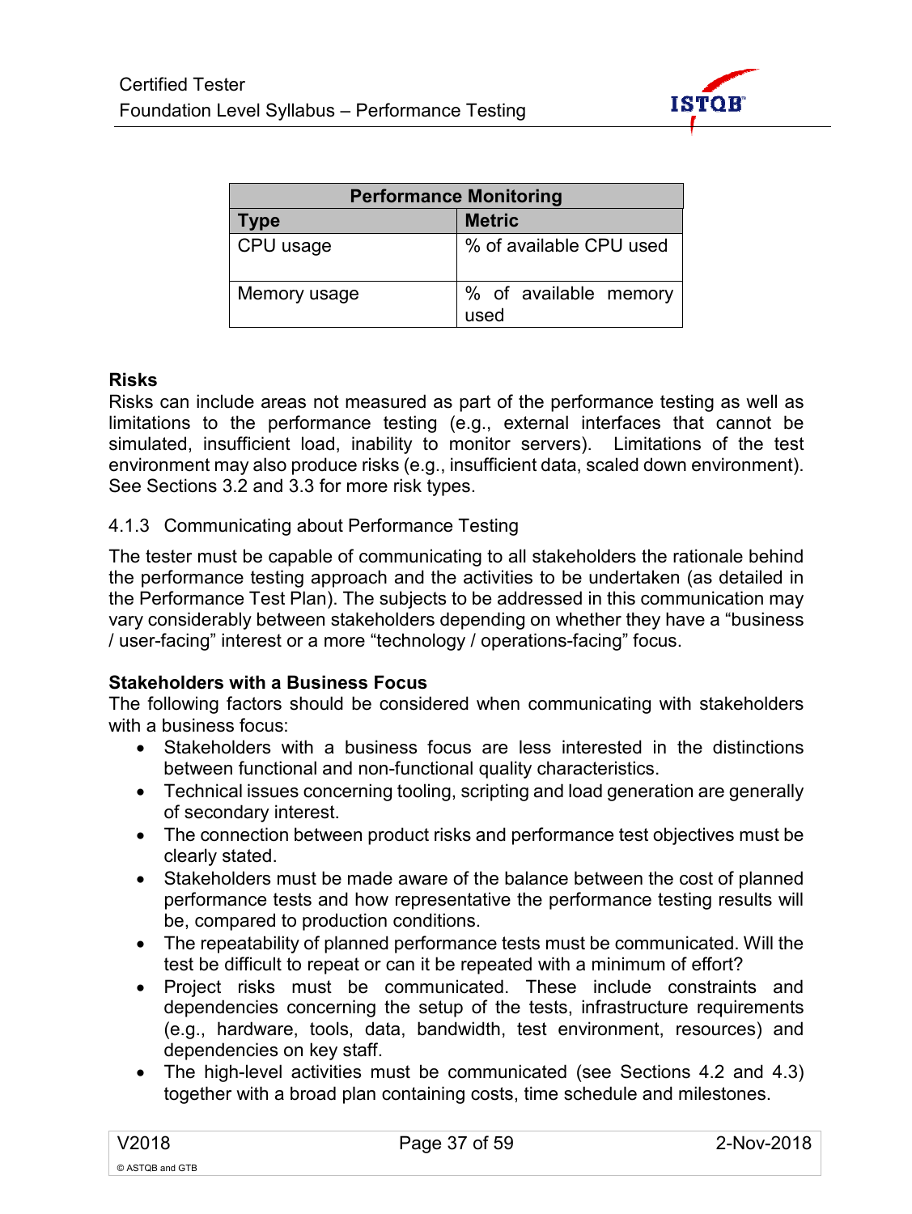| Performance Monitoring | |
|---|---|
| **Type** | **Metric** |
| CPU usage | % of available CPU used |
| Memory usage | % of available memory used |

**Risks**

Risks can include areas not measured as part of the performance testing as well as limitations to the performance testing (e.g., external interfaces that cannot be simulated, insufficient load, inability to monitor servers). Limitations of the test environment may also produce risks (e.g., insufficient data, scaled down environment). See Sections 3.2 and 3.3 for more risk types.

### 4.1.3 Communicating about Performance Testing

The tester must be capable of communicating to all stakeholders the rationale behind the performance testing approach and the activities to be undertaken (as detailed in the Performance Test Plan). The subjects to be addressed in this communication may vary considerably between stakeholders depending on whether they have a "business / user-facing" interest or a more "technology / operations-facing" focus.

**Stakeholders with a Business Focus**

The following factors should be considered when communicating with stakeholders with a business focus:

- Stakeholders with a business focus are less interested in the distinctions between functional and non-functional quality characteristics.
- Technical issues concerning tooling, scripting and load generation are generally of secondary interest.
- The connection between product risks and performance test objectives must be clearly stated.
- Stakeholders must be made aware of the balance between the cost of planned performance tests and how representative the performance testing results will be, compared to production conditions.
- The repeatability of planned performance tests must be communicated. Will the test be difficult to repeat or can it be repeated with a minimum of effort?
- Project risks must be communicated. These include constraints and dependencies concerning the setup of the tests, infrastructure requirements (e.g., hardware, tools, data, bandwidth, test environment, resources) and dependencies on key staff.
- The high-level activities must be communicated (see Sections 4.2 and 4.3) together with a broad plan containing costs, time schedule and milestones.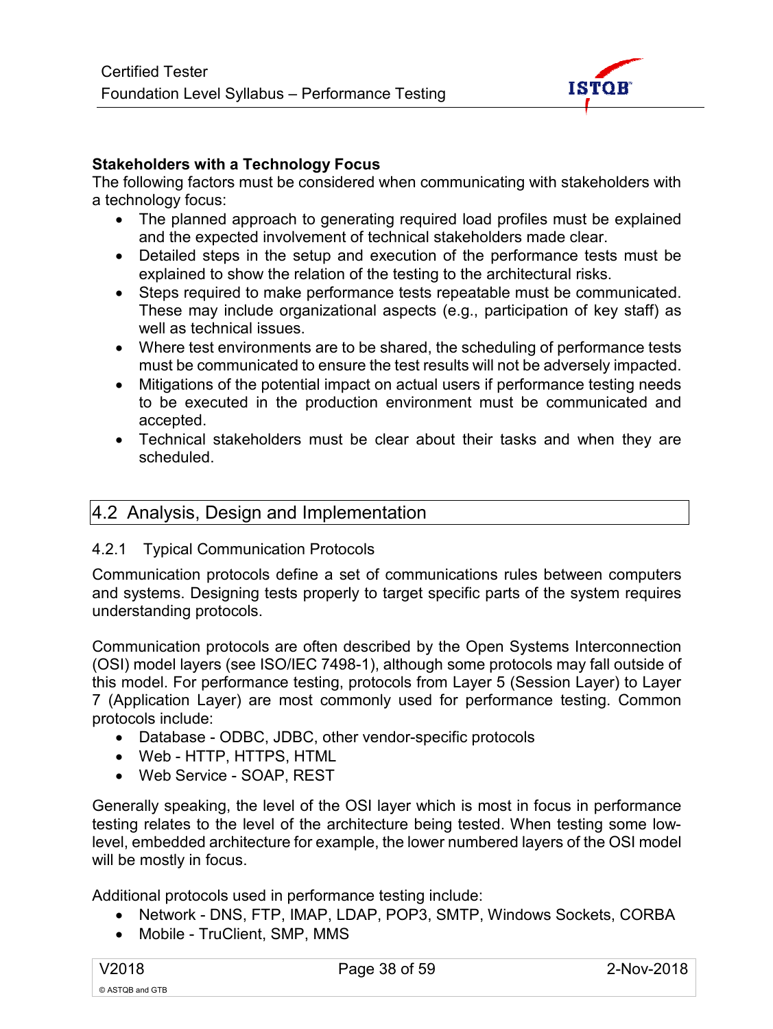**Stakeholders with a Technology Focus**

The following factors must be considered when communicating with stakeholders with a technology focus:

- The planned approach to generating required load profiles must be explained and the expected involvement of technical stakeholders made clear.
- Detailed steps in the setup and execution of the performance tests must be explained to show the relation of the testing to the architectural risks.
- Steps required to make performance tests repeatable must be communicated. These may include organizational aspects (e.g., participation of key staff) as well as technical issues.
- Where test environments are to be shared, the scheduling of performance tests must be communicated to ensure the test results will not be adversely impacted.
- Mitigations of the potential impact on actual users if performance testing needs to be executed in the production environment must be communicated and accepted.
- Technical stakeholders must be clear about their tasks and when they are scheduled.

## 4.2 Analysis, Design and Implementation

### 4.2.1 Typical Communication Protocols

Communication protocols define a set of communications rules between computers and systems. Designing tests properly to target specific parts of the system requires understanding protocols.

Communication protocols are often described by the Open Systems Interconnection (OSI) model layers (see ISO/IEC 7498-1), although some protocols may fall outside of this model. For performance testing, protocols from Layer 5 (Session Layer) to Layer 7 (Application Layer) are most commonly used for performance testing. Common protocols include:

- Database - ODBC, JDBC, other vendor-specific protocols
- Web - HTTP, HTTPS, HTML
- Web Service - SOAP, REST

Generally speaking, the level of the OSI layer which is most in focus in performance testing relates to the level of the architecture being tested. When testing some low-level, embedded architecture for example, the lower numbered layers of the OSI model will be mostly in focus.

Additional protocols used in performance testing include:

- Network - DNS, FTP, IMAP, LDAP, POP3, SMTP, Windows Sockets, CORBA
- Mobile - TruClient, SMP, MMS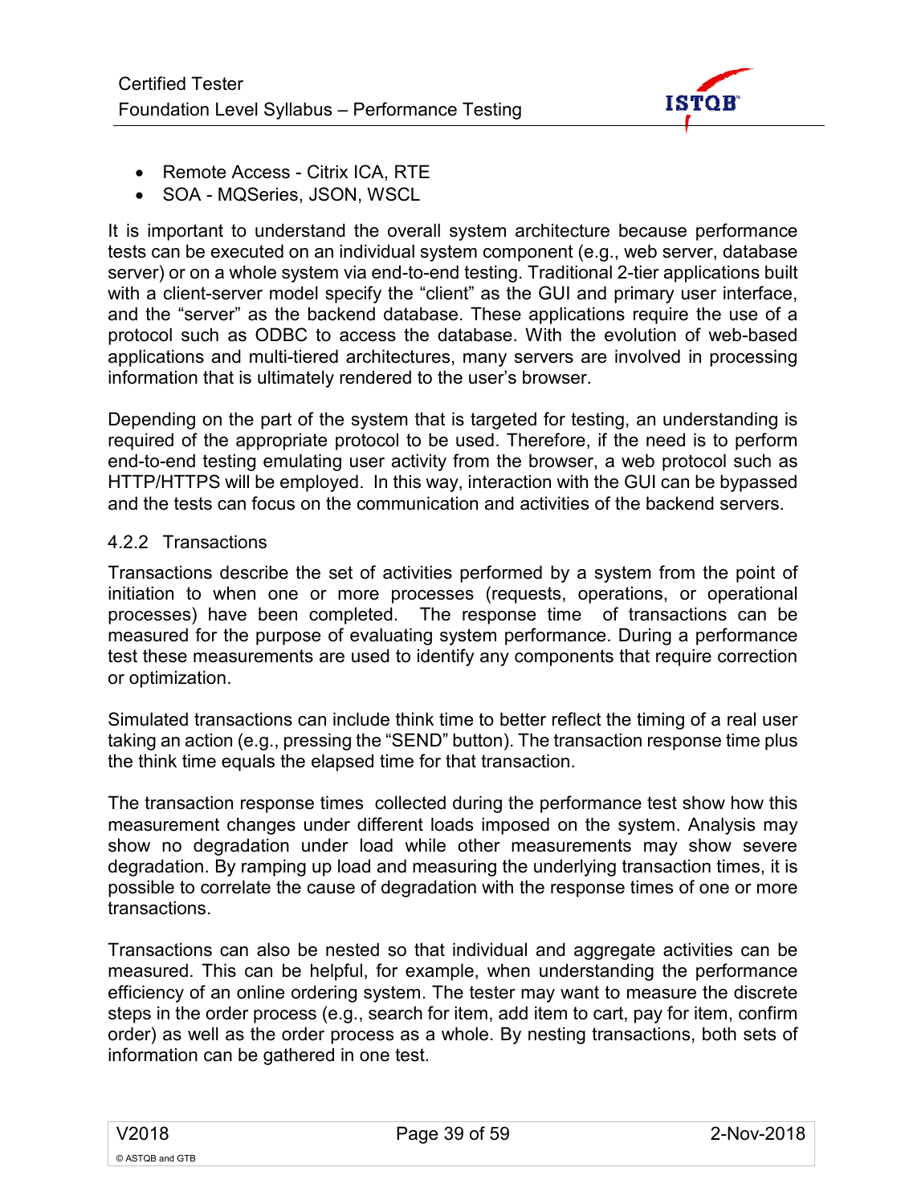- Remote Access - Citrix ICA, RTE
- SOA - MQSeries, JSON, WSCL

It is important to understand the overall system architecture because performance tests can be executed on an individual system component (e.g., web server, database server) or on a whole system via end-to-end testing. Traditional 2-tier applications built with a client-server model specify the “client” as the GUI and primary user interface, and the “server” as the backend database. These applications require the use of a protocol such as ODBC to access the database. With the evolution of web-based applications and multi-tiered architectures, many servers are involved in processing information that is ultimately rendered to the user’s browser.

Depending on the part of the system that is targeted for testing, an understanding is required of the appropriate protocol to be used. Therefore, if the need is to perform end-to-end testing emulating user activity from the browser, a web protocol such as HTTP/HTTPS will be employed. In this way, interaction with the GUI can be bypassed and the tests can focus on the communication and activities of the backend servers.

### 4.2.2 Transactions

Transactions describe the set of activities performed by a system from the point of initiation to when one or more processes (requests, operations, or operational processes) have been completed. The response time of transactions can be measured for the purpose of evaluating system performance. During a performance test these measurements are used to identify any components that require correction or optimization.

Simulated transactions can include think time to better reflect the timing of a real user taking an action (e.g., pressing the “SEND” button). The transaction response time plus the think time equals the elapsed time for that transaction.

The transaction response times collected during the performance test show how this measurement changes under different loads imposed on the system. Analysis may show no degradation under load while other measurements may show severe degradation. By ramping up load and measuring the underlying transaction times, it is possible to correlate the cause of degradation with the response times of one or more transactions.

Transactions can also be nested so that individual and aggregate activities can be measured. This can be helpful, for example, when understanding the performance efficiency of an online ordering system. The tester may want to measure the discrete steps in the order process (e.g., search for item, add item to cart, pay for item, confirm order) as well as the order process as a whole. By nesting transactions, both sets of information can be gathered in one test.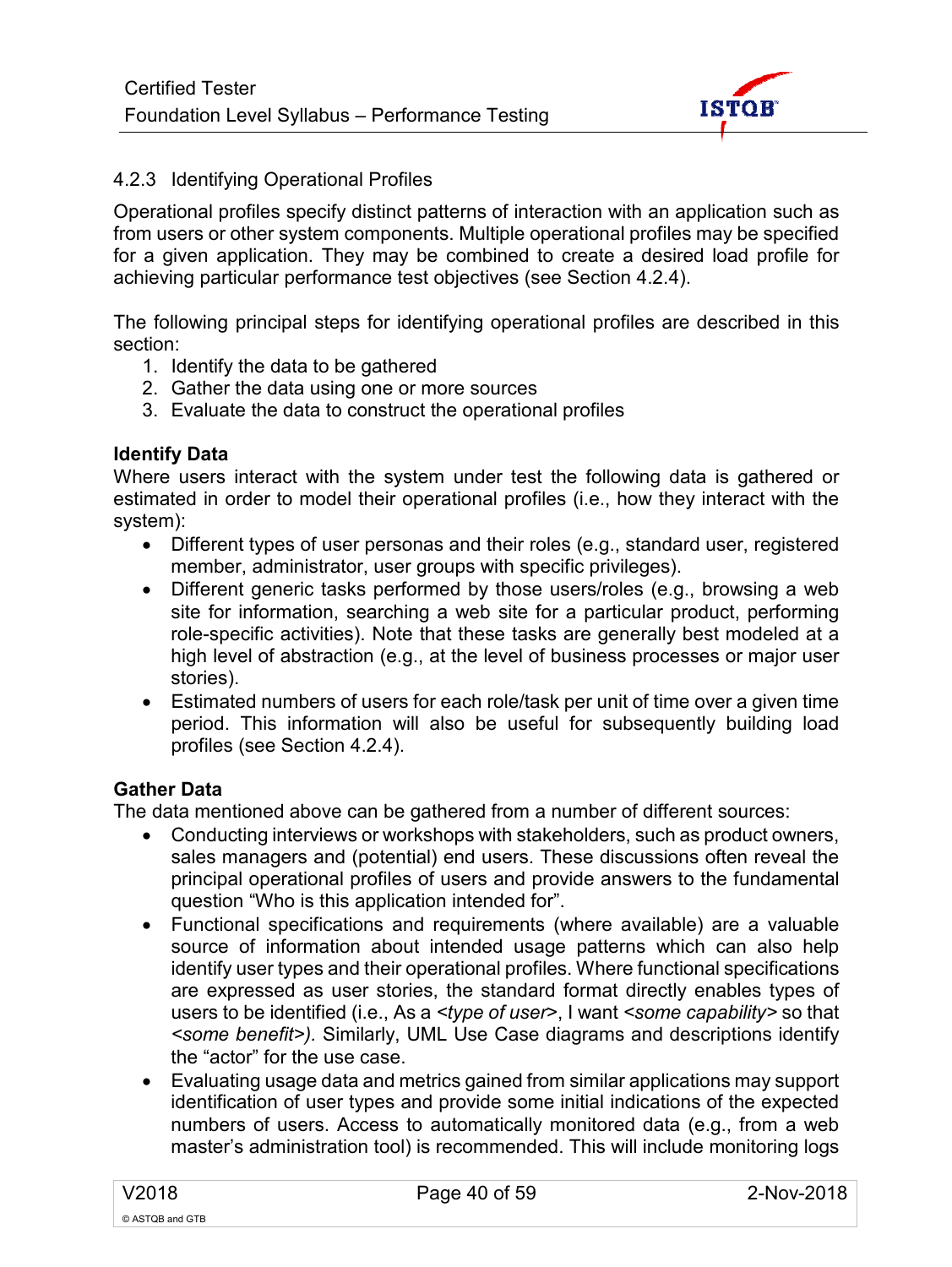### 4.2.3 Identifying Operational Profiles

Operational profiles specify distinct patterns of interaction with an application such as from users or other system components. Multiple operational profiles may be specified for a given application. They may be combined to create a desired load profile for achieving particular performance test objectives (see Section 4.2.4).

The following principal steps for identifying operational profiles are described in this section:

1. Identify the data to be gathered
2. Gather the data using one or more sources
3. Evaluate the data to construct the operational profiles

**Identify Data**

Where users interact with the system under test the following data is gathered or estimated in order to model their operational profiles (i.e., how they interact with the system):

- Different types of user personas and their roles (e.g., standard user, registered member, administrator, user groups with specific privileges).
- Different generic tasks performed by those users/roles (e.g., browsing a web site for information, searching a web site for a particular product, performing role-specific activities). Note that these tasks are generally best modeled at a high level of abstraction (e.g., at the level of business processes or major user stories).
- Estimated numbers of users for each role/task per unit of time over a given time period. This information will also be useful for subsequently building load profiles (see Section 4.2.4).

**Gather Data**

The data mentioned above can be gathered from a number of different sources:

- Conducting interviews or workshops with stakeholders, such as product owners, sales managers and (potential) end users. These discussions often reveal the principal operational profiles of users and provide answers to the fundamental question "Who is this application intended for".
- Functional specifications and requirements (where available) are a valuable source of information about intended usage patterns which can also help identify user types and their operational profiles. Where functional specifications are expressed as user stories, the standard format directly enables types of users to be identified (i.e., As a <*type of user*>, I want <*some capability*> so that <*some benefit*>*)*. Similarly, UML Use Case diagrams and descriptions identify the "actor" for the use case.
- Evaluating usage data and metrics gained from similar applications may support identification of user types and provide some initial indications of the expected numbers of users. Access to automatically monitored data (e.g., from a web master's administration tool) is recommended. This will include monitoring logs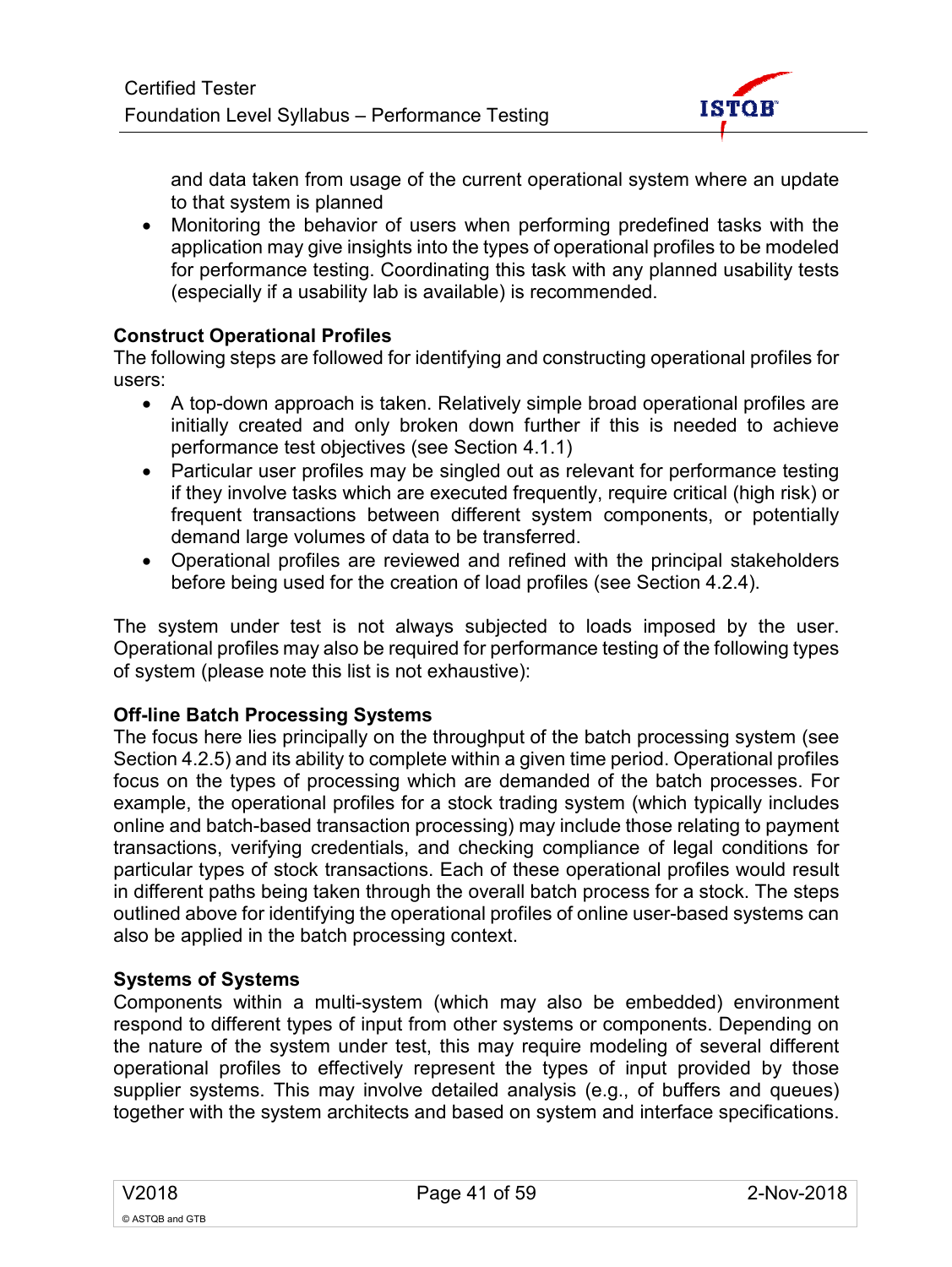and data taken from usage of the current operational system where an update to that system is planned

- Monitoring the behavior of users when performing predefined tasks with the application may give insights into the types of operational profiles to be modeled for performance testing. Coordinating this task with any planned usability tests (especially if a usability lab is available) is recommended.

**Construct Operational Profiles**

The following steps are followed for identifying and constructing operational profiles for users:

- A top-down approach is taken. Relatively simple broad operational profiles are initially created and only broken down further if this is needed to achieve performance test objectives (see Section 4.1.1)
- Particular user profiles may be singled out as relevant for performance testing if they involve tasks which are executed frequently, require critical (high risk) or frequent transactions between different system components, or potentially demand large volumes of data to be transferred.
- Operational profiles are reviewed and refined with the principal stakeholders before being used for the creation of load profiles (see Section 4.2.4).

The system under test is not always subjected to loads imposed by the user. Operational profiles may also be required for performance testing of the following types of system (please note this list is not exhaustive):

**Off-line Batch Processing Systems**

The focus here lies principally on the throughput of the batch processing system (see Section 4.2.5) and its ability to complete within a given time period. Operational profiles focus on the types of processing which are demanded of the batch processes. For example, the operational profiles for a stock trading system (which typically includes online and batch-based transaction processing) may include those relating to payment transactions, verifying credentials, and checking compliance of legal conditions for particular types of stock transactions. Each of these operational profiles would result in different paths being taken through the overall batch process for a stock. The steps outlined above for identifying the operational profiles of online user-based systems can also be applied in the batch processing context.

**Systems of Systems**

Components within a multi-system (which may also be embedded) environment respond to different types of input from other systems or components. Depending on the nature of the system under test, this may require modeling of several different operational profiles to effectively represent the types of input provided by those supplier systems. This may involve detailed analysis (e.g., of buffers and queues) together with the system architects and based on system and interface specifications.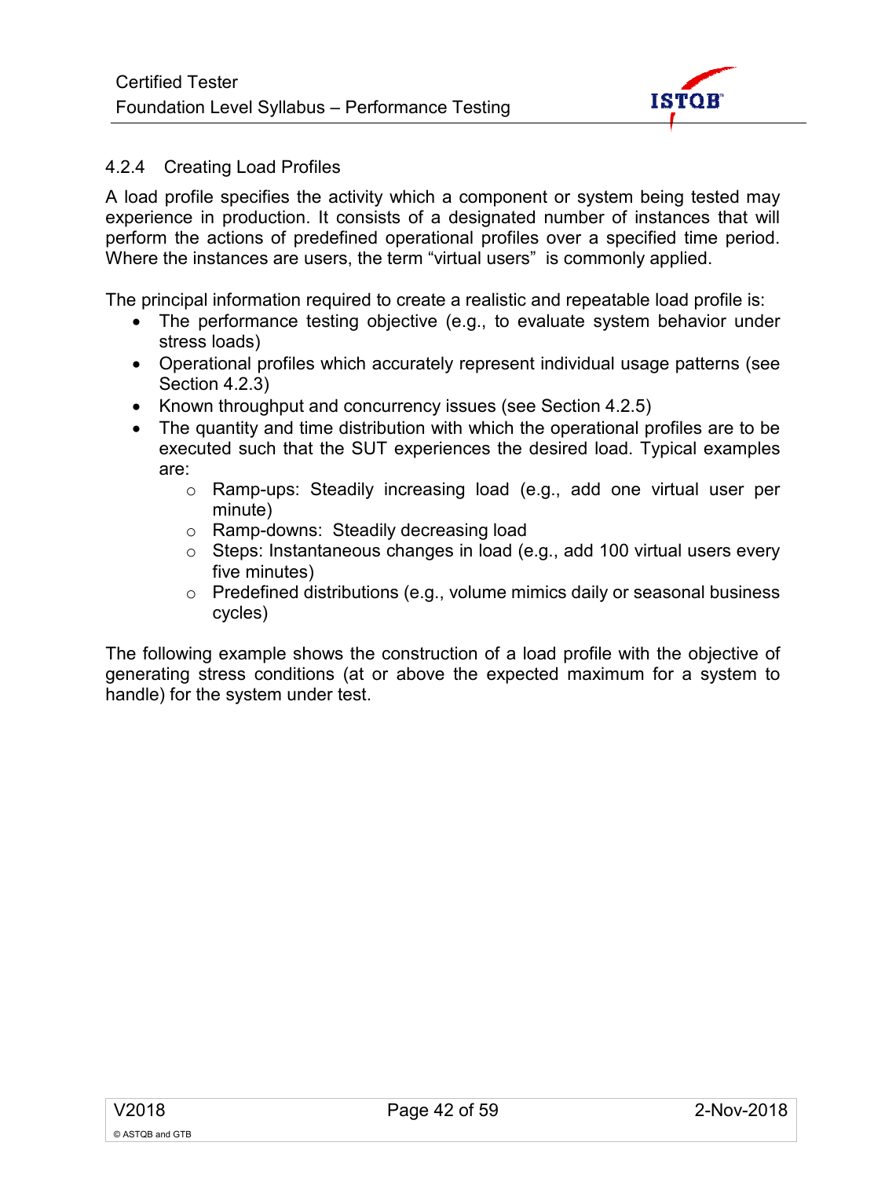### 4.2.4 Creating Load Profiles

A load profile specifies the activity which a component or system being tested may experience in production. It consists of a designated number of instances that will perform the actions of predefined operational profiles over a specified time period. Where the instances are users, the term "virtual users" is commonly applied.

The principal information required to create a realistic and repeatable load profile is:

- The performance testing objective (e.g., to evaluate system behavior under stress loads)
- Operational profiles which accurately represent individual usage patterns (see Section 4.2.3)
- Known throughput and concurrency issues (see Section 4.2.5)
- The quantity and time distribution with which the operational profiles are to be executed such that the SUT experiences the desired load. Typical examples are:
  - Ramp-ups: Steadily increasing load (e.g., add one virtual user per minute)
  - Ramp-downs: Steadily decreasing load
  - Steps: Instantaneous changes in load (e.g., add 100 virtual users every five minutes)
  - Predefined distributions (e.g., volume mimics daily or seasonal business cycles)

The following example shows the construction of a load profile with the objective of generating stress conditions (at or above the expected maximum for a system to handle) for the system under test.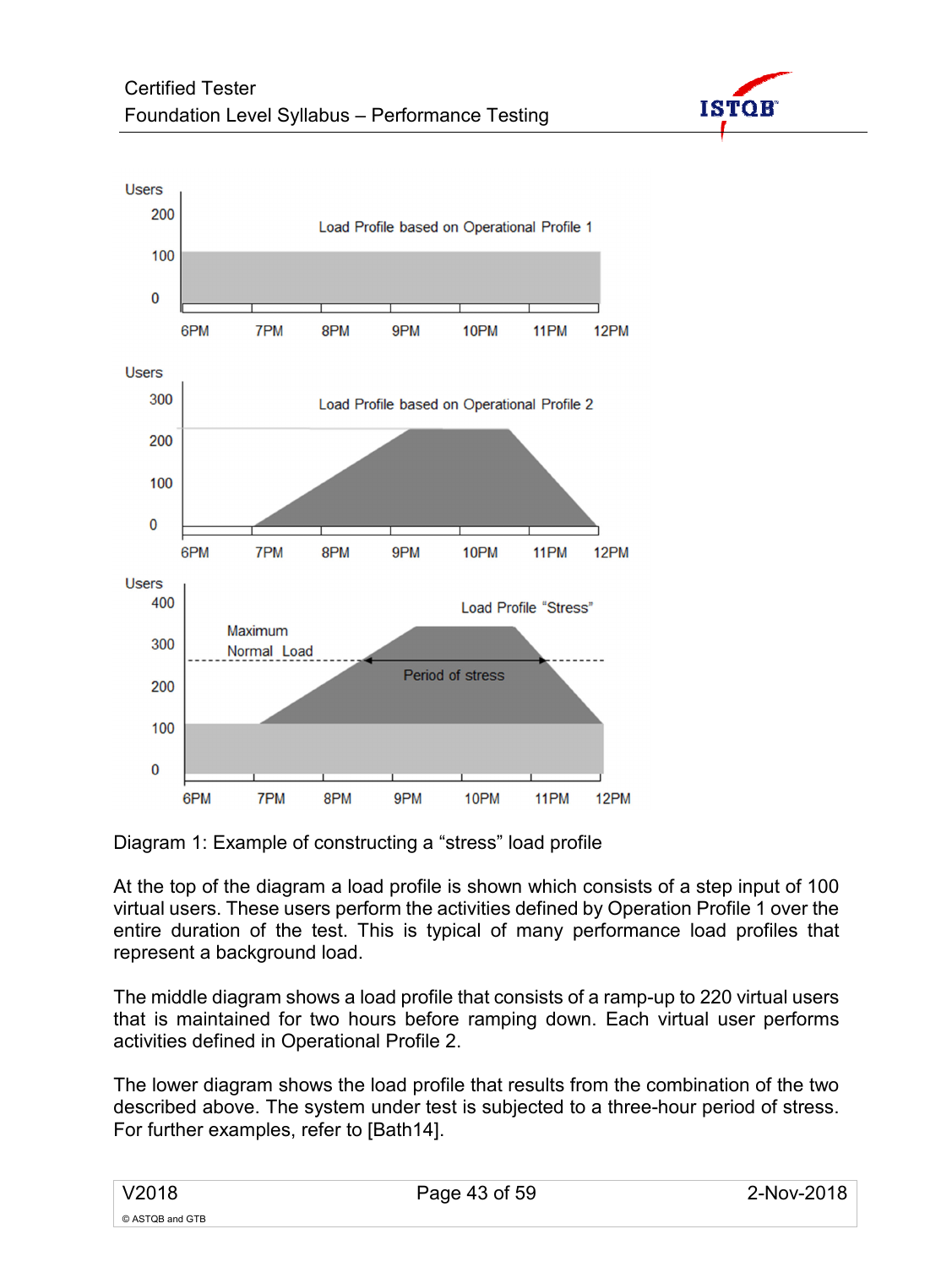Users

200

100

0

Load Profile based on Operational Profile 1

6PM 7PM 8PM 9PM 10PM 11PM 12PM

Users

300

200

100

0

Load Profile based on Operational Profile 2

6PM 7PM 8PM 9PM 10PM 11PM 12PM

Users

400

300

200

100

0

Load Profile "Stress"

Maximum Normal Load

Period of stress

6PM 7PM 8PM 9PM 10PM 11PM 12PM

Diagram 1: Example of constructing a "stress" load profile

At the top of the diagram a load profile is shown which consists of a step input of 100 virtual users. These users perform the activities defined by Operation Profile 1 over the entire duration of the test. This is typical of many performance load profiles that represent a background load.

The middle diagram shows a load profile that consists of a ramp-up to 220 virtual users that is maintained for two hours before ramping down. Each virtual user performs activities defined in Operational Profile 2.

The lower diagram shows the load profile that results from the combination of the two described above. The system under test is subjected to a three-hour period of stress. For further examples, refer to [Bath14].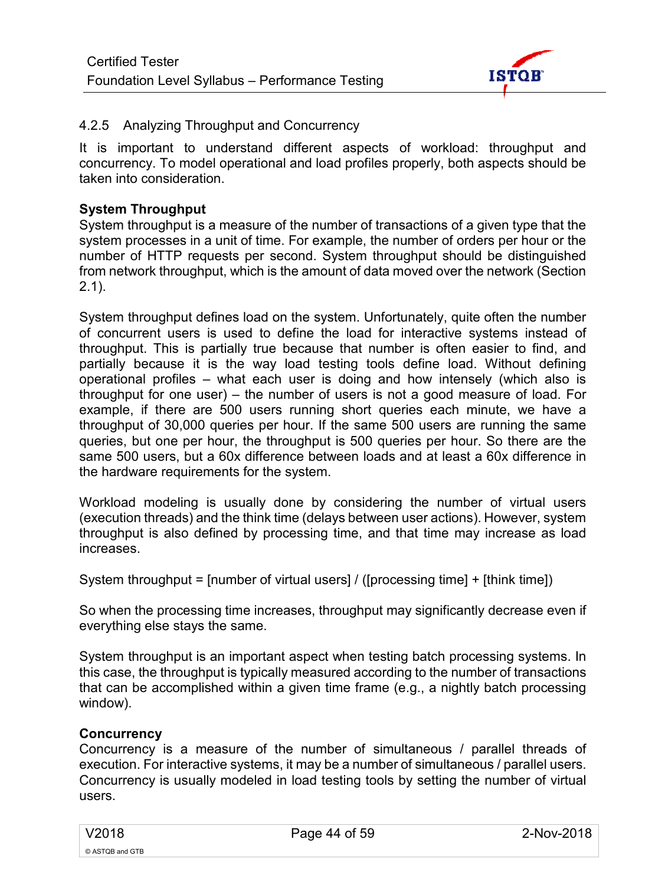### 4.2.5 Analyzing Throughput and Concurrency

It is important to understand different aspects of workload: throughput and concurrency. To model operational and load profiles properly, both aspects should be taken into consideration.

**System Throughput**

System throughput is a measure of the number of transactions of a given type that the system processes in a unit of time. For example, the number of orders per hour or the number of HTTP requests per second. System throughput should be distinguished from network throughput, which is the amount of data moved over the network (Section 2.1).

System throughput defines load on the system. Unfortunately, quite often the number of concurrent users is used to define the load for interactive systems instead of throughput. This is partially true because that number is often easier to find, and partially because it is the way load testing tools define load. Without defining operational profiles – what each user is doing and how intensely (which also is throughput for one user) – the number of users is not a good measure of load. For example, if there are 500 users running short queries each minute, we have a throughput of 30,000 queries per hour. If the same 500 users are running the same queries, but one per hour, the throughput is 500 queries per hour. So there are the same 500 users, but a 60x difference between loads and at least a 60x difference in the hardware requirements for the system.

Workload modeling is usually done by considering the number of virtual users (execution threads) and the think time (delays between user actions). However, system throughput is also defined by processing time, and that time may increase as load increases.

System throughput = [number of virtual users] / ([processing time] + [think time])

So when the processing time increases, throughput may significantly decrease even if everything else stays the same.

System throughput is an important aspect when testing batch processing systems. In this case, the throughput is typically measured according to the number of transactions that can be accomplished within a given time frame (e.g., a nightly batch processing window).

**Concurrency**

Concurrency is a measure of the number of simultaneous / parallel threads of execution. For interactive systems, it may be a number of simultaneous / parallel users. Concurrency is usually modeled in load testing tools by setting the number of virtual users.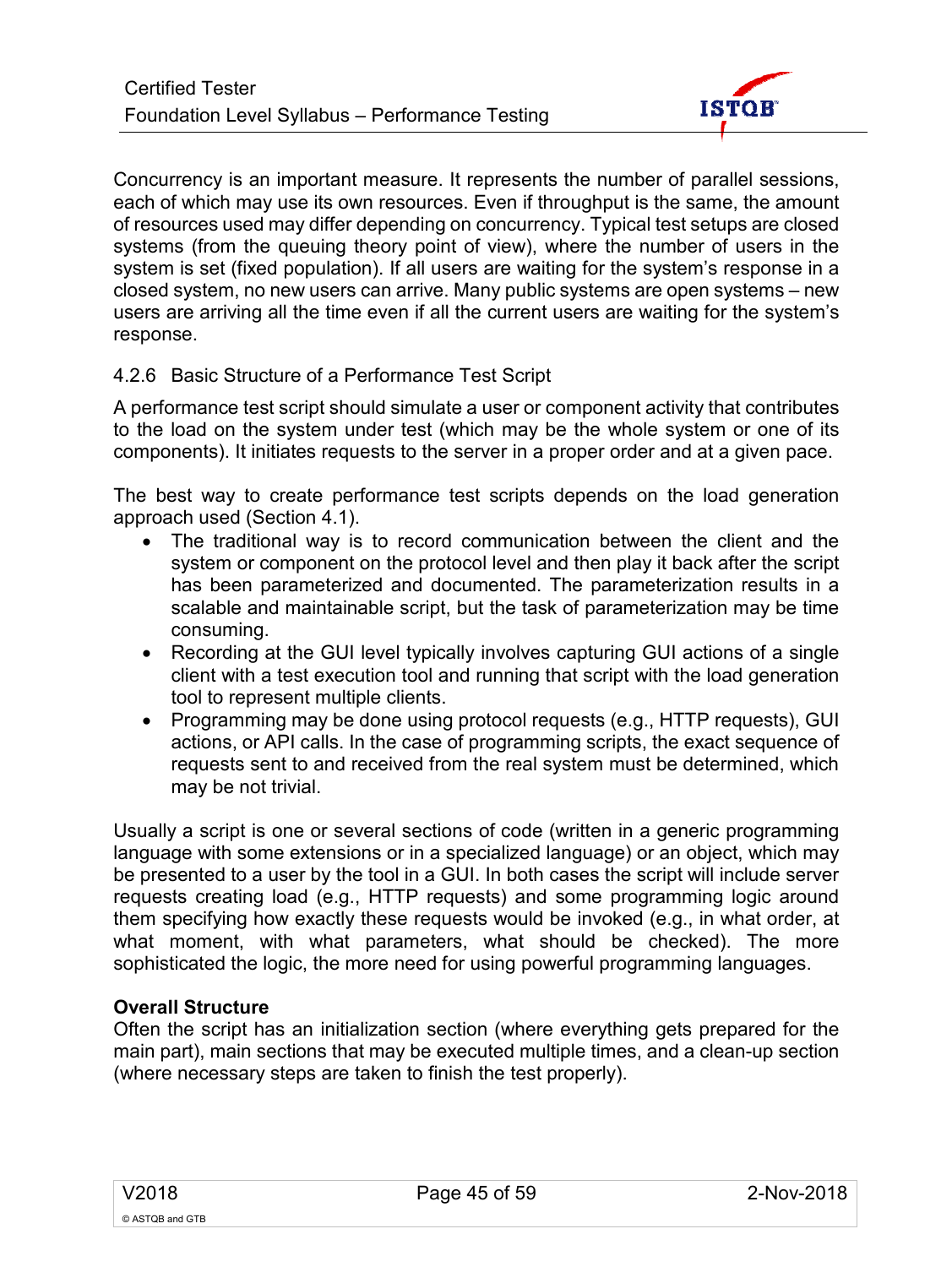Concurrency is an important measure. It represents the number of parallel sessions, each of which may use its own resources. Even if throughput is the same, the amount of resources used may differ depending on concurrency. Typical test setups are closed systems (from the queuing theory point of view), where the number of users in the system is set (fixed population). If all users are waiting for the system's response in a closed system, no new users can arrive. Many public systems are open systems – new users are arriving all the time even if all the current users are waiting for the system's response.

### 4.2.6 Basic Structure of a Performance Test Script

A performance test script should simulate a user or component activity that contributes to the load on the system under test (which may be the whole system or one of its components). It initiates requests to the server in a proper order and at a given pace.

The best way to create performance test scripts depends on the load generation approach used (Section 4.1).

- The traditional way is to record communication between the client and the system or component on the protocol level and then play it back after the script has been parameterized and documented. The parameterization results in a scalable and maintainable script, but the task of parameterization may be time consuming.
- Recording at the GUI level typically involves capturing GUI actions of a single client with a test execution tool and running that script with the load generation tool to represent multiple clients.
- Programming may be done using protocol requests (e.g., HTTP requests), GUI actions, or API calls. In the case of programming scripts, the exact sequence of requests sent to and received from the real system must be determined, which may be not trivial.

Usually a script is one or several sections of code (written in a generic programming language with some extensions or in a specialized language) or an object, which may be presented to a user by the tool in a GUI. In both cases the script will include server requests creating load (e.g., HTTP requests) and some programming logic around them specifying how exactly these requests would be invoked (e.g., in what order, at what moment, with what parameters, what should be checked). The more sophisticated the logic, the more need for using powerful programming languages.

**Overall Structure**

Often the script has an initialization section (where everything gets prepared for the main part), main sections that may be executed multiple times, and a clean-up section (where necessary steps are taken to finish the test properly).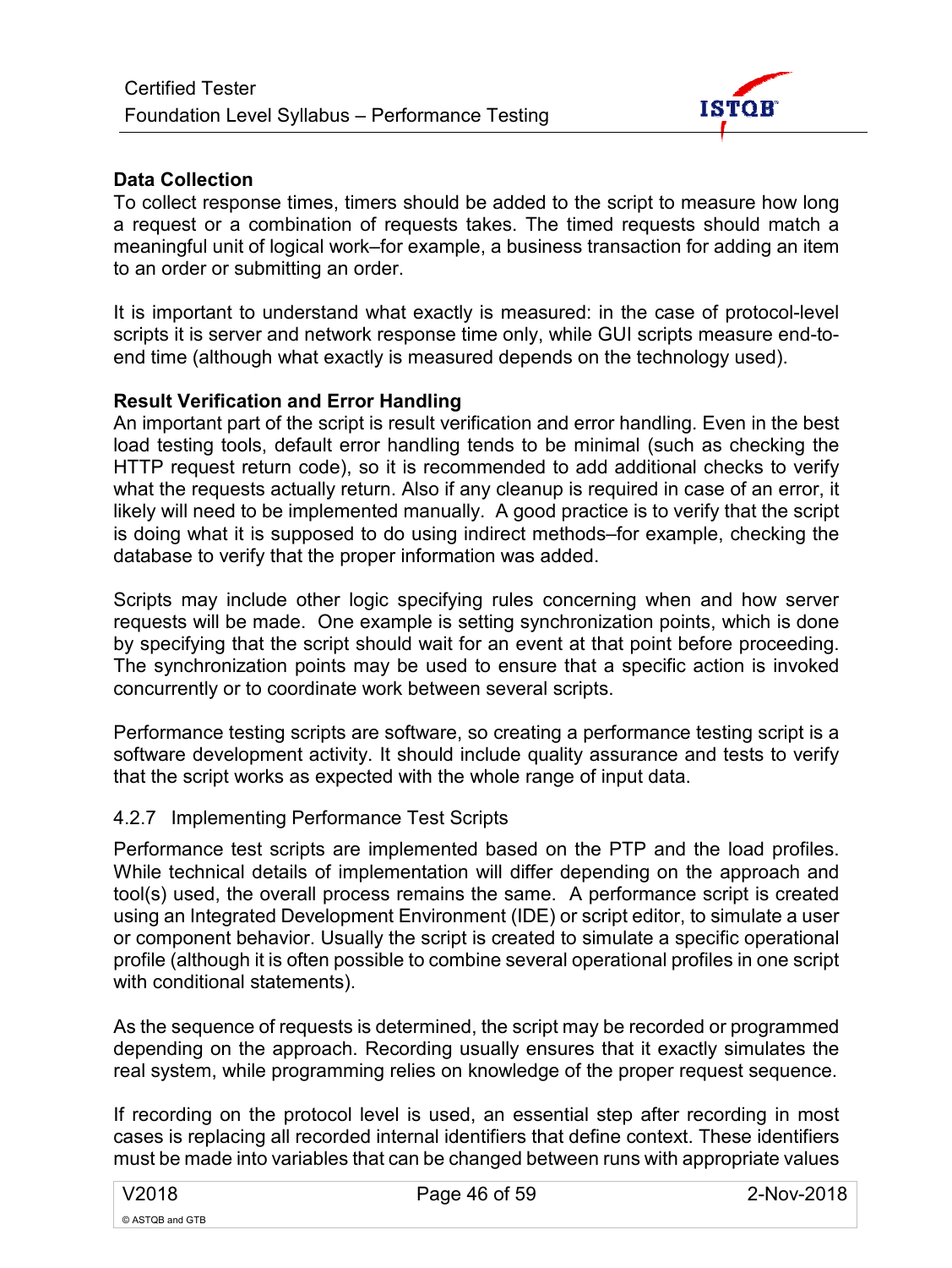**Data Collection**

To collect response times, timers should be added to the script to measure how long a request or a combination of requests takes. The timed requests should match a meaningful unit of logical work–for example, a business transaction for adding an item to an order or submitting an order.

It is important to understand what exactly is measured: in the case of protocol-level scripts it is server and network response time only, while GUI scripts measure end-to-end time (although what exactly is measured depends on the technology used).

**Result Verification and Error Handling**

An important part of the script is result verification and error handling. Even in the best load testing tools, default error handling tends to be minimal (such as checking the HTTP request return code), so it is recommended to add additional checks to verify what the requests actually return. Also if any cleanup is required in case of an error, it likely will need to be implemented manually. A good practice is to verify that the script is doing what it is supposed to do using indirect methods–for example, checking the database to verify that the proper information was added.

Scripts may include other logic specifying rules concerning when and how server requests will be made. One example is setting synchronization points, which is done by specifying that the script should wait for an event at that point before proceeding. The synchronization points may be used to ensure that a specific action is invoked concurrently or to coordinate work between several scripts.

Performance testing scripts are software, so creating a performance testing script is a software development activity. It should include quality assurance and tests to verify that the script works as expected with the whole range of input data.

### 4.2.7 Implementing Performance Test Scripts

Performance test scripts are implemented based on the PTP and the load profiles. While technical details of implementation will differ depending on the approach and tool(s) used, the overall process remains the same. A performance script is created using an Integrated Development Environment (IDE) or script editor, to simulate a user or component behavior. Usually the script is created to simulate a specific operational profile (although it is often possible to combine several operational profiles in one script with conditional statements).

As the sequence of requests is determined, the script may be recorded or programmed depending on the approach. Recording usually ensures that it exactly simulates the real system, while programming relies on knowledge of the proper request sequence.

If recording on the protocol level is used, an essential step after recording in most cases is replacing all recorded internal identifiers that define context. These identifiers must be made into variables that can be changed between runs with appropriate values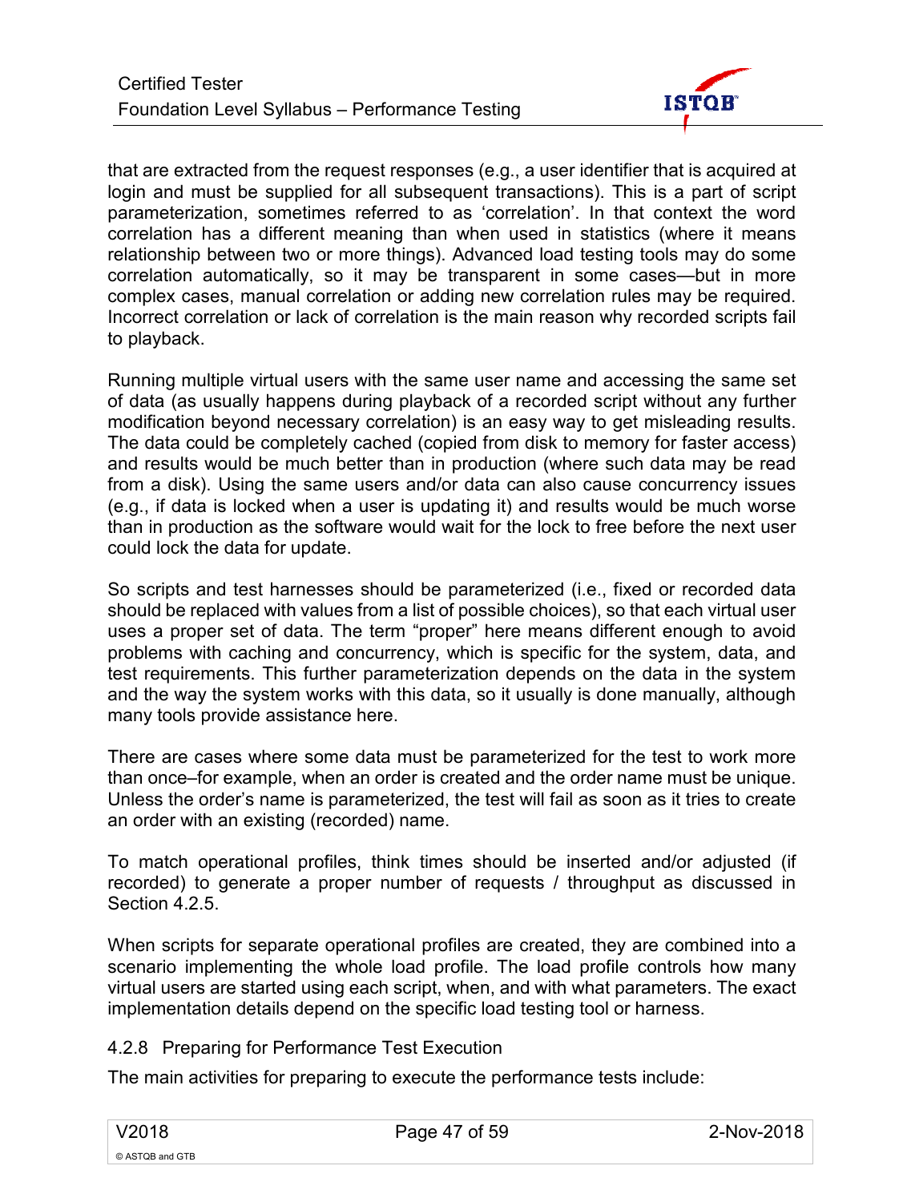that are extracted from the request responses (e.g., a user identifier that is acquired at login and must be supplied for all subsequent transactions). This is a part of script parameterization, sometimes referred to as 'correlation'. In that context the word correlation has a different meaning than when used in statistics (where it means relationship between two or more things). Advanced load testing tools may do some correlation automatically, so it may be transparent in some cases—but in more complex cases, manual correlation or adding new correlation rules may be required. Incorrect correlation or lack of correlation is the main reason why recorded scripts fail to playback.

Running multiple virtual users with the same user name and accessing the same set of data (as usually happens during playback of a recorded script without any further modification beyond necessary correlation) is an easy way to get misleading results. The data could be completely cached (copied from disk to memory for faster access) and results would be much better than in production (where such data may be read from a disk). Using the same users and/or data can also cause concurrency issues (e.g., if data is locked when a user is updating it) and results would be much worse than in production as the software would wait for the lock to free before the next user could lock the data for update.

So scripts and test harnesses should be parameterized (i.e., fixed or recorded data should be replaced with values from a list of possible choices), so that each virtual user uses a proper set of data. The term "proper" here means different enough to avoid problems with caching and concurrency, which is specific for the system, data, and test requirements. This further parameterization depends on the data in the system and the way the system works with this data, so it usually is done manually, although many tools provide assistance here.

There are cases where some data must be parameterized for the test to work more than once–for example, when an order is created and the order name must be unique. Unless the order's name is parameterized, the test will fail as soon as it tries to create an order with an existing (recorded) name.

To match operational profiles, think times should be inserted and/or adjusted (if recorded) to generate a proper number of requests / throughput as discussed in Section 4.2.5.

When scripts for separate operational profiles are created, they are combined into a scenario implementing the whole load profile. The load profile controls how many virtual users are started using each script, when, and with what parameters. The exact implementation details depend on the specific load testing tool or harness.

### 4.2.8 Preparing for Performance Test Execution

The main activities for preparing to execute the performance tests include: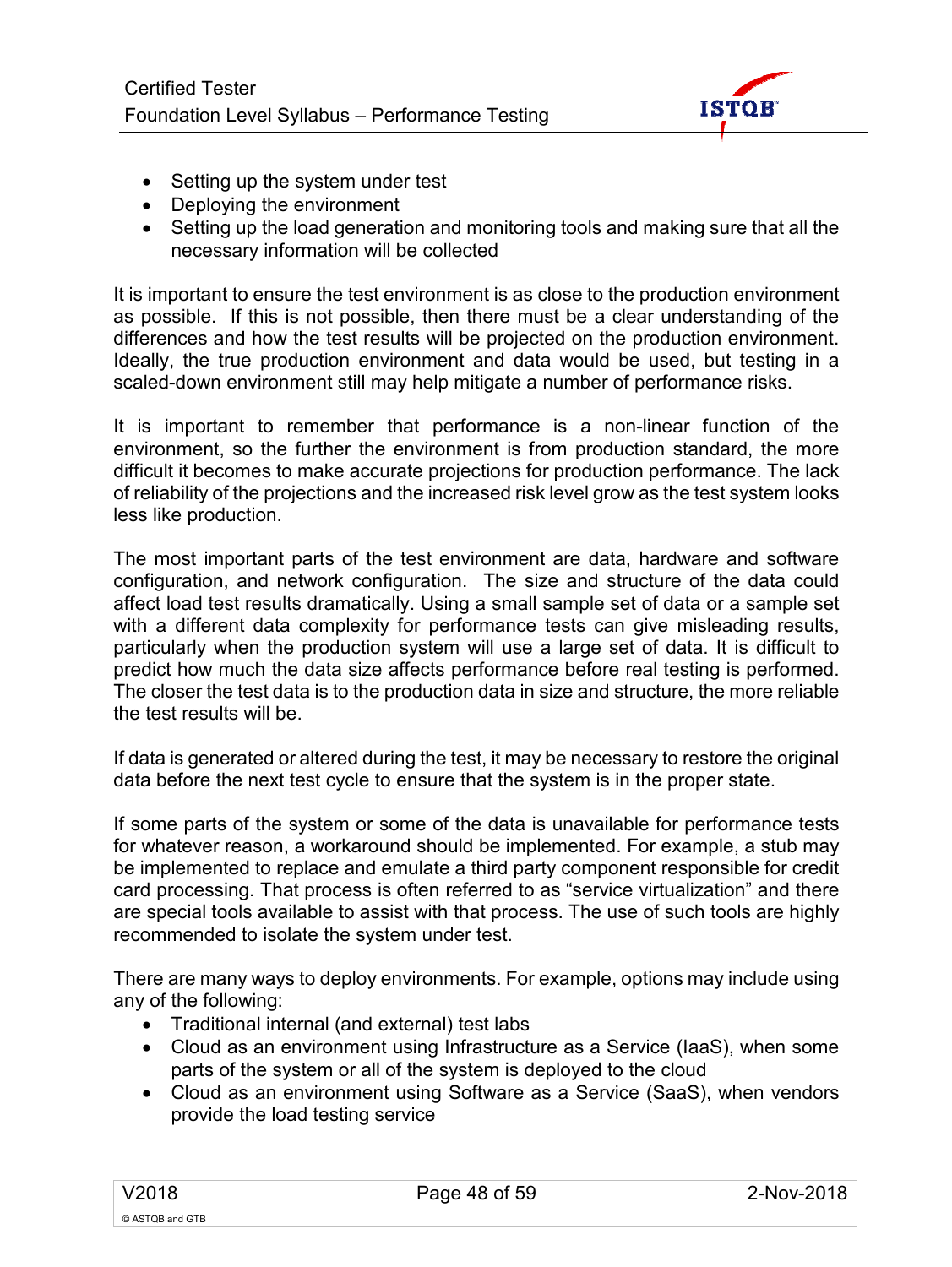- Setting up the system under test
- Deploying the environment
- Setting up the load generation and monitoring tools and making sure that all the necessary information will be collected

It is important to ensure the test environment is as close to the production environment as possible. If this is not possible, then there must be a clear understanding of the differences and how the test results will be projected on the production environment. Ideally, the true production environment and data would be used, but testing in a scaled-down environment still may help mitigate a number of performance risks.

It is important to remember that performance is a non-linear function of the environment, so the further the environment is from production standard, the more difficult it becomes to make accurate projections for production performance. The lack of reliability of the projections and the increased risk level grow as the test system looks less like production.

The most important parts of the test environment are data, hardware and software configuration, and network configuration. The size and structure of the data could affect load test results dramatically. Using a small sample set of data or a sample set with a different data complexity for performance tests can give misleading results, particularly when the production system will use a large set of data. It is difficult to predict how much the data size affects performance before real testing is performed. The closer the test data is to the production data in size and structure, the more reliable the test results will be.

If data is generated or altered during the test, it may be necessary to restore the original data before the next test cycle to ensure that the system is in the proper state.

If some parts of the system or some of the data is unavailable for performance tests for whatever reason, a workaround should be implemented. For example, a stub may be implemented to replace and emulate a third party component responsible for credit card processing. That process is often referred to as "service virtualization" and there are special tools available to assist with that process. The use of such tools are highly recommended to isolate the system under test.

There are many ways to deploy environments. For example, options may include using any of the following:

- Traditional internal (and external) test labs
- Cloud as an environment using Infrastructure as a Service (IaaS), when some parts of the system or all of the system is deployed to the cloud
- Cloud as an environment using Software as a Service (SaaS), when vendors provide the load testing service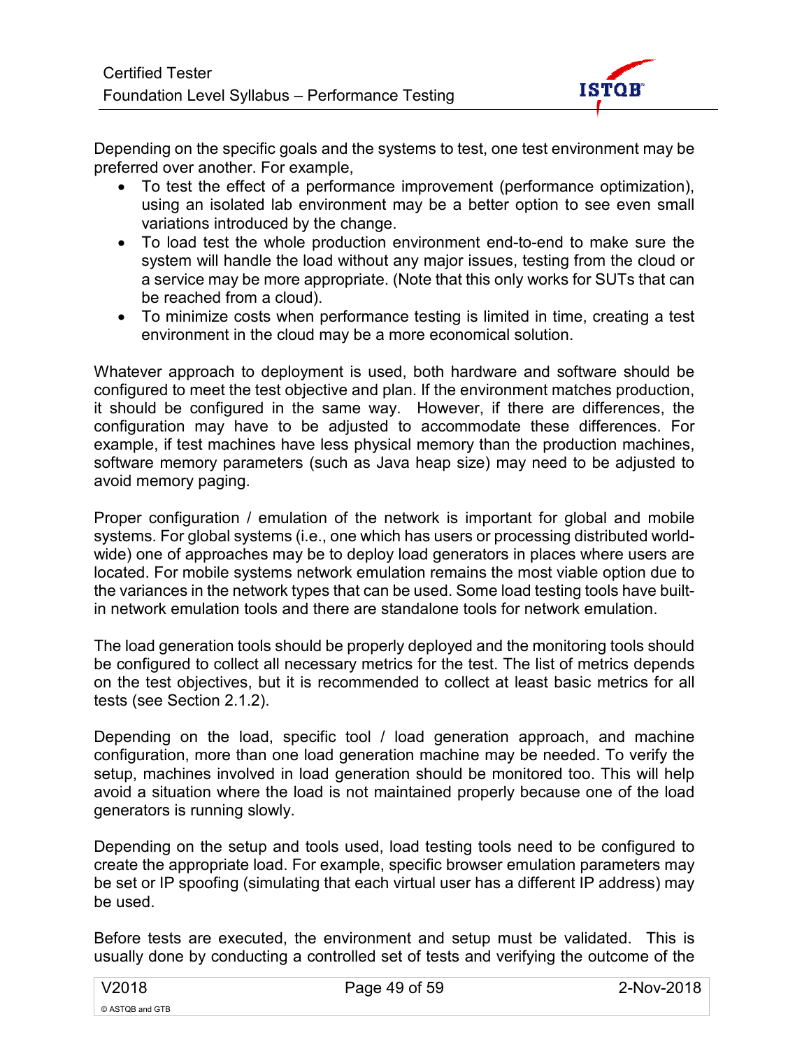Depending on the specific goals and the systems to test, one test environment may be preferred over another. For example,

- To test the effect of a performance improvement (performance optimization), using an isolated lab environment may be a better option to see even small variations introduced by the change.
- To load test the whole production environment end-to-end to make sure the system will handle the load without any major issues, testing from the cloud or a service may be more appropriate. (Note that this only works for SUTs that can be reached from a cloud).
- To minimize costs when performance testing is limited in time, creating a test environment in the cloud may be a more economical solution.

Whatever approach to deployment is used, both hardware and software should be configured to meet the test objective and plan. If the environment matches production, it should be configured in the same way. However, if there are differences, the configuration may have to be adjusted to accommodate these differences. For example, if test machines have less physical memory than the production machines, software memory parameters (such as Java heap size) may need to be adjusted to avoid memory paging.

Proper configuration / emulation of the network is important for global and mobile systems. For global systems (i.e., one which has users or processing distributed world-wide) one of approaches may be to deploy load generators in places where users are located. For mobile systems network emulation remains the most viable option due to the variances in the network types that can be used. Some load testing tools have built-in network emulation tools and there are standalone tools for network emulation.

The load generation tools should be properly deployed and the monitoring tools should be configured to collect all necessary metrics for the test. The list of metrics depends on the test objectives, but it is recommended to collect at least basic metrics for all tests (see Section 2.1.2).

Depending on the load, specific tool / load generation approach, and machine configuration, more than one load generation machine may be needed. To verify the setup, machines involved in load generation should be monitored too. This will help avoid a situation where the load is not maintained properly because one of the load generators is running slowly.

Depending on the setup and tools used, load testing tools need to be configured to create the appropriate load. For example, specific browser emulation parameters may be set or IP spoofing (simulating that each virtual user has a different IP address) may be used.

Before tests are executed, the environment and setup must be validated. This is usually done by conducting a controlled set of tests and verifying the outcome of the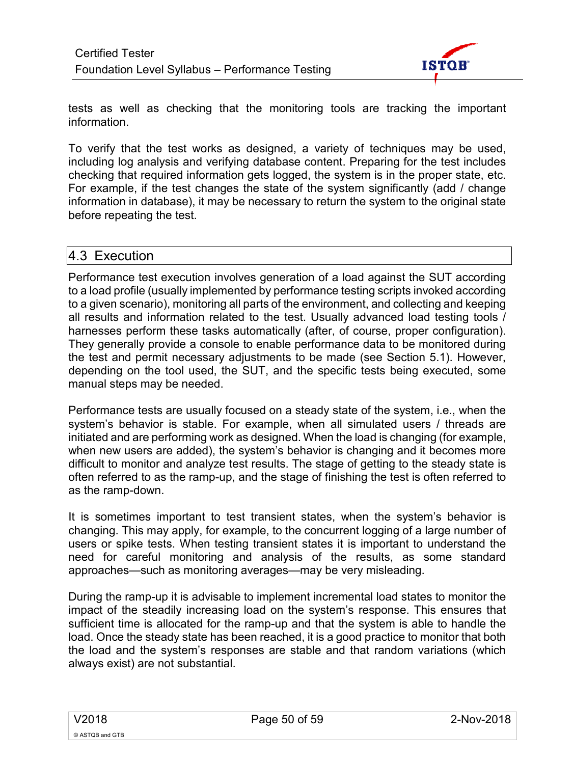tests as well as checking that the monitoring tools are tracking the important information.

To verify that the test works as designed, a variety of techniques may be used, including log analysis and verifying database content. Preparing for the test includes checking that required information gets logged, the system is in the proper state, etc. For example, if the test changes the state of the system significantly (add / change information in database), it may be necessary to return the system to the original state before repeating the test.

## 4.3 Execution

Performance test execution involves generation of a load against the SUT according to a load profile (usually implemented by performance testing scripts invoked according to a given scenario), monitoring all parts of the environment, and collecting and keeping all results and information related to the test. Usually advanced load testing tools / harnesses perform these tasks automatically (after, of course, proper configuration). They generally provide a console to enable performance data to be monitored during the test and permit necessary adjustments to be made (see Section 5.1). However, depending on the tool used, the SUT, and the specific tests being executed, some manual steps may be needed.

Performance tests are usually focused on a steady state of the system, i.e., when the system's behavior is stable. For example, when all simulated users / threads are initiated and are performing work as designed. When the load is changing (for example, when new users are added), the system's behavior is changing and it becomes more difficult to monitor and analyze test results. The stage of getting to the steady state is often referred to as the ramp-up, and the stage of finishing the test is often referred to as the ramp-down.

It is sometimes important to test transient states, when the system's behavior is changing. This may apply, for example, to the concurrent logging of a large number of users or spike tests. When testing transient states it is important to understand the need for careful monitoring and analysis of the results, as some standard approaches—such as monitoring averages—may be very misleading.

During the ramp-up it is advisable to implement incremental load states to monitor the impact of the steadily increasing load on the system's response. This ensures that sufficient time is allocated for the ramp-up and that the system is able to handle the load. Once the steady state has been reached, it is a good practice to monitor that both the load and the system's responses are stable and that random variations (which always exist) are not substantial.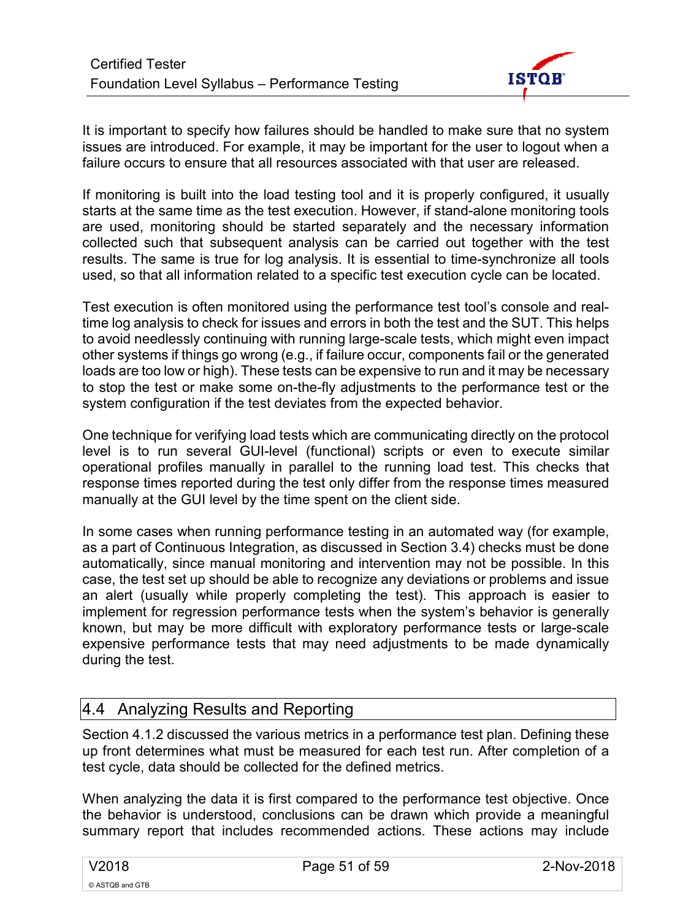It is important to specify how failures should be handled to make sure that no system issues are introduced. For example, it may be important for the user to logout when a failure occurs to ensure that all resources associated with that user are released.

If monitoring is built into the load testing tool and it is properly configured, it usually starts at the same time as the test execution. However, if stand-alone monitoring tools are used, monitoring should be started separately and the necessary information collected such that subsequent analysis can be carried out together with the test results. The same is true for log analysis. It is essential to time-synchronize all tools used, so that all information related to a specific test execution cycle can be located.

Test execution is often monitored using the performance test tool's console and real-time log analysis to check for issues and errors in both the test and the SUT. This helps to avoid needlessly continuing with running large-scale tests, which might even impact other systems if things go wrong (e.g., if failure occur, components fail or the generated loads are too low or high). These tests can be expensive to run and it may be necessary to stop the test or make some on-the-fly adjustments to the performance test or the system configuration if the test deviates from the expected behavior.

One technique for verifying load tests which are communicating directly on the protocol level is to run several GUI-level (functional) scripts or even to execute similar operational profiles manually in parallel to the running load test. This checks that response times reported during the test only differ from the response times measured manually at the GUI level by the time spent on the client side.

In some cases when running performance testing in an automated way (for example, as a part of Continuous Integration, as discussed in Section 3.4) checks must be done automatically, since manual monitoring and intervention may not be possible. In this case, the test set up should be able to recognize any deviations or problems and issue an alert (usually while properly completing the test). This approach is easier to implement for regression performance tests when the system's behavior is generally known, but may be more difficult with exploratory performance tests or large-scale expensive performance tests that may need adjustments to be made dynamically during the test.

## 4.4 Analyzing Results and Reporting

Section 4.1.2 discussed the various metrics in a performance test plan. Defining these up front determines what must be measured for each test run. After completion of a test cycle, data should be collected for the defined metrics.

When analyzing the data it is first compared to the performance test objective. Once the behavior is understood, conclusions can be drawn which provide a meaningful summary report that includes recommended actions. These actions may include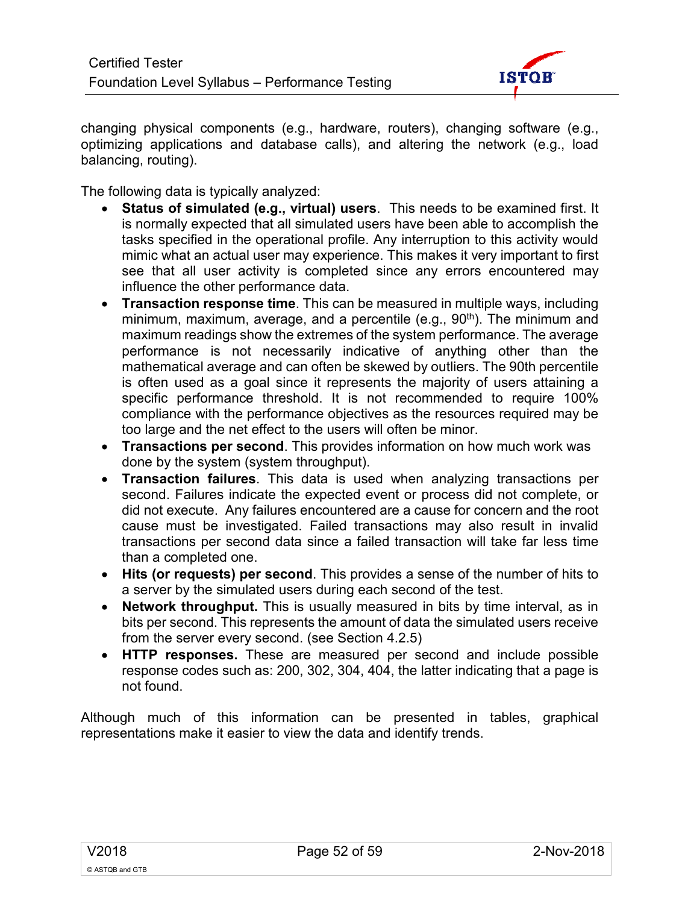changing physical components (e.g., hardware, routers), changing software (e.g., optimizing applications and database calls), and altering the network (e.g., load balancing, routing).

The following data is typically analyzed:

- **Status of simulated (e.g., virtual) users**. This needs to be examined first. It is normally expected that all simulated users have been able to accomplish the tasks specified in the operational profile. Any interruption to this activity would mimic what an actual user may experience. This makes it very important to first see that all user activity is completed since any errors encountered may influence the other performance data.
- **Transaction response time**. This can be measured in multiple ways, including minimum, maximum, average, and a percentile (e.g., 90th). The minimum and maximum readings show the extremes of the system performance. The average performance is not necessarily indicative of anything other than the mathematical average and can often be skewed by outliers. The 90th percentile is often used as a goal since it represents the majority of users attaining a specific performance threshold. It is not recommended to require 100% compliance with the performance objectives as the resources required may be too large and the net effect to the users will often be minor.
- **Transactions per second**. This provides information on how much work was done by the system (system throughput).
- **Transaction failures**. This data is used when analyzing transactions per second. Failures indicate the expected event or process did not complete, or did not execute. Any failures encountered are a cause for concern and the root cause must be investigated. Failed transactions may also result in invalid transactions per second data since a failed transaction will take far less time than a completed one.
- **Hits (or requests) per second**. This provides a sense of the number of hits to a server by the simulated users during each second of the test.
- **Network throughput.** This is usually measured in bits by time interval, as in bits per second. This represents the amount of data the simulated users receive from the server every second. (see Section 4.2.5)
- **HTTP responses.** These are measured per second and include possible response codes such as: 200, 302, 304, 404, the latter indicating that a page is not found.

Although much of this information can be presented in tables, graphical representations make it easier to view the data and identify trends.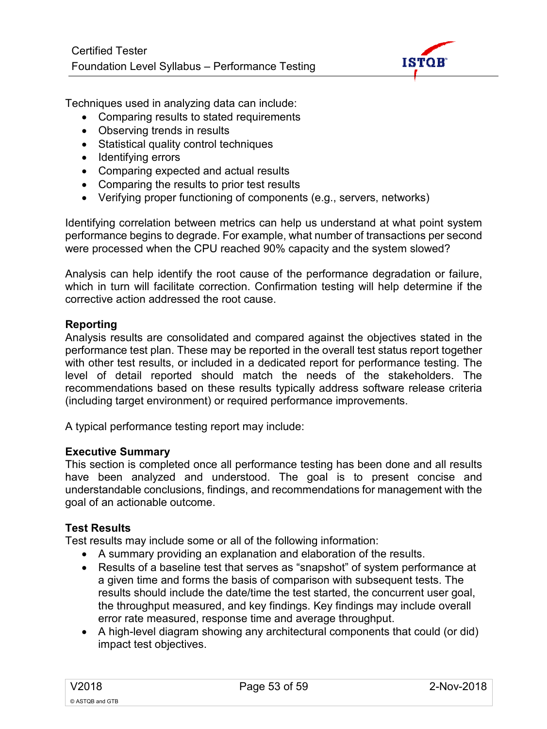Techniques used in analyzing data can include:

- Comparing results to stated requirements
- Observing trends in results
- Statistical quality control techniques
- Identifying errors
- Comparing expected and actual results
- Comparing the results to prior test results
- Verifying proper functioning of components (e.g., servers, networks)

Identifying correlation between metrics can help us understand at what point system performance begins to degrade. For example, what number of transactions per second were processed when the CPU reached 90% capacity and the system slowed?

Analysis can help identify the root cause of the performance degradation or failure, which in turn will facilitate correction. Confirmation testing will help determine if the corrective action addressed the root cause.

**Reporting**

Analysis results are consolidated and compared against the objectives stated in the performance test plan. These may be reported in the overall test status report together with other test results, or included in a dedicated report for performance testing. The level of detail reported should match the needs of the stakeholders. The recommendations based on these results typically address software release criteria (including target environment) or required performance improvements.

A typical performance testing report may include:

**Executive Summary**

This section is completed once all performance testing has been done and all results have been analyzed and understood. The goal is to present concise and understandable conclusions, findings, and recommendations for management with the goal of an actionable outcome.

**Test Results**

Test results may include some or all of the following information:

- A summary providing an explanation and elaboration of the results.
- Results of a baseline test that serves as "snapshot" of system performance at a given time and forms the basis of comparison with subsequent tests. The results should include the date/time the test started, the concurrent user goal, the throughput measured, and key findings. Key findings may include overall error rate measured, response time and average throughput.
- A high-level diagram showing any architectural components that could (or did) impact test objectives.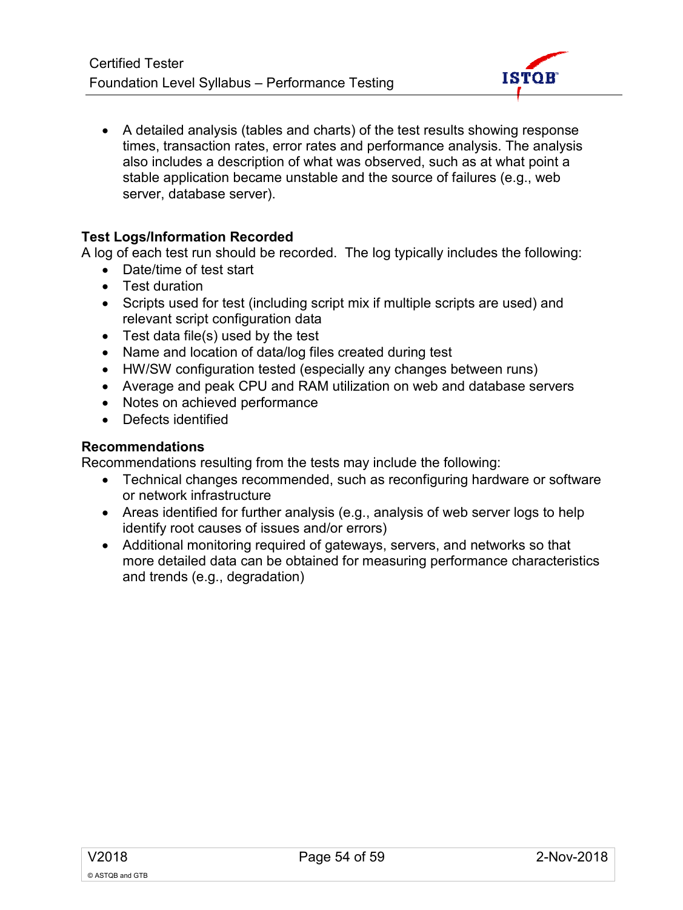- A detailed analysis (tables and charts) of the test results showing response times, transaction rates, error rates and performance analysis. The analysis also includes a description of what was observed, such as at what point a stable application became unstable and the source of failures (e.g., web server, database server).

**Test Logs/Information Recorded**

A log of each test run should be recorded. The log typically includes the following:

- Date/time of test start
- Test duration
- Scripts used for test (including script mix if multiple scripts are used) and relevant script configuration data
- Test data file(s) used by the test
- Name and location of data/log files created during test
- HW/SW configuration tested (especially any changes between runs)
- Average and peak CPU and RAM utilization on web and database servers
- Notes on achieved performance
- Defects identified

**Recommendations**

Recommendations resulting from the tests may include the following:

- Technical changes recommended, such as reconfiguring hardware or software or network infrastructure
- Areas identified for further analysis (e.g., analysis of web server logs to help identify root causes of issues and/or errors)
- Additional monitoring required of gateways, servers, and networks so that more detailed data can be obtained for measuring performance characteristics and trends (e.g., degradation)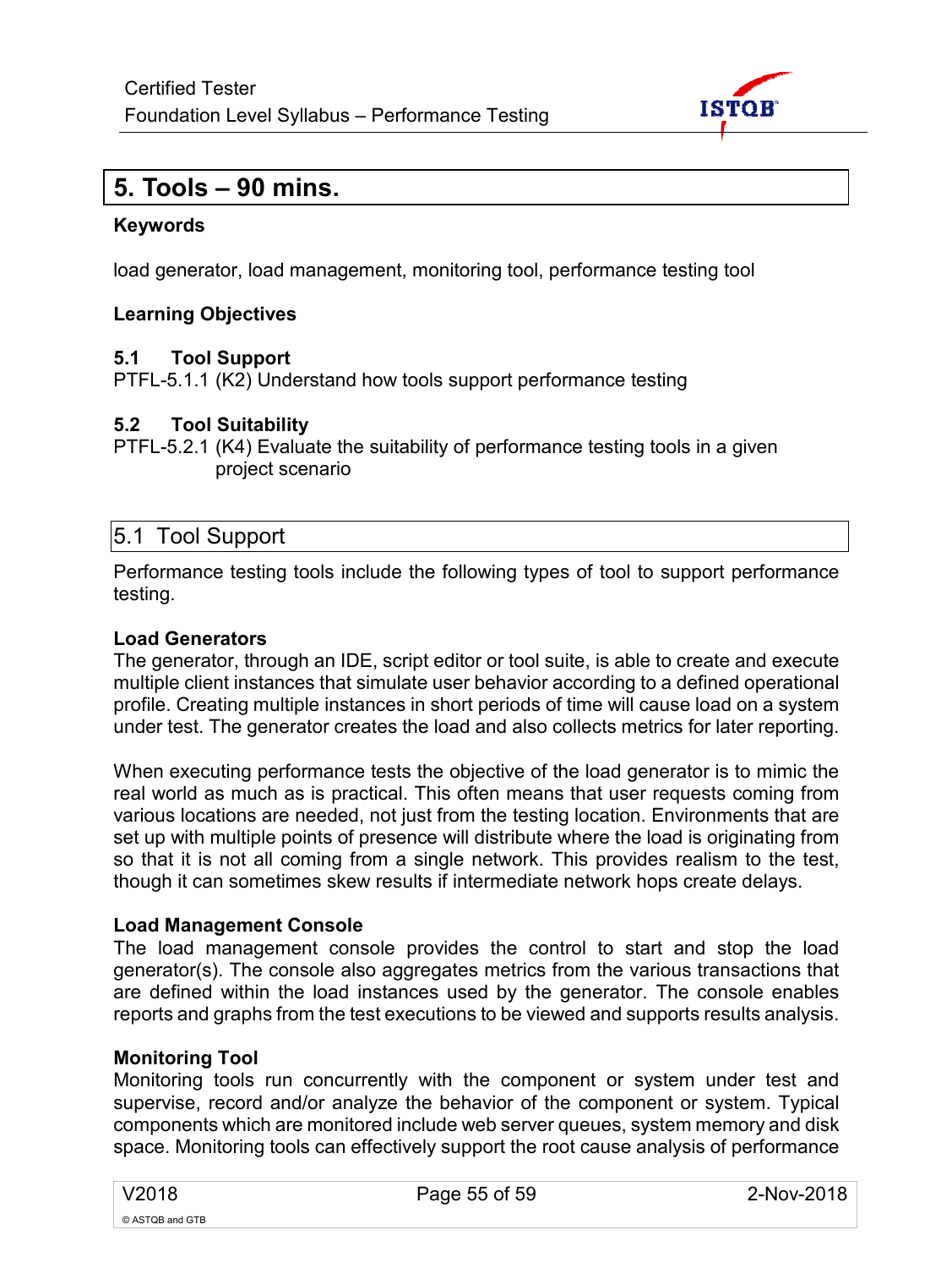# 5. Tools – 90 mins.

**Keywords**

load generator, load management, monitoring tool, performance testing tool

**Learning Objectives**

**5.1 Tool Support**

PTFL-5.1.1 (K2) Understand how tools support performance testing

**5.2 Tool Suitability**

PTFL-5.2.1 (K4) Evaluate the suitability of performance testing tools in a given project scenario

## 5.1 Tool Support

Performance testing tools include the following types of tool to support performance testing.

**Load Generators**

The generator, through an IDE, script editor or tool suite, is able to create and execute multiple client instances that simulate user behavior according to a defined operational profile. Creating multiple instances in short periods of time will cause load on a system under test. The generator creates the load and also collects metrics for later reporting.

When executing performance tests the objective of the load generator is to mimic the real world as much as is practical. This often means that user requests coming from various locations are needed, not just from the testing location. Environments that are set up with multiple points of presence will distribute where the load is originating from so that it is not all coming from a single network. This provides realism to the test, though it can sometimes skew results if intermediate network hops create delays.

**Load Management Console**

The load management console provides the control to start and stop the load generator(s). The console also aggregates metrics from the various transactions that are defined within the load instances used by the generator. The console enables reports and graphs from the test executions to be viewed and supports results analysis.

**Monitoring Tool**

Monitoring tools run concurrently with the component or system under test and supervise, record and/or analyze the behavior of the component or system. Typical components which are monitored include web server queues, system memory and disk space. Monitoring tools can effectively support the root cause analysis of performance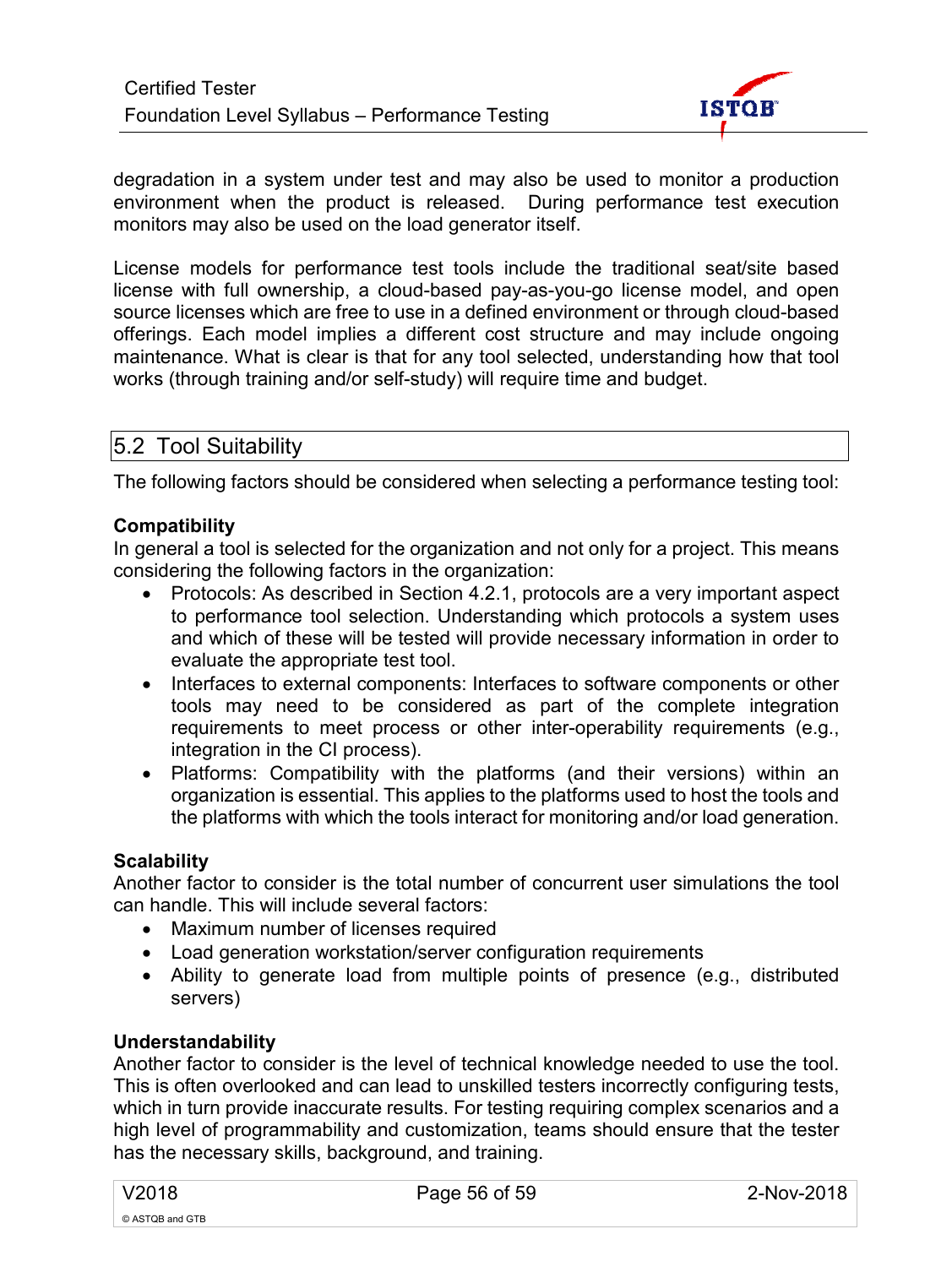degradation in a system under test and may also be used to monitor a production environment when the product is released. During performance test execution monitors may also be used on the load generator itself.

License models for performance test tools include the traditional seat/site based license with full ownership, a cloud-based pay-as-you-go license model, and open source licenses which are free to use in a defined environment or through cloud-based offerings. Each model implies a different cost structure and may include ongoing maintenance. What is clear is that for any tool selected, understanding how that tool works (through training and/or self-study) will require time and budget.

## 5.2 Tool Suitability

The following factors should be considered when selecting a performance testing tool:

**Compatibility**

In general a tool is selected for the organization and not only for a project. This means considering the following factors in the organization:

- Protocols: As described in Section 4.2.1, protocols are a very important aspect to performance tool selection. Understanding which protocols a system uses and which of these will be tested will provide necessary information in order to evaluate the appropriate test tool.
- Interfaces to external components: Interfaces to software components or other tools may need to be considered as part of the complete integration requirements to meet process or other inter-operability requirements (e.g., integration in the CI process).
- Platforms: Compatibility with the platforms (and their versions) within an organization is essential. This applies to the platforms used to host the tools and the platforms with which the tools interact for monitoring and/or load generation.

**Scalability**

Another factor to consider is the total number of concurrent user simulations the tool can handle. This will include several factors:

- Maximum number of licenses required
- Load generation workstation/server configuration requirements
- Ability to generate load from multiple points of presence (e.g., distributed servers)

**Understandability**

Another factor to consider is the level of technical knowledge needed to use the tool. This is often overlooked and can lead to unskilled testers incorrectly configuring tests, which in turn provide inaccurate results. For testing requiring complex scenarios and a high level of programmability and customization, teams should ensure that the tester has the necessary skills, background, and training.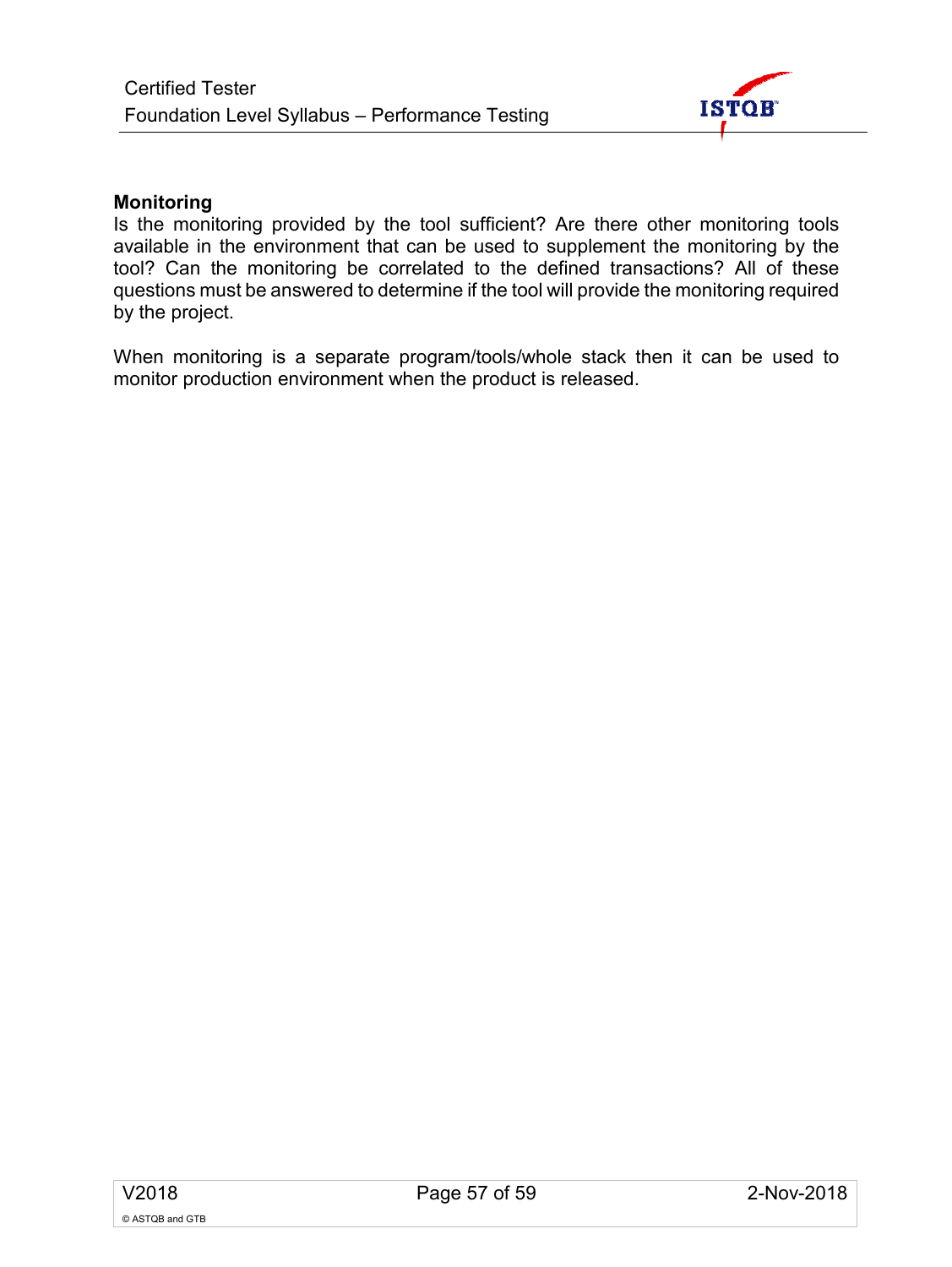**Monitoring**

Is the monitoring provided by the tool sufficient? Are there other monitoring tools available in the environment that can be used to supplement the monitoring by the tool? Can the monitoring be correlated to the defined transactions? All of these questions must be answered to determine if the tool will provide the monitoring required by the project.

When monitoring is a separate program/tools/whole stack then it can be used to monitor production environment when the product is released.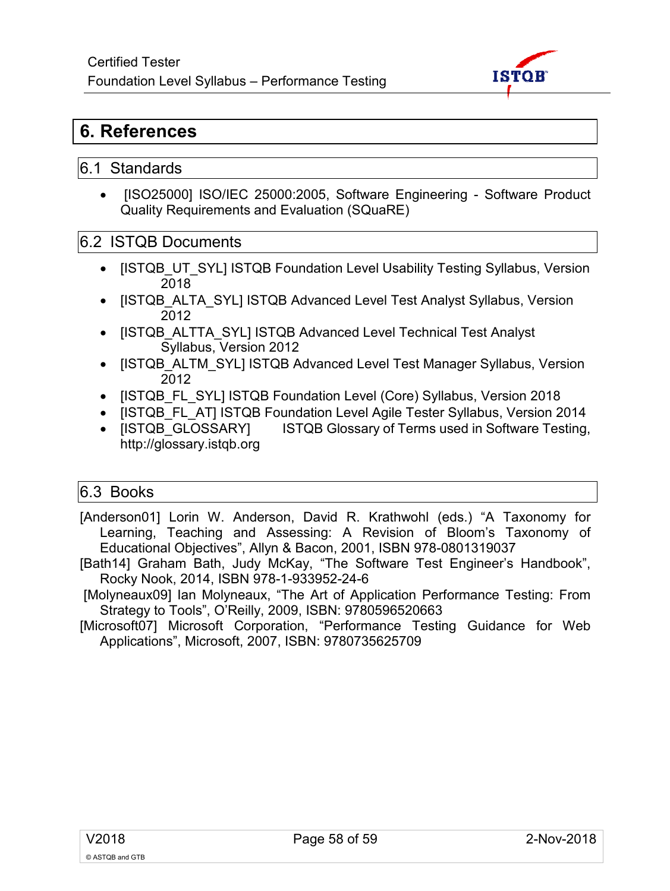# 6. References

## 6.1 Standards

- [ISO25000] ISO/IEC 25000:2005, Software Engineering - Software Product Quality Requirements and Evaluation (SQuaRE)

## 6.2 ISTQB Documents

- [ISTQB_UT_SYL] ISTQB Foundation Level Usability Testing Syllabus, Version 2018
- [ISTQB_ALTA_SYL] ISTQB Advanced Level Test Analyst Syllabus, Version 2012
- [ISTQB_ALTTA_SYL] ISTQB Advanced Level Technical Test Analyst Syllabus, Version 2012
- [ISTQB_ALTM_SYL] ISTQB Advanced Level Test Manager Syllabus, Version 2012
- [ISTQB_FL_SYL] ISTQB Foundation Level (Core) Syllabus, Version 2018
- [ISTQB_FL_AT] ISTQB Foundation Level Agile Tester Syllabus, Version 2014
- [ISTQB_GLOSSARY] ISTQB Glossary of Terms used in Software Testing, http://glossary.istqb.org

## 6.3 Books

[Anderson01] Lorin W. Anderson, David R. Krathwohl (eds.) “A Taxonomy for Learning, Teaching and Assessing: A Revision of Bloom's Taxonomy of Educational Objectives”, Allyn & Bacon, 2001, ISBN 978-0801319037

[Bath14] Graham Bath, Judy McKay, “The Software Test Engineer's Handbook”, Rocky Nook, 2014, ISBN 978-1-933952-24-6

[Molyneaux09] Ian Molyneaux, “The Art of Application Performance Testing: From Strategy to Tools”, O'Reilly, 2009, ISBN: 9780596520663

[Microsoft07] Microsoft Corporation, “Performance Testing Guidance for Web Applications”, Microsoft, 2007, ISBN: 9780735625709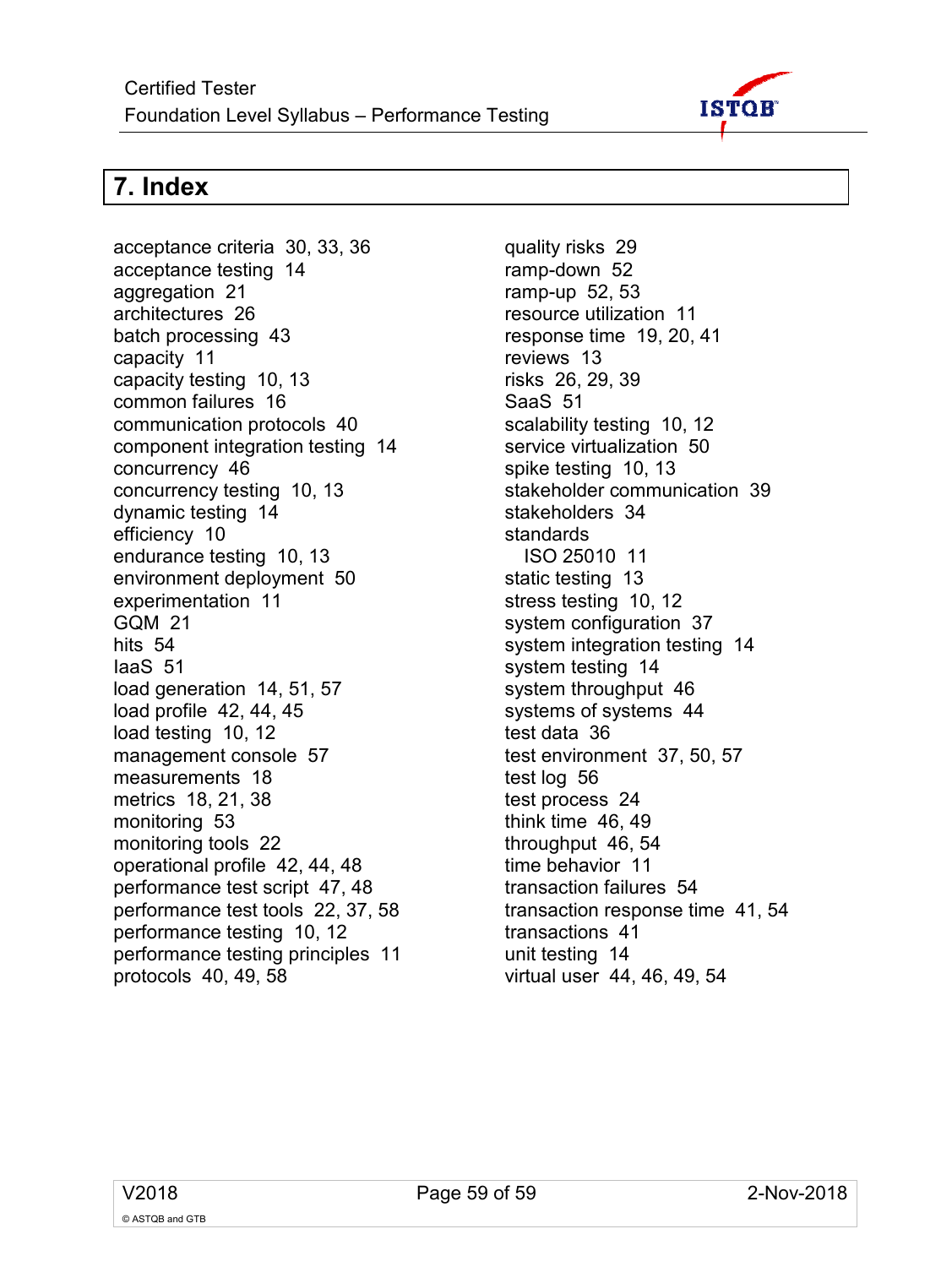# 7. Index

acceptance criteria 30, 33, 36
acceptance testing 14
aggregation 21
architectures 26
batch processing 43
capacity 11
capacity testing 10, 13
common failures 16
communication protocols 40
component integration testing 14
concurrency 46
concurrency testing 10, 13
dynamic testing 14
efficiency 10
endurance testing 10, 13
environment deployment 50
experimentation 11
GQM 21
hits 54
IaaS 51
load generation 14, 51, 57
load profile 42, 44, 45
load testing 10, 12
management console 57
measurements 18
metrics 18, 21, 38
monitoring 53
monitoring tools 22
operational profile 42, 44, 48
performance test script 47, 48
performance test tools 22, 37, 58
performance testing 10, 12
performance testing principles 11
protocols 40, 49, 58
quality risks 29
ramp-down 52
ramp-up 52, 53
resource utilization 11
response time 19, 20, 41
reviews 13
risks 26, 29, 39
SaaS 51
scalability testing 10, 12
service virtualization 50
spike testing 10, 13
stakeholder communication 39
stakeholders 34
standards
  ISO 25010 11
static testing 13
stress testing 10, 12
system configuration 37
system integration testing 14
system testing 14
system throughput 46
systems of systems 44
test data 36
test environment 37, 50, 57
test log 56
test process 24
think time 46, 49
throughput 46, 54
time behavior 11
transaction failures 54
transaction response time 41, 54
transactions 41
unit testing 14
virtual user 44, 46, 49, 54